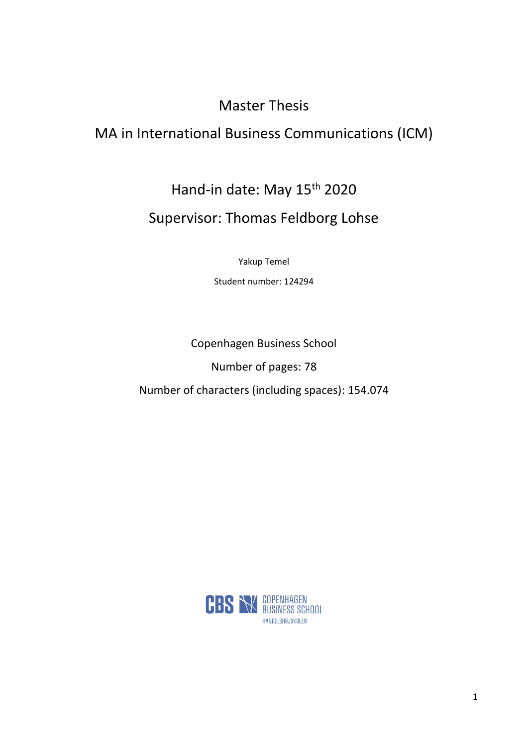# Master Thesis

## MA in International Business Communications (ICM)

Hand-in date: May 15th 2020

Supervisor: Thomas Feldborg Lohse

Yakup Temel

Student number: 124294

Copenhagen Business School

Number of pages: 78

Number of characters (including spaces): 154.074

CBS COPENHAGEN BUSINESS SCHOOL HANDELSHØJSKOLEN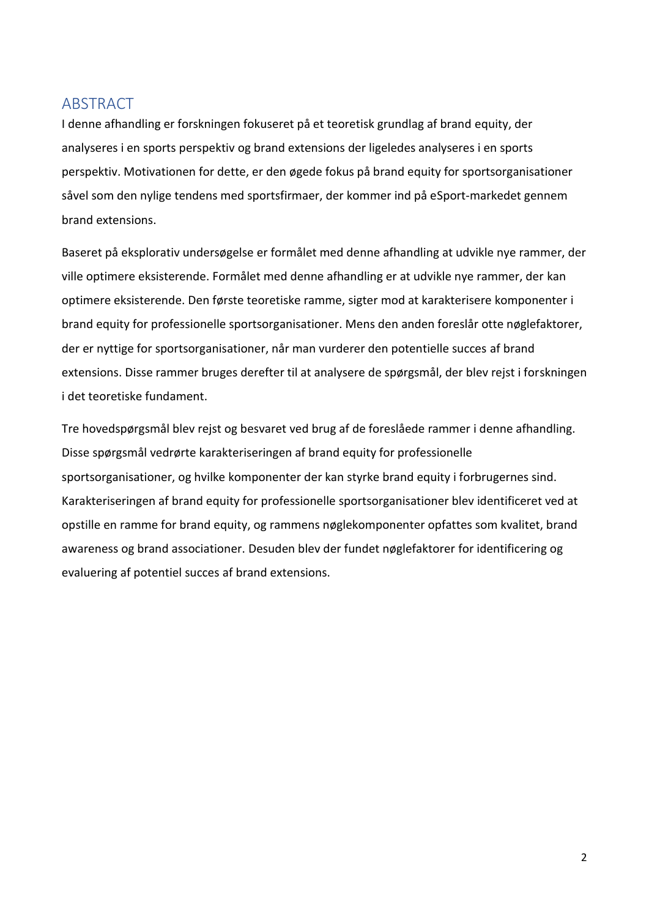# ABSTRACT

I denne afhandling er forskningen fokuseret på et teoretisk grundlag af brand equity, der analyseres i en sports perspektiv og brand extensions der ligeledes analyseres i en sports perspektiv. Motivationen for dette, er den øgede fokus på brand equity for sportsorganisationer såvel som den nylige tendens med sportsfirmaer, der kommer ind på eSport-markedet gennem brand extensions.

Baseret på eksplorativ undersøgelse er formålet med denne afhandling at udvikle nye rammer, der ville optimere eksisterende. Formålet med denne afhandling er at udvikle nye rammer, der kan optimere eksisterende. Den første teoretiske ramme, sigter mod at karakterisere komponenter i brand equity for professionelle sportsorganisationer. Mens den anden foreslår otte nøglefaktorer, der er nyttige for sportsorganisationer, når man vurderer den potentielle succes af brand extensions. Disse rammer bruges derefter til at analysere de spørgsmål, der blev rejst i forskningen i det teoretiske fundament.

Tre hovedspørgsmål blev rejst og besvaret ved brug af de foreslåede rammer i denne afhandling. Disse spørgsmål vedrørte karakteriseringen af brand equity for professionelle sportsorganisationer, og hvilke komponenter der kan styrke brand equity i forbrugernes sind. Karakteriseringen af brand equity for professionelle sportsorganisationer blev identificeret ved at opstille en ramme for brand equity, og rammens nøglekomponenter opfattes som kvalitet, brand awareness og brand associationer. Desuden blev der fundet nøglefaktorer for identificering og evaluering af potentiel succes af brand extensions.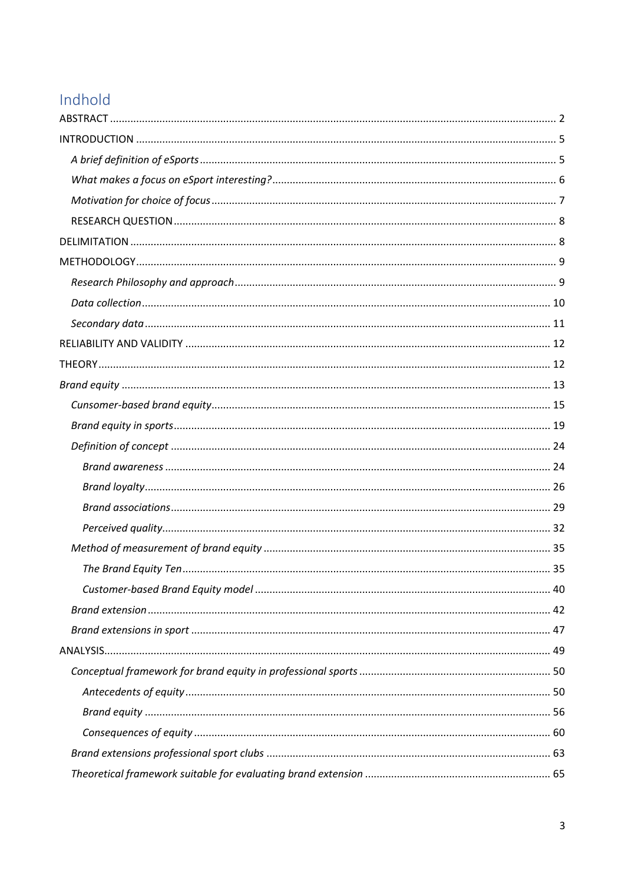# Indhold

ABSTRACT ........ 2

INTRODUCTION ........ 5

*A brief definition of eSports* ........ 5

*What makes a focus on eSport interesting?* ........ 6

*Motivation for choice of focus* ........ 7

RESEARCH QUESTION ........ 8

DELIMITATION ........ 8

METHODOLOGY ........ 9

*Research Philosophy and approach* ........ 9

*Data collection* ........ 10

*Secondary data* ........ 11

RELIABILITY AND VALIDITY ........ 12

THEORY ........ 12

*Brand equity* ........ 13

*Cunsomer-based brand equity* ........ 15

*Brand equity in sports* ........ 19

*Definition of concept* ........ 24

*Brand awareness* ........ 24

*Brand loyalty* ........ 26

*Brand associations* ........ 29

*Perceived quality* ........ 32

*Method of measurement of brand equity* ........ 35

*The Brand Equity Ten* ........ 35

*Customer-based Brand Equity model* ........ 40

*Brand extension* ........ 42

*Brand extensions in sport* ........ 47

ANALYSIS ........ 49

*Conceptual framework for brand equity in professional sports* ........ 50

*Antecedents of equity* ........ 50

*Brand equity* ........ 56

*Consequences of equity* ........ 60

*Brand extensions professional sport clubs* ........ 63

*Theoretical framework suitable for evaluating brand extension* ........ 65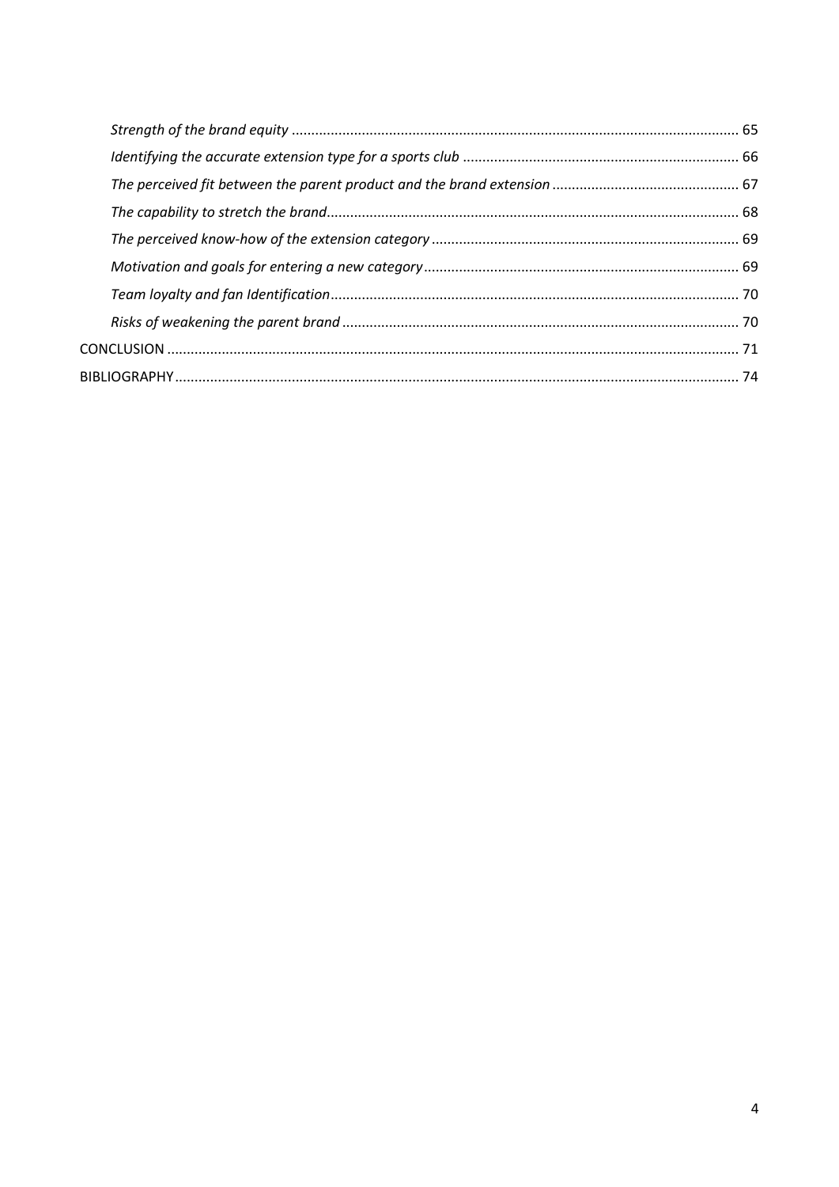*Strength of the brand equity* .................................................................................................................. 65

*Identifying the accurate extension type for a sports club* ..................................................................... 66

*The perceived fit between the parent product and the brand extension* ............................................... 67

*The capability to stretch the brand*......................................................................................................... 68

*The perceived know-how of the extension category* .............................................................................. 69

*Motivation and goals for entering a new category*................................................................................. 69

*Team loyalty and fan Identification*........................................................................................................ 70

*Risks of weakening the parent brand* ..................................................................................................... 70

CONCLUSION .................................................................................................................................. 71

BIBLIOGRAPHY................................................................................................................................ 74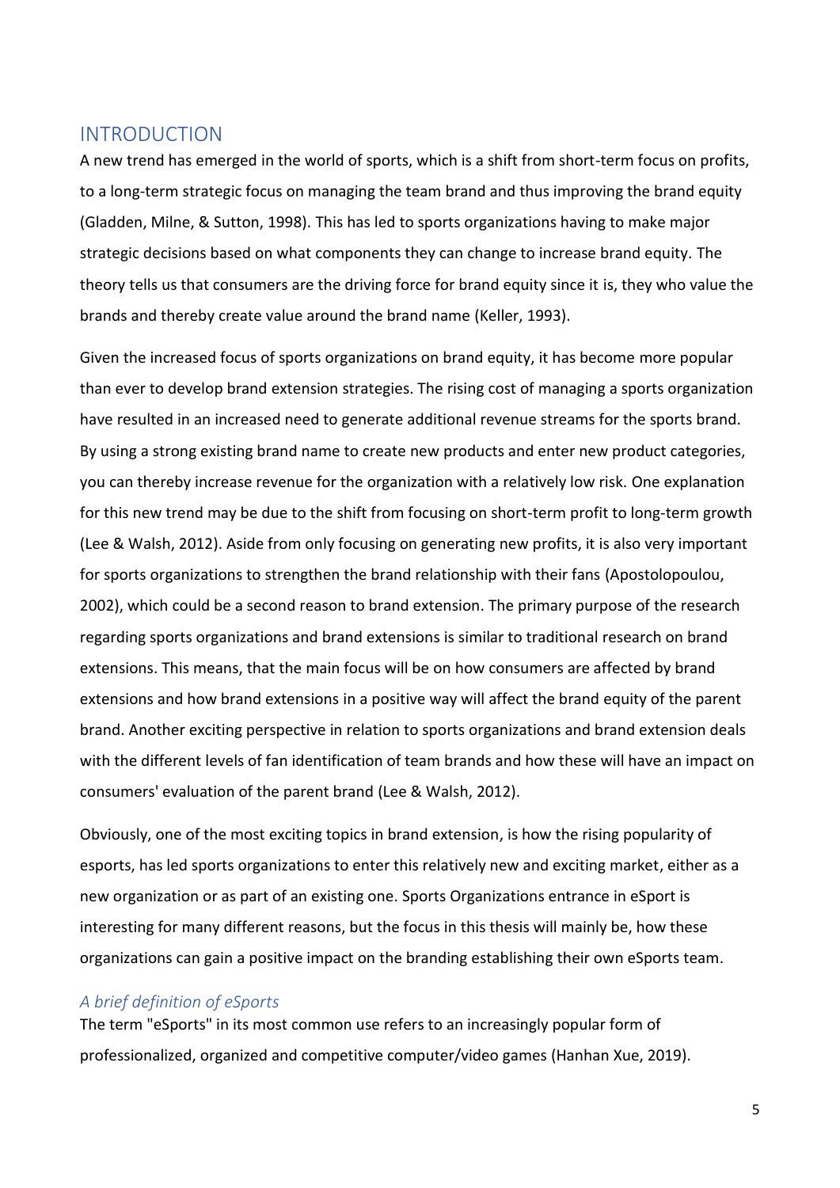# INTRODUCTION

A new trend has emerged in the world of sports, which is a shift from short-term focus on profits, to a long-term strategic focus on managing the team brand and thus improving the brand equity (Gladden, Milne, & Sutton, 1998). This has led to sports organizations having to make major strategic decisions based on what components they can change to increase brand equity. The theory tells us that consumers are the driving force for brand equity since it is, they who value the brands and thereby create value around the brand name (Keller, 1993).

Given the increased focus of sports organizations on brand equity, it has become more popular than ever to develop brand extension strategies. The rising cost of managing a sports organization have resulted in an increased need to generate additional revenue streams for the sports brand. By using a strong existing brand name to create new products and enter new product categories, you can thereby increase revenue for the organization with a relatively low risk. One explanation for this new trend may be due to the shift from focusing on short-term profit to long-term growth (Lee & Walsh, 2012). Aside from only focusing on generating new profits, it is also very important for sports organizations to strengthen the brand relationship with their fans (Apostolopoulou, 2002), which could be a second reason to brand extension. The primary purpose of the research regarding sports organizations and brand extensions is similar to traditional research on brand extensions. This means, that the main focus will be on how consumers are affected by brand extensions and how brand extensions in a positive way will affect the brand equity of the parent brand. Another exciting perspective in relation to sports organizations and brand extension deals with the different levels of fan identification of team brands and how these will have an impact on consumers' evaluation of the parent brand (Lee & Walsh, 2012).

Obviously, one of the most exciting topics in brand extension, is how the rising popularity of esports, has led sports organizations to enter this relatively new and exciting market, either as a new organization or as part of an existing one. Sports Organizations entrance in eSport is interesting for many different reasons, but the focus in this thesis will mainly be, how these organizations can gain a positive impact on the branding establishing their own eSports team.

### *A brief definition of eSports*

The term "eSports" in its most common use refers to an increasingly popular form of professionalized, organized and competitive computer/video games (Hanhan Xue, 2019).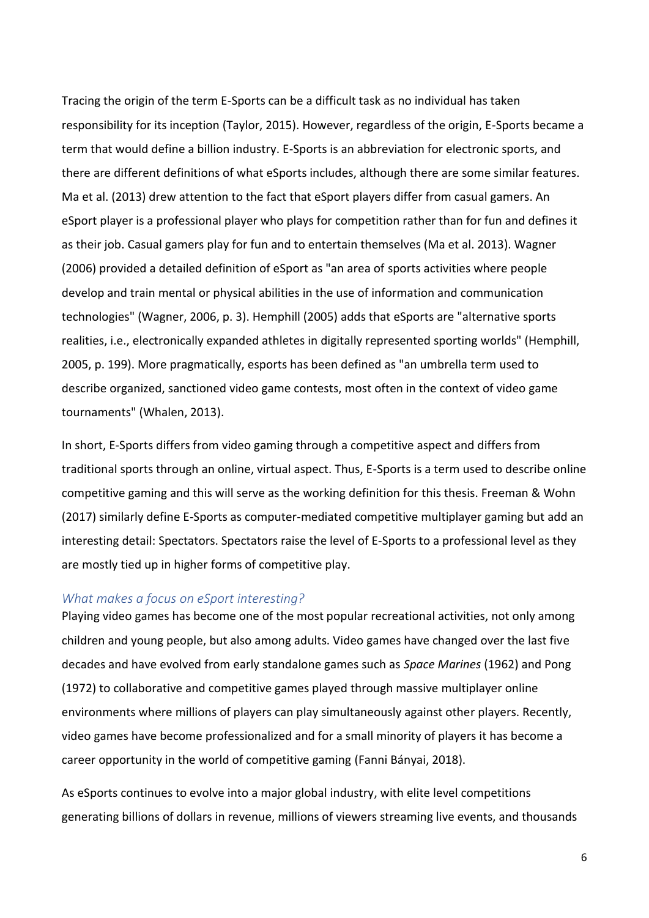Tracing the origin of the term E-Sports can be a difficult task as no individual has taken responsibility for its inception (Taylor, 2015). However, regardless of the origin, E-Sports became a term that would define a billion industry. E-Sports is an abbreviation for electronic sports, and there are different definitions of what eSports includes, although there are some similar features. Ma et al. (2013) drew attention to the fact that eSport players differ from casual gamers. An eSport player is a professional player who plays for competition rather than for fun and defines it as their job. Casual gamers play for fun and to entertain themselves (Ma et al. 2013). Wagner (2006) provided a detailed definition of eSport as "an area of sports activities where people develop and train mental or physical abilities in the use of information and communication technologies" (Wagner, 2006, p. 3). Hemphill (2005) adds that eSports are "alternative sports realities, i.e., electronically expanded athletes in digitally represented sporting worlds" (Hemphill, 2005, p. 199). More pragmatically, esports has been defined as "an umbrella term used to describe organized, sanctioned video game contests, most often in the context of video game tournaments" (Whalen, 2013).

In short, E-Sports differs from video gaming through a competitive aspect and differs from traditional sports through an online, virtual aspect. Thus, E-Sports is a term used to describe online competitive gaming and this will serve as the working definition for this thesis. Freeman & Wohn (2017) similarly define E-Sports as computer-mediated competitive multiplayer gaming but add an interesting detail: Spectators. Spectators raise the level of E-Sports to a professional level as they are mostly tied up in higher forms of competitive play.

### *What makes a focus on eSport interesting?*

Playing video games has become one of the most popular recreational activities, not only among children and young people, but also among adults. Video games have changed over the last five decades and have evolved from early standalone games such as *Space Marines* (1962) and Pong (1972) to collaborative and competitive games played through massive multiplayer online environments where millions of players can play simultaneously against other players. Recently, video games have become professionalized and for a small minority of players it has become a career opportunity in the world of competitive gaming (Fanni Bányai, 2018).

As eSports continues to evolve into a major global industry, with elite level competitions generating billions of dollars in revenue, millions of viewers streaming live events, and thousands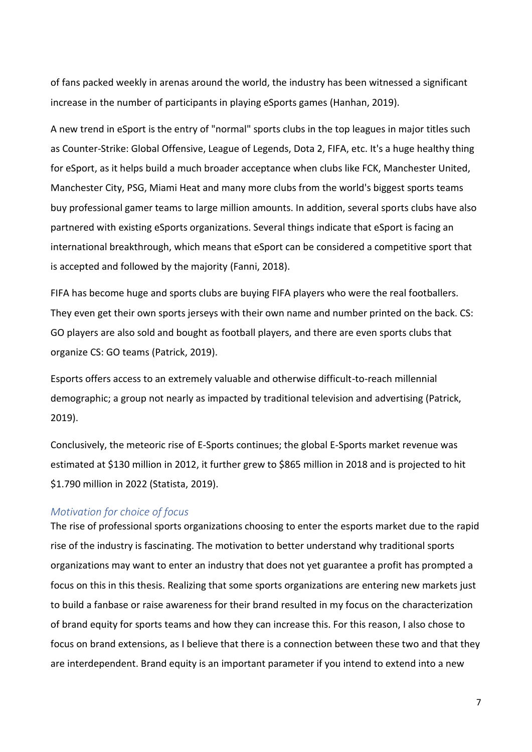of fans packed weekly in arenas around the world, the industry has been witnessed a significant increase in the number of participants in playing eSports games (Hanhan, 2019).

A new trend in eSport is the entry of "normal" sports clubs in the top leagues in major titles such as Counter-Strike: Global Offensive, League of Legends, Dota 2, FIFA, etc. It's a huge healthy thing for eSport, as it helps build a much broader acceptance when clubs like FCK, Manchester United, Manchester City, PSG, Miami Heat and many more clubs from the world's biggest sports teams buy professional gamer teams to large million amounts. In addition, several sports clubs have also partnered with existing eSports organizations. Several things indicate that eSport is facing an international breakthrough, which means that eSport can be considered a competitive sport that is accepted and followed by the majority (Fanni, 2018).

FIFA has become huge and sports clubs are buying FIFA players who were the real footballers. They even get their own sports jerseys with their own name and number printed on the back. CS: GO players are also sold and bought as football players, and there are even sports clubs that organize CS: GO teams (Patrick, 2019).

Esports offers access to an extremely valuable and otherwise difficult-to-reach millennial demographic; a group not nearly as impacted by traditional television and advertising (Patrick, 2019).

Conclusively, the meteoric rise of E-Sports continues; the global E-Sports market revenue was estimated at $130 million in 2012, it further grew to $865 million in 2018 and is projected to hit $1.790 million in 2022 (Statista, 2019).

### *Motivation for choice of focus*

The rise of professional sports organizations choosing to enter the esports market due to the rapid rise of the industry is fascinating. The motivation to better understand why traditional sports organizations may want to enter an industry that does not yet guarantee a profit has prompted a focus on this in this thesis. Realizing that some sports organizations are entering new markets just to build a fanbase or raise awareness for their brand resulted in my focus on the characterization of brand equity for sports teams and how they can increase this. For this reason, I also chose to focus on brand extensions, as I believe that there is a connection between these two and that they are interdependent. Brand equity is an important parameter if you intend to extend into a new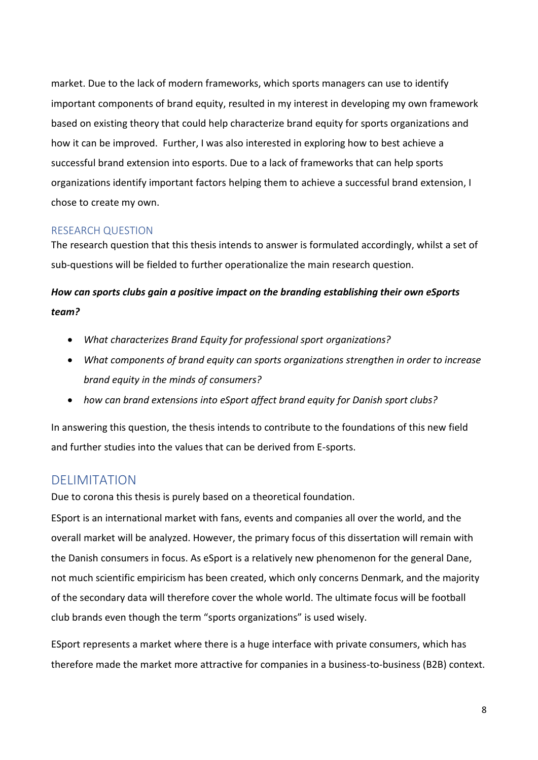market. Due to the lack of modern frameworks, which sports managers can use to identify important components of brand equity, resulted in my interest in developing my own framework based on existing theory that could help characterize brand equity for sports organizations and how it can be improved.  Further, I was also interested in exploring how to best achieve a successful brand extension into esports. Due to a lack of frameworks that can help sports organizations identify important factors helping them to achieve a successful brand extension, I chose to create my own.

### RESEARCH QUESTION

The research question that this thesis intends to answer is formulated accordingly, whilst a set of sub-questions will be fielded to further operationalize the main research question.

***How can sports clubs gain a positive impact on the branding establishing their own eSports team?***

- *What characterizes Brand Equity for professional sport organizations?*
- *What components of brand equity can sports organizations strengthen in order to increase brand equity in the minds of consumers?*
- *how can brand extensions into eSport affect brand equity for Danish sport clubs?*

In answering this question, the thesis intends to contribute to the foundations of this new field and further studies into the values that can be derived from E-sports.

## DELIMITATION

Due to corona this thesis is purely based on a theoretical foundation.

ESport is an international market with fans, events and companies all over the world, and the overall market will be analyzed. However, the primary focus of this dissertation will remain with the Danish consumers in focus. As eSport is a relatively new phenomenon for the general Dane, not much scientific empiricism has been created, which only concerns Denmark, and the majority of the secondary data will therefore cover the whole world. The ultimate focus will be football club brands even though the term “sports organizations” is used wisely.

ESport represents a market where there is a huge interface with private consumers, which has therefore made the market more attractive for companies in a business-to-business (B2B) context.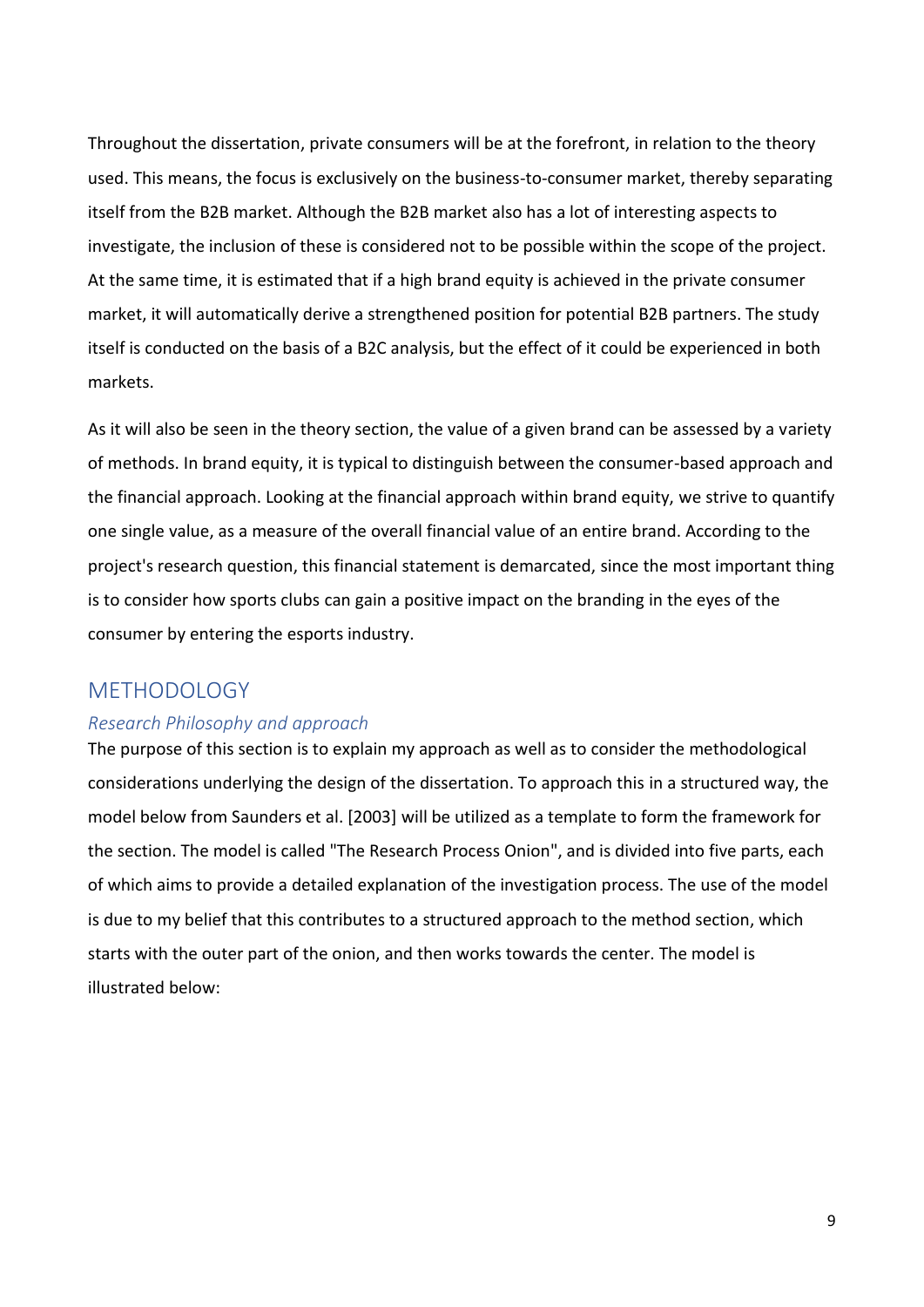Throughout the dissertation, private consumers will be at the forefront, in relation to the theory used. This means, the focus is exclusively on the business-to-consumer market, thereby separating itself from the B2B market. Although the B2B market also has a lot of interesting aspects to investigate, the inclusion of these is considered not to be possible within the scope of the project. At the same time, it is estimated that if a high brand equity is achieved in the private consumer market, it will automatically derive a strengthened position for potential B2B partners. The study itself is conducted on the basis of a B2C analysis, but the effect of it could be experienced in both markets.

As it will also be seen in the theory section, the value of a given brand can be assessed by a variety of methods. In brand equity, it is typical to distinguish between the consumer-based approach and the financial approach. Looking at the financial approach within brand equity, we strive to quantify one single value, as a measure of the overall financial value of an entire brand. According to the project's research question, this financial statement is demarcated, since the most important thing is to consider how sports clubs can gain a positive impact on the branding in the eyes of the consumer by entering the esports industry.

## METHODOLOGY

### *Research Philosophy and approach*

The purpose of this section is to explain my approach as well as to consider the methodological considerations underlying the design of the dissertation. To approach this in a structured way, the model below from Saunders et al. [2003] will be utilized as a template to form the framework for the section. The model is called "The Research Process Onion", and is divided into five parts, each of which aims to provide a detailed explanation of the investigation process. The use of the model is due to my belief that this contributes to a structured approach to the method section, which starts with the outer part of the onion, and then works towards the center. The model is illustrated below: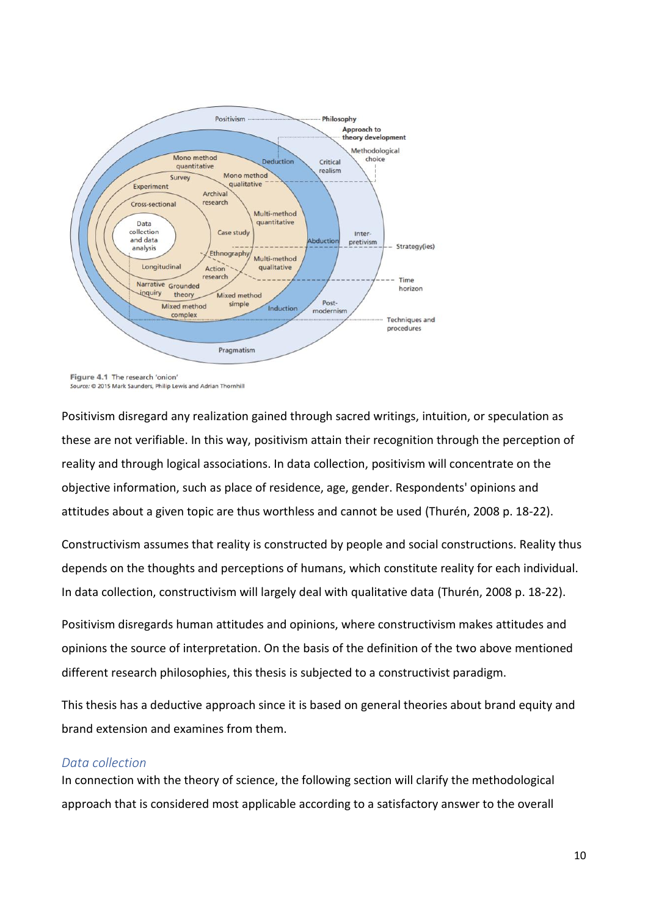Figure 4.1 The research 'onion'
Source: © 2015 Mark Saunders, Philip Lewis and Adrian Thornhill

Positivism disregard any realization gained through sacred writings, intuition, or speculation as these are not verifiable. In this way, positivism attain their recognition through the perception of reality and through logical associations. In data collection, positivism will concentrate on the objective information, such as place of residence, age, gender. Respondents' opinions and attitudes about a given topic are thus worthless and cannot be used (Thurén, 2008 p. 18-22).

Constructivism assumes that reality is constructed by people and social constructions. Reality thus depends on the thoughts and perceptions of humans, which constitute reality for each individual. In data collection, constructivism will largely deal with qualitative data (Thurén, 2008 p. 18-22).

Positivism disregards human attitudes and opinions, where constructivism makes attitudes and opinions the source of interpretation. On the basis of the definition of the two above mentioned different research philosophies, this thesis is subjected to a constructivist paradigm.

This thesis has a deductive approach since it is based on general theories about brand equity and brand extension and examines from them.

### *Data collection*

In connection with the theory of science, the following section will clarify the methodological approach that is considered most applicable according to a satisfactory answer to the overall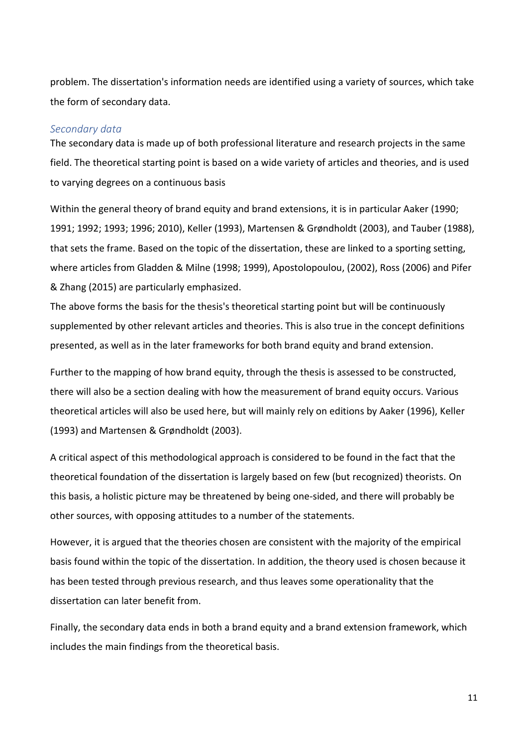problem. The dissertation's information needs are identified using a variety of sources, which take the form of secondary data.

### *Secondary data*

The secondary data is made up of both professional literature and research projects in the same field. The theoretical starting point is based on a wide variety of articles and theories, and is used to varying degrees on a continuous basis

Within the general theory of brand equity and brand extensions, it is in particular Aaker (1990; 1991; 1992; 1993; 1996; 2010), Keller (1993), Martensen & Grøndholdt (2003), and Tauber (1988), that sets the frame. Based on the topic of the dissertation, these are linked to a sporting setting, where articles from Gladden & Milne (1998; 1999), Apostolopoulou, (2002), Ross (2006) and Pifer & Zhang (2015) are particularly emphasized.
The above forms the basis for the thesis's theoretical starting point but will be continuously supplemented by other relevant articles and theories. This is also true in the concept definitions presented, as well as in the later frameworks for both brand equity and brand extension.

Further to the mapping of how brand equity, through the thesis is assessed to be constructed, there will also be a section dealing with how the measurement of brand equity occurs. Various theoretical articles will also be used here, but will mainly rely on editions by Aaker (1996), Keller (1993) and Martensen & Grøndholdt (2003).

A critical aspect of this methodological approach is considered to be found in the fact that the theoretical foundation of the dissertation is largely based on few (but recognized) theorists. On this basis, a holistic picture may be threatened by being one-sided, and there will probably be other sources, with opposing attitudes to a number of the statements.

However, it is argued that the theories chosen are consistent with the majority of the empirical basis found within the topic of the dissertation. In addition, the theory used is chosen because it has been tested through previous research, and thus leaves some operationality that the dissertation can later benefit from.

Finally, the secondary data ends in both a brand equity and a brand extension framework, which includes the main findings from the theoretical basis.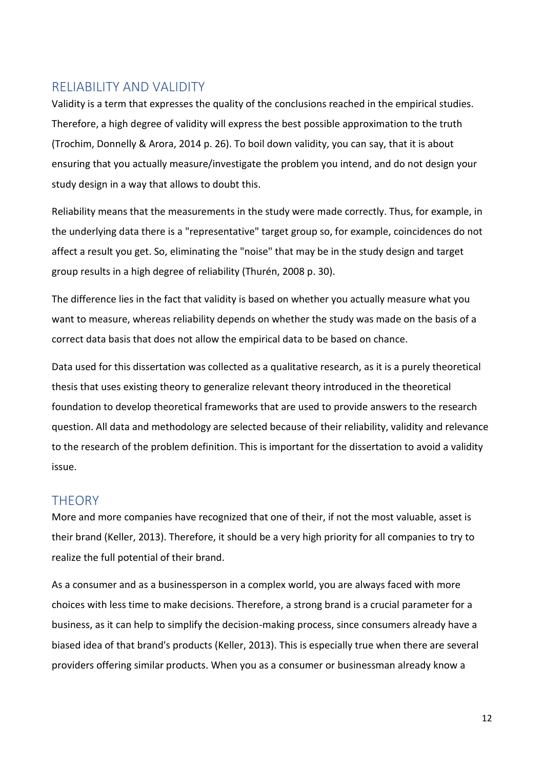## RELIABILITY AND VALIDITY

Validity is a term that expresses the quality of the conclusions reached in the empirical studies. Therefore, a high degree of validity will express the best possible approximation to the truth (Trochim, Donnelly & Arora, 2014 p. 26). To boil down validity, you can say, that it is about ensuring that you actually measure/investigate the problem you intend, and do not design your study design in a way that allows to doubt this.

Reliability means that the measurements in the study were made correctly. Thus, for example, in the underlying data there is a "representative" target group so, for example, coincidences do not affect a result you get. So, eliminating the "noise" that may be in the study design and target group results in a high degree of reliability (Thurén, 2008 p. 30).

The difference lies in the fact that validity is based on whether you actually measure what you want to measure, whereas reliability depends on whether the study was made on the basis of a correct data basis that does not allow the empirical data to be based on chance.

Data used for this dissertation was collected as a qualitative research, as it is a purely theoretical thesis that uses existing theory to generalize relevant theory introduced in the theoretical foundation to develop theoretical frameworks that are used to provide answers to the research question. All data and methodology are selected because of their reliability, validity and relevance to the research of the problem definition. This is important for the dissertation to avoid a validity issue.

## THEORY

More and more companies have recognized that one of their, if not the most valuable, asset is their brand (Keller, 2013). Therefore, it should be a very high priority for all companies to try to realize the full potential of their brand.

As a consumer and as a businessperson in a complex world, you are always faced with more choices with less time to make decisions. Therefore, a strong brand is a crucial parameter for a business, as it can help to simplify the decision-making process, since consumers already have a biased idea of that brand's products (Keller, 2013). This is especially true when there are several providers offering similar products. When you as a consumer or businessman already know a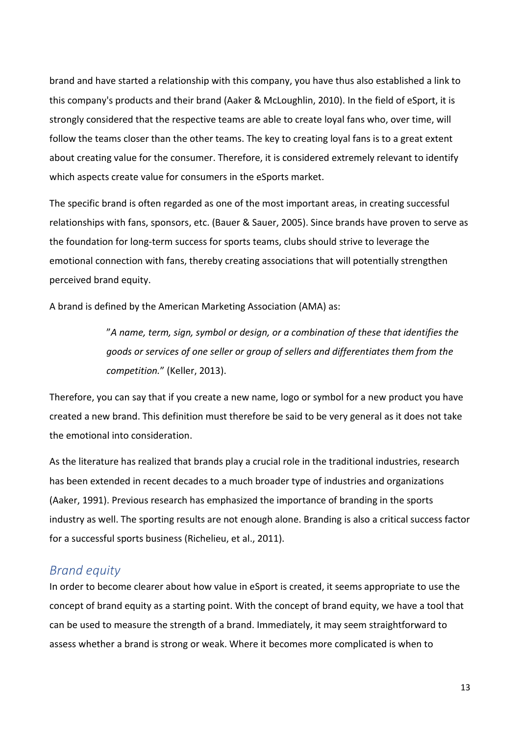brand and have started a relationship with this company, you have thus also established a link to this company's products and their brand (Aaker & McLoughlin, 2010). In the field of eSport, it is strongly considered that the respective teams are able to create loyal fans who, over time, will follow the teams closer than the other teams. The key to creating loyal fans is to a great extent about creating value for the consumer. Therefore, it is considered extremely relevant to identify which aspects create value for consumers in the eSports market.

The specific brand is often regarded as one of the most important areas, in creating successful relationships with fans, sponsors, etc. (Bauer & Sauer, 2005). Since brands have proven to serve as the foundation for long-term success for sports teams, clubs should strive to leverage the emotional connection with fans, thereby creating associations that will potentially strengthen perceived brand equity.

A brand is defined by the American Marketing Association (AMA) as:

> ”*A name, term, sign, symbol or design, or a combination of these that identifies the goods or services of one seller or group of sellers and differentiates them from the competition.*” (Keller, 2013).

Therefore, you can say that if you create a new name, logo or symbol for a new product you have created a new brand. This definition must therefore be said to be very general as it does not take the emotional into consideration.

As the literature has realized that brands play a crucial role in the traditional industries, research has been extended in recent decades to a much broader type of industries and organizations (Aaker, 1991). Previous research has emphasized the importance of branding in the sports industry as well. The sporting results are not enough alone. Branding is also a critical success factor for a successful sports business (Richelieu, et al., 2011).

## *Brand equity*

In order to become clearer about how value in eSport is created, it seems appropriate to use the concept of brand equity as a starting point. With the concept of brand equity, we have a tool that can be used to measure the strength of a brand. Immediately, it may seem straightforward to assess whether a brand is strong or weak. Where it becomes more complicated is when to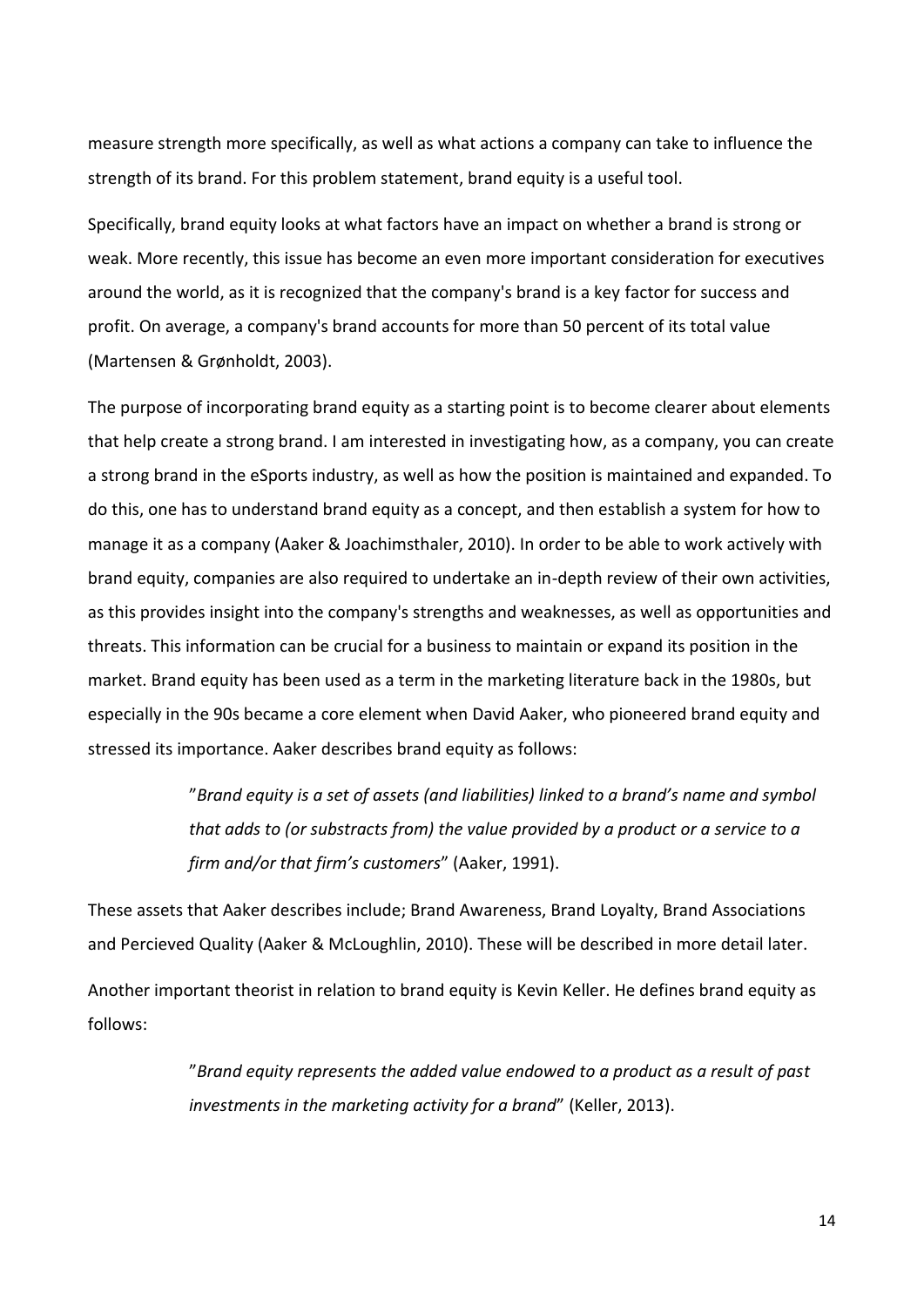measure strength more specifically, as well as what actions a company can take to influence the strength of its brand. For this problem statement, brand equity is a useful tool.

Specifically, brand equity looks at what factors have an impact on whether a brand is strong or weak. More recently, this issue has become an even more important consideration for executives around the world, as it is recognized that the company's brand is a key factor for success and profit. On average, a company's brand accounts for more than 50 percent of its total value (Martensen & Grønholdt, 2003).

The purpose of incorporating brand equity as a starting point is to become clearer about elements that help create a strong brand. I am interested in investigating how, as a company, you can create a strong brand in the eSports industry, as well as how the position is maintained and expanded. To do this, one has to understand brand equity as a concept, and then establish a system for how to manage it as a company (Aaker & Joachimsthaler, 2010). In order to be able to work actively with brand equity, companies are also required to undertake an in-depth review of their own activities, as this provides insight into the company's strengths and weaknesses, as well as opportunities and threats. This information can be crucial for a business to maintain or expand its position in the market. Brand equity has been used as a term in the marketing literature back in the 1980s, but especially in the 90s became a core element when David Aaker, who pioneered brand equity and stressed its importance. Aaker describes brand equity as follows:

> ”*Brand equity is a set of assets (and liabilities) linked to a brand's name and symbol that adds to (or substracts from) the value provided by a product or a service to a firm and/or that firm's customers*” (Aaker, 1991).

These assets that Aaker describes include; Brand Awareness, Brand Loyalty, Brand Associations and Percieved Quality (Aaker & McLoughlin, 2010). These will be described in more detail later.

Another important theorist in relation to brand equity is Kevin Keller. He defines brand equity as follows:

> ”*Brand equity represents the added value endowed to a product as a result of past investments in the marketing activity for a brand*” (Keller, 2013).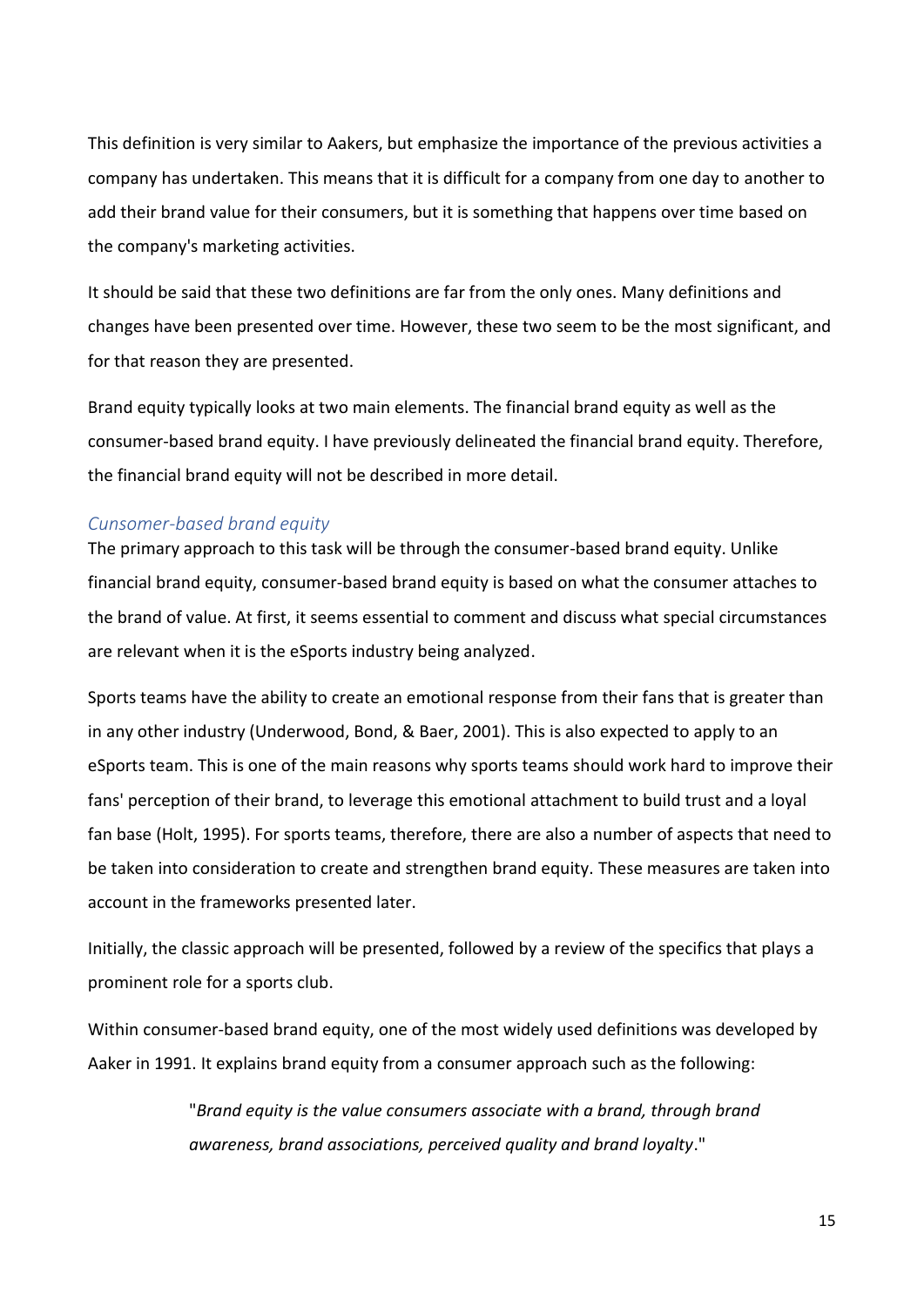This definition is very similar to Aakers, but emphasize the importance of the previous activities a company has undertaken. This means that it is difficult for a company from one day to another to add their brand value for their consumers, but it is something that happens over time based on the company's marketing activities.

It should be said that these two definitions are far from the only ones. Many definitions and changes have been presented over time. However, these two seem to be the most significant, and for that reason they are presented.

Brand equity typically looks at two main elements. The financial brand equity as well as the consumer-based brand equity. I have previously delineated the financial brand equity. Therefore, the financial brand equity will not be described in more detail.

### *Cunsomer-based brand equity*

The primary approach to this task will be through the consumer-based brand equity. Unlike financial brand equity, consumer-based brand equity is based on what the consumer attaches to the brand of value. At first, it seems essential to comment and discuss what special circumstances are relevant when it is the eSports industry being analyzed.

Sports teams have the ability to create an emotional response from their fans that is greater than in any other industry (Underwood, Bond, & Baer, 2001). This is also expected to apply to an eSports team. This is one of the main reasons why sports teams should work hard to improve their fans' perception of their brand, to leverage this emotional attachment to build trust and a loyal fan base (Holt, 1995). For sports teams, therefore, there are also a number of aspects that need to be taken into consideration to create and strengthen brand equity. These measures are taken into account in the frameworks presented later.

Initially, the classic approach will be presented, followed by a review of the specifics that plays a prominent role for a sports club.

Within consumer-based brand equity, one of the most widely used definitions was developed by Aaker in 1991. It explains brand equity from a consumer approach such as the following:

> "*Brand equity is the value consumers associate with a brand, through brand awareness, brand associations, perceived quality and brand loyalty*."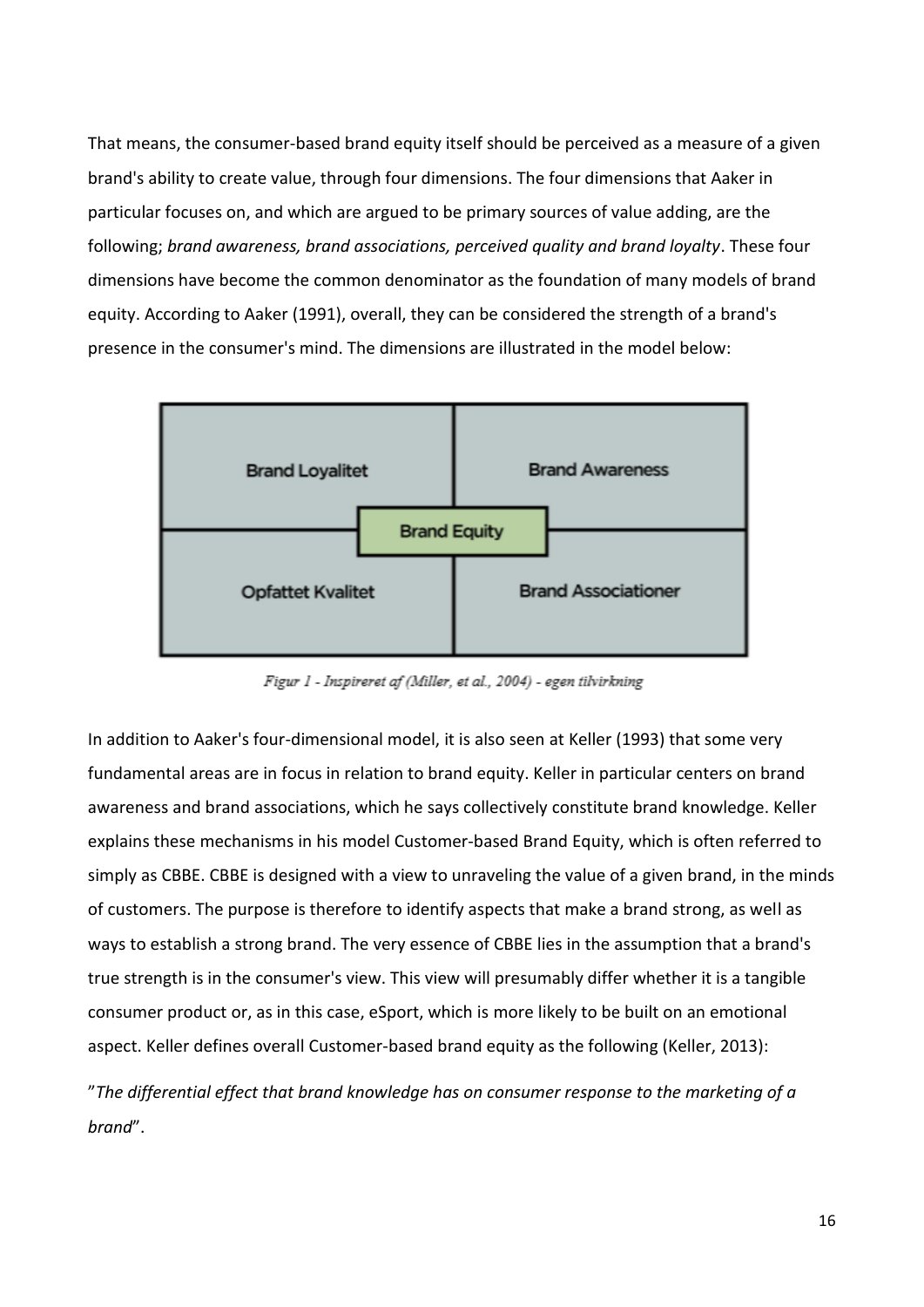That means, the consumer-based brand equity itself should be perceived as a measure of a given brand's ability to create value, through four dimensions. The four dimensions that Aaker in particular focuses on, and which are argued to be primary sources of value adding, are the following; *brand awareness, brand associations, perceived quality and brand loyalty*. These four dimensions have become the common denominator as the foundation of many models of brand equity. According to Aaker (1991), overall, they can be considered the strength of a brand's presence in the consumer's mind. The dimensions are illustrated in the model below:

| Brand Loyalitet | Brand Awareness |
|---|---|
| Opfattet Kvalitet | Brand Associationer |

Brand Equity

*Figur 1 - Inspireret af (Miller, et al., 2004) - egen tilvirkning*

In addition to Aaker's four-dimensional model, it is also seen at Keller (1993) that some very fundamental areas are in focus in relation to brand equity. Keller in particular centers on brand awareness and brand associations, which he says collectively constitute brand knowledge. Keller explains these mechanisms in his model Customer-based Brand Equity, which is often referred to simply as CBBE. CBBE is designed with a view to unraveling the value of a given brand, in the minds of customers. The purpose is therefore to identify aspects that make a brand strong, as well as ways to establish a strong brand. The very essence of CBBE lies in the assumption that a brand's true strength is in the consumer's view. This view will presumably differ whether it is a tangible consumer product or, as in this case, eSport, which is more likely to be built on an emotional aspect. Keller defines overall Customer-based brand equity as the following (Keller, 2013):

"*The differential effect that brand knowledge has on consumer response to the marketing of a brand*".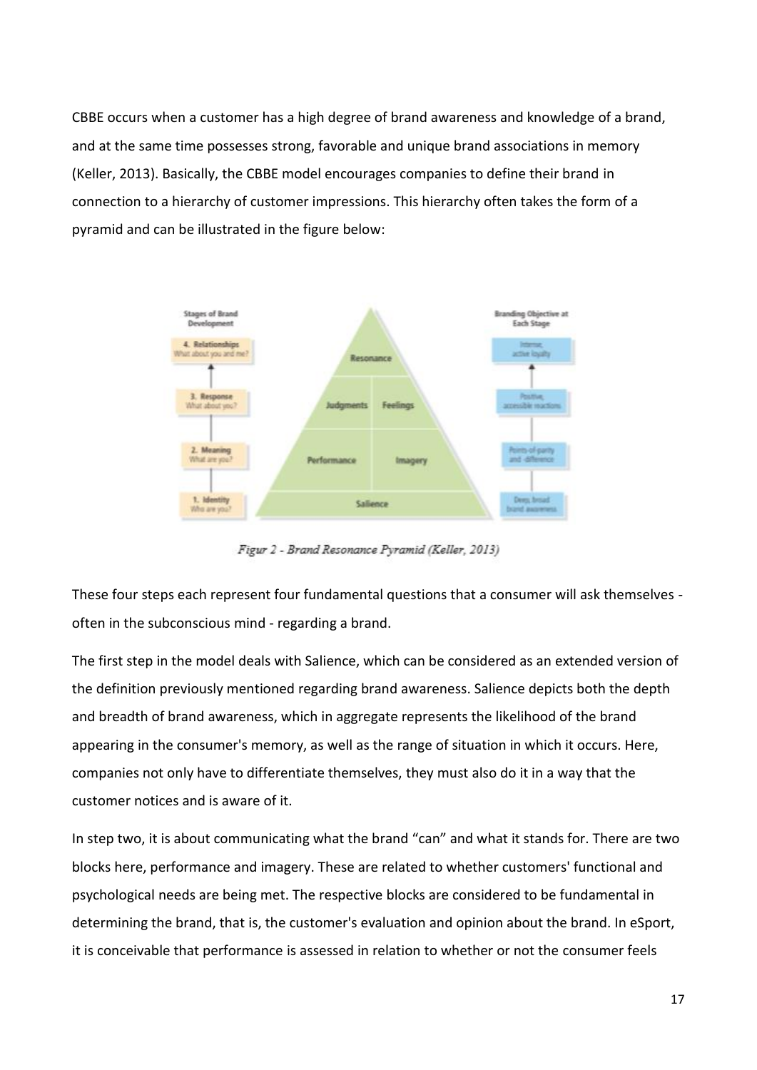CBBE occurs when a customer has a high degree of brand awareness and knowledge of a brand, and at the same time possesses strong, favorable and unique brand associations in memory (Keller, 2013). Basically, the CBBE model encourages companies to define their brand in connection to a hierarchy of customer impressions. This hierarchy often takes the form of a pyramid and can be illustrated in the figure below:

*Figur 2 - Brand Resonance Pyramid (Keller, 2013)*

These four steps each represent four fundamental questions that a consumer will ask themselves - often in the subconscious mind - regarding a brand.

The first step in the model deals with Salience, which can be considered as an extended version of the definition previously mentioned regarding brand awareness. Salience depicts both the depth and breadth of brand awareness, which in aggregate represents the likelihood of the brand appearing in the consumer's memory, as well as the range of situation in which it occurs. Here, companies not only have to differentiate themselves, they must also do it in a way that the customer notices and is aware of it.

In step two, it is about communicating what the brand "can" and what it stands for. There are two blocks here, performance and imagery. These are related to whether customers' functional and psychological needs are being met. The respective blocks are considered to be fundamental in determining the brand, that is, the customer's evaluation and opinion about the brand. In eSport, it is conceivable that performance is assessed in relation to whether or not the consumer feels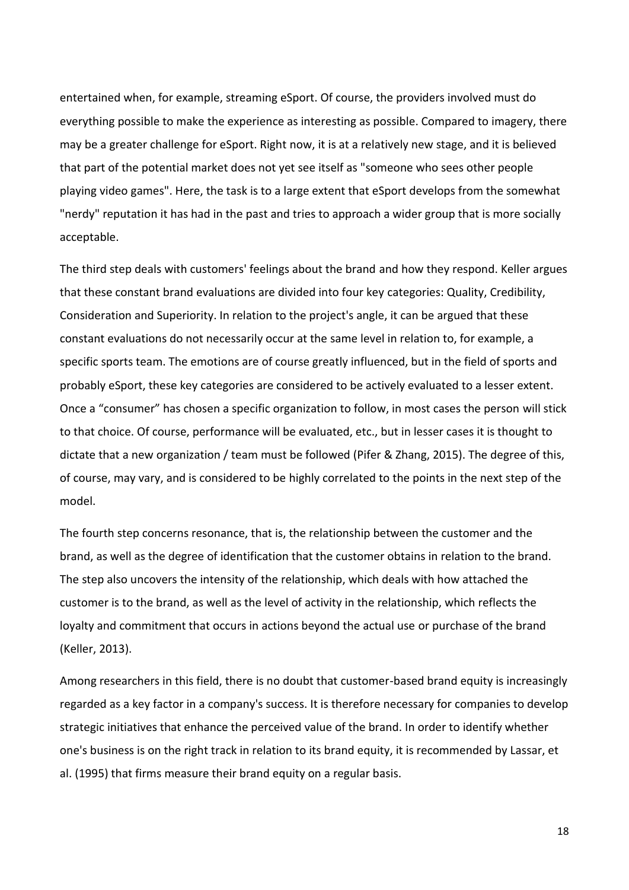entertained when, for example, streaming eSport. Of course, the providers involved must do everything possible to make the experience as interesting as possible. Compared to imagery, there may be a greater challenge for eSport. Right now, it is at a relatively new stage, and it is believed that part of the potential market does not yet see itself as "someone who sees other people playing video games". Here, the task is to a large extent that eSport develops from the somewhat "nerdy" reputation it has had in the past and tries to approach a wider group that is more socially acceptable.

The third step deals with customers' feelings about the brand and how they respond. Keller argues that these constant brand evaluations are divided into four key categories: Quality, Credibility, Consideration and Superiority. In relation to the project's angle, it can be argued that these constant evaluations do not necessarily occur at the same level in relation to, for example, a specific sports team. The emotions are of course greatly influenced, but in the field of sports and probably eSport, these key categories are considered to be actively evaluated to a lesser extent. Once a "consumer" has chosen a specific organization to follow, in most cases the person will stick to that choice. Of course, performance will be evaluated, etc., but in lesser cases it is thought to dictate that a new organization / team must be followed (Pifer & Zhang, 2015). The degree of this, of course, may vary, and is considered to be highly correlated to the points in the next step of the model.

The fourth step concerns resonance, that is, the relationship between the customer and the brand, as well as the degree of identification that the customer obtains in relation to the brand. The step also uncovers the intensity of the relationship, which deals with how attached the customer is to the brand, as well as the level of activity in the relationship, which reflects the loyalty and commitment that occurs in actions beyond the actual use or purchase of the brand (Keller, 2013).

Among researchers in this field, there is no doubt that customer-based brand equity is increasingly regarded as a key factor in a company's success. It is therefore necessary for companies to develop strategic initiatives that enhance the perceived value of the brand. In order to identify whether one's business is on the right track in relation to its brand equity, it is recommended by Lassar, et al. (1995) that firms measure their brand equity on a regular basis.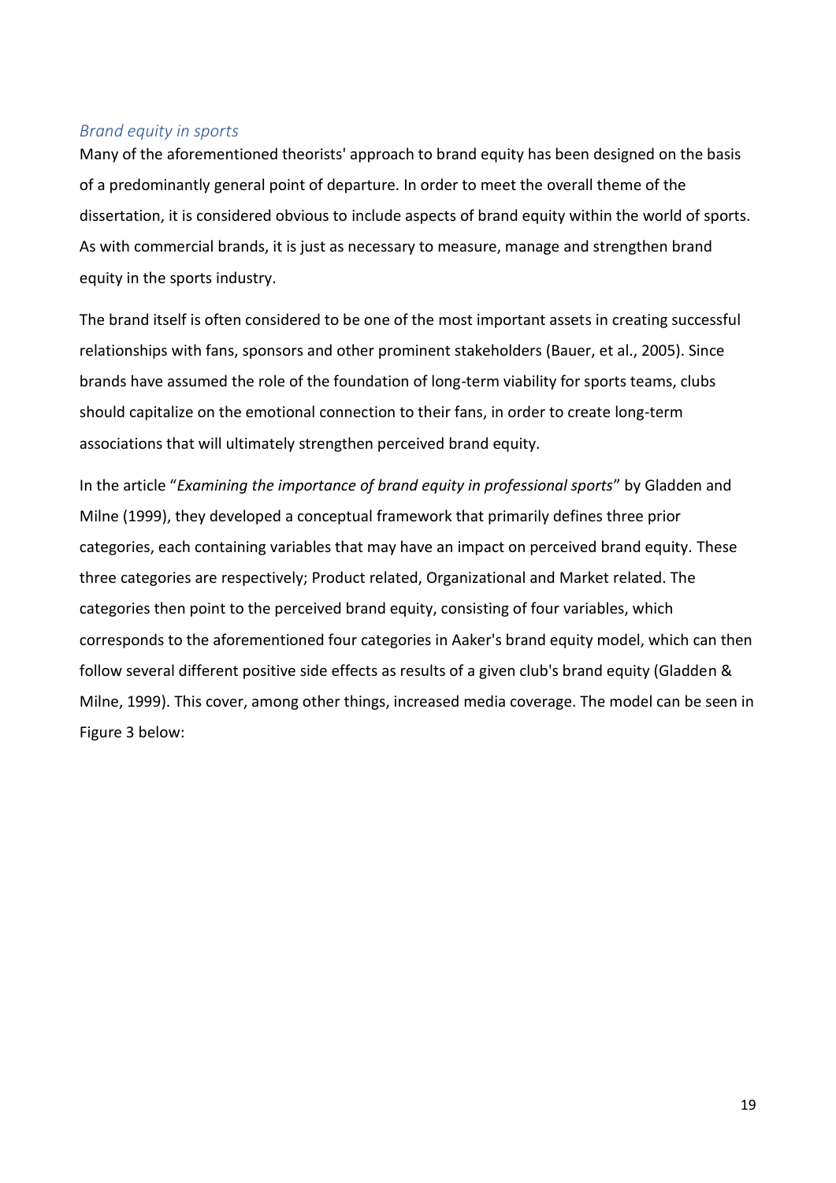### *Brand equity in sports*

Many of the aforementioned theorists' approach to brand equity has been designed on the basis of a predominantly general point of departure. In order to meet the overall theme of the dissertation, it is considered obvious to include aspects of brand equity within the world of sports. As with commercial brands, it is just as necessary to measure, manage and strengthen brand equity in the sports industry.

The brand itself is often considered to be one of the most important assets in creating successful relationships with fans, sponsors and other prominent stakeholders (Bauer, et al., 2005). Since brands have assumed the role of the foundation of long-term viability for sports teams, clubs should capitalize on the emotional connection to their fans, in order to create long-term associations that will ultimately strengthen perceived brand equity.

In the article "*Examining the importance of brand equity in professional sports*" by Gladden and Milne (1999), they developed a conceptual framework that primarily defines three prior categories, each containing variables that may have an impact on perceived brand equity. These three categories are respectively; Product related, Organizational and Market related. The categories then point to the perceived brand equity, consisting of four variables, which corresponds to the aforementioned four categories in Aaker's brand equity model, which can then follow several different positive side effects as results of a given club's brand equity (Gladden & Milne, 1999). This cover, among other things, increased media coverage. The model can be seen in Figure 3 below: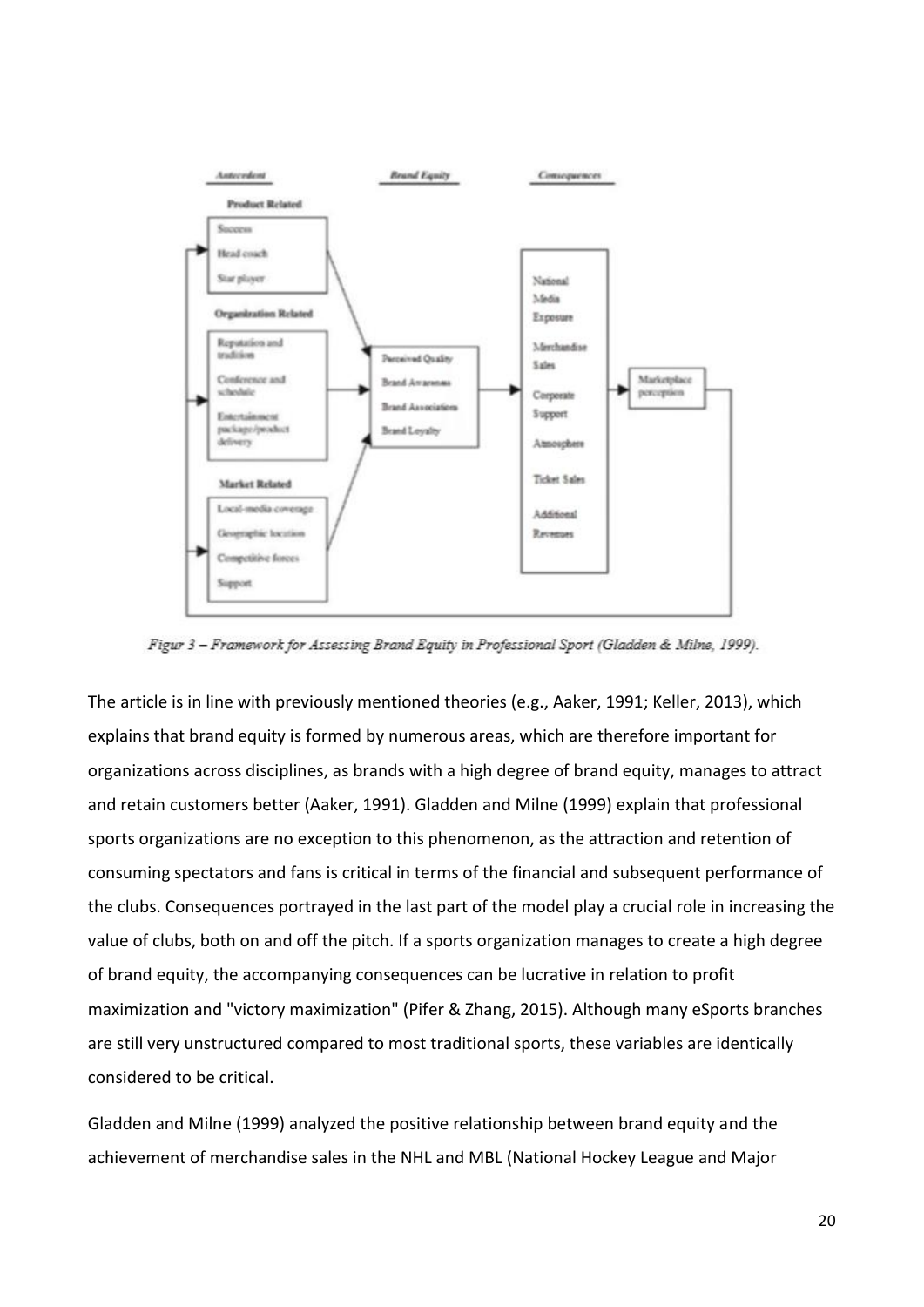Figur 3 – Framework for Assessing Brand Equity in Professional Sport (Gladden & Milne, 1999).

The article is in line with previously mentioned theories (e.g., Aaker, 1991; Keller, 2013), which explains that brand equity is formed by numerous areas, which are therefore important for organizations across disciplines, as brands with a high degree of brand equity, manages to attract and retain customers better (Aaker, 1991). Gladden and Milne (1999) explain that professional sports organizations are no exception to this phenomenon, as the attraction and retention of consuming spectators and fans is critical in terms of the financial and subsequent performance of the clubs. Consequences portrayed in the last part of the model play a crucial role in increasing the value of clubs, both on and off the pitch. If a sports organization manages to create a high degree of brand equity, the accompanying consequences can be lucrative in relation to profit maximization and "victory maximization" (Pifer & Zhang, 2015). Although many eSports branches are still very unstructured compared to most traditional sports, these variables are identically considered to be critical.

Gladden and Milne (1999) analyzed the positive relationship between brand equity and the achievement of merchandise sales in the NHL and MBL (National Hockey League and Major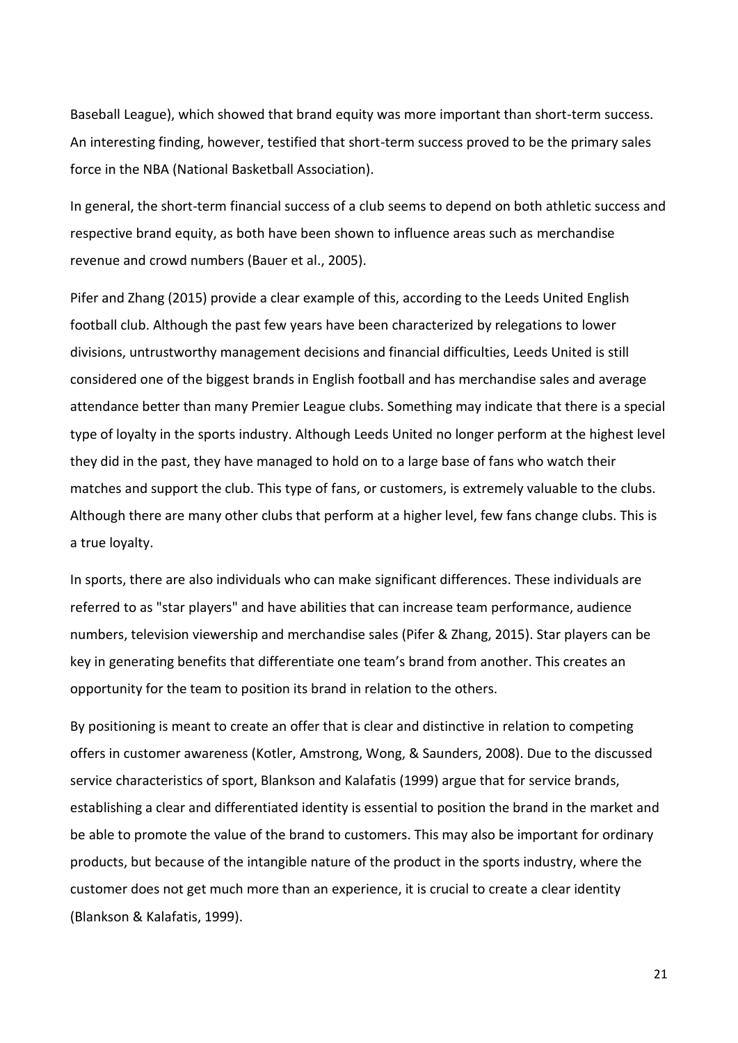Baseball League), which showed that brand equity was more important than short-term success. An interesting finding, however, testified that short-term success proved to be the primary sales force in the NBA (National Basketball Association).

In general, the short-term financial success of a club seems to depend on both athletic success and respective brand equity, as both have been shown to influence areas such as merchandise revenue and crowd numbers (Bauer et al., 2005).

Pifer and Zhang (2015) provide a clear example of this, according to the Leeds United English football club. Although the past few years have been characterized by relegations to lower divisions, untrustworthy management decisions and financial difficulties, Leeds United is still considered one of the biggest brands in English football and has merchandise sales and average attendance better than many Premier League clubs. Something may indicate that there is a special type of loyalty in the sports industry. Although Leeds United no longer perform at the highest level they did in the past, they have managed to hold on to a large base of fans who watch their matches and support the club. This type of fans, or customers, is extremely valuable to the clubs. Although there are many other clubs that perform at a higher level, few fans change clubs. This is a true loyalty.

In sports, there are also individuals who can make significant differences. These individuals are referred to as "star players" and have abilities that can increase team performance, audience numbers, television viewership and merchandise sales (Pifer & Zhang, 2015). Star players can be key in generating benefits that differentiate one team's brand from another. This creates an opportunity for the team to position its brand in relation to the others.

By positioning is meant to create an offer that is clear and distinctive in relation to competing offers in customer awareness (Kotler, Amstrong, Wong, & Saunders, 2008). Due to the discussed service characteristics of sport, Blankson and Kalafatis (1999) argue that for service brands, establishing a clear and differentiated identity is essential to position the brand in the market and be able to promote the value of the brand to customers. This may also be important for ordinary products, but because of the intangible nature of the product in the sports industry, where the customer does not get much more than an experience, it is crucial to create a clear identity (Blankson & Kalafatis, 1999).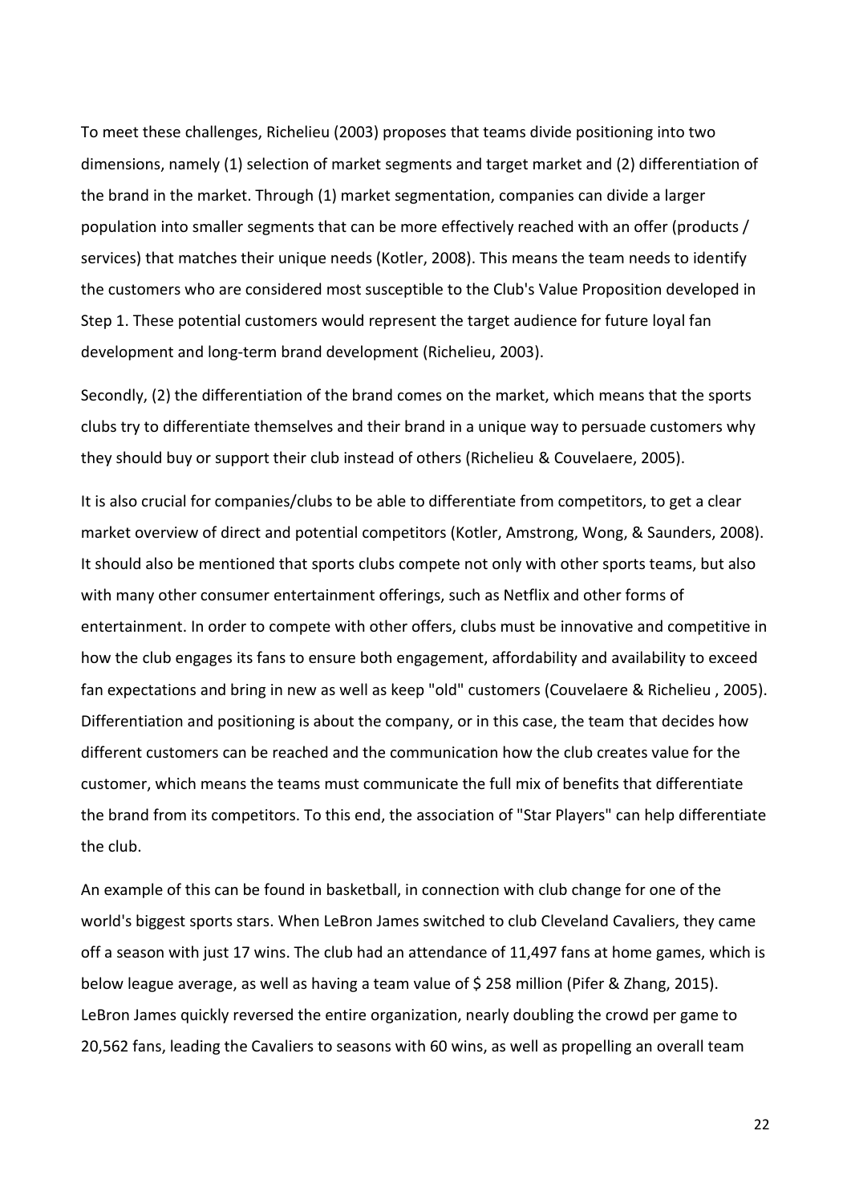To meet these challenges, Richelieu (2003) proposes that teams divide positioning into two dimensions, namely (1) selection of market segments and target market and (2) differentiation of the brand in the market. Through (1) market segmentation, companies can divide a larger population into smaller segments that can be more effectively reached with an offer (products / services) that matches their unique needs (Kotler, 2008). This means the team needs to identify the customers who are considered most susceptible to the Club's Value Proposition developed in Step 1. These potential customers would represent the target audience for future loyal fan development and long-term brand development (Richelieu, 2003).

Secondly, (2) the differentiation of the brand comes on the market, which means that the sports clubs try to differentiate themselves and their brand in a unique way to persuade customers why they should buy or support their club instead of others (Richelieu & Couvelaere, 2005).

It is also crucial for companies/clubs to be able to differentiate from competitors, to get a clear market overview of direct and potential competitors (Kotler, Amstrong, Wong, & Saunders, 2008). It should also be mentioned that sports clubs compete not only with other sports teams, but also with many other consumer entertainment offerings, such as Netflix and other forms of entertainment. In order to compete with other offers, clubs must be innovative and competitive in how the club engages its fans to ensure both engagement, affordability and availability to exceed fan expectations and bring in new as well as keep "old" customers (Couvelaere & Richelieu , 2005). Differentiation and positioning is about the company, or in this case, the team that decides how different customers can be reached and the communication how the club creates value for the customer, which means the teams must communicate the full mix of benefits that differentiate the brand from its competitors. To this end, the association of "Star Players" can help differentiate the club.

An example of this can be found in basketball, in connection with club change for one of the world's biggest sports stars. When LeBron James switched to club Cleveland Cavaliers, they came off a season with just 17 wins. The club had an attendance of 11,497 fans at home games, which is below league average, as well as having a team value of $ 258 million (Pifer & Zhang, 2015). LeBron James quickly reversed the entire organization, nearly doubling the crowd per game to 20,562 fans, leading the Cavaliers to seasons with 60 wins, as well as propelling an overall team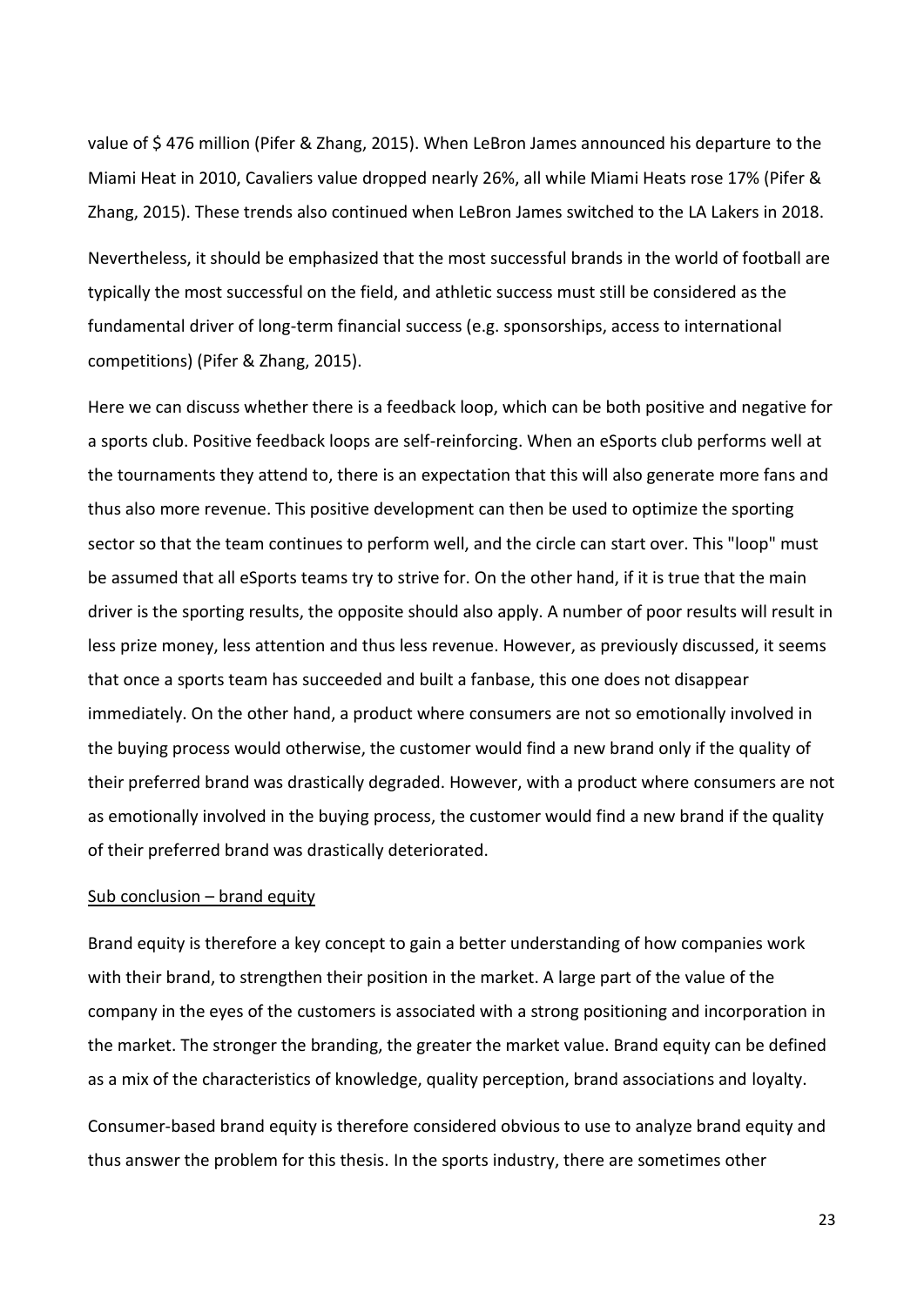value of $ 476 million (Pifer & Zhang, 2015). When LeBron James announced his departure to the Miami Heat in 2010, Cavaliers value dropped nearly 26%, all while Miami Heats rose 17% (Pifer & Zhang, 2015). These trends also continued when LeBron James switched to the LA Lakers in 2018.

Nevertheless, it should be emphasized that the most successful brands in the world of football are typically the most successful on the field, and athletic success must still be considered as the fundamental driver of long-term financial success (e.g. sponsorships, access to international competitions) (Pifer & Zhang, 2015).

Here we can discuss whether there is a feedback loop, which can be both positive and negative for a sports club. Positive feedback loops are self-reinforcing. When an eSports club performs well at the tournaments they attend to, there is an expectation that this will also generate more fans and thus also more revenue. This positive development can then be used to optimize the sporting sector so that the team continues to perform well, and the circle can start over. This "loop" must be assumed that all eSports teams try to strive for. On the other hand, if it is true that the main driver is the sporting results, the opposite should also apply. A number of poor results will result in less prize money, less attention and thus less revenue. However, as previously discussed, it seems that once a sports team has succeeded and built a fanbase, this one does not disappear immediately. On the other hand, a product where consumers are not so emotionally involved in the buying process would otherwise, the customer would find a new brand only if the quality of their preferred brand was drastically degraded. However, with a product where consumers are not as emotionally involved in the buying process, the customer would find a new brand if the quality of their preferred brand was drastically deteriorated.

<u>Sub conclusion – brand equity</u>

Brand equity is therefore a key concept to gain a better understanding of how companies work with their brand, to strengthen their position in the market. A large part of the value of the company in the eyes of the customers is associated with a strong positioning and incorporation in the market. The stronger the branding, the greater the market value. Brand equity can be defined as a mix of the characteristics of knowledge, quality perception, brand associations and loyalty.

Consumer-based brand equity is therefore considered obvious to use to analyze brand equity and thus answer the problem for this thesis. In the sports industry, there are sometimes other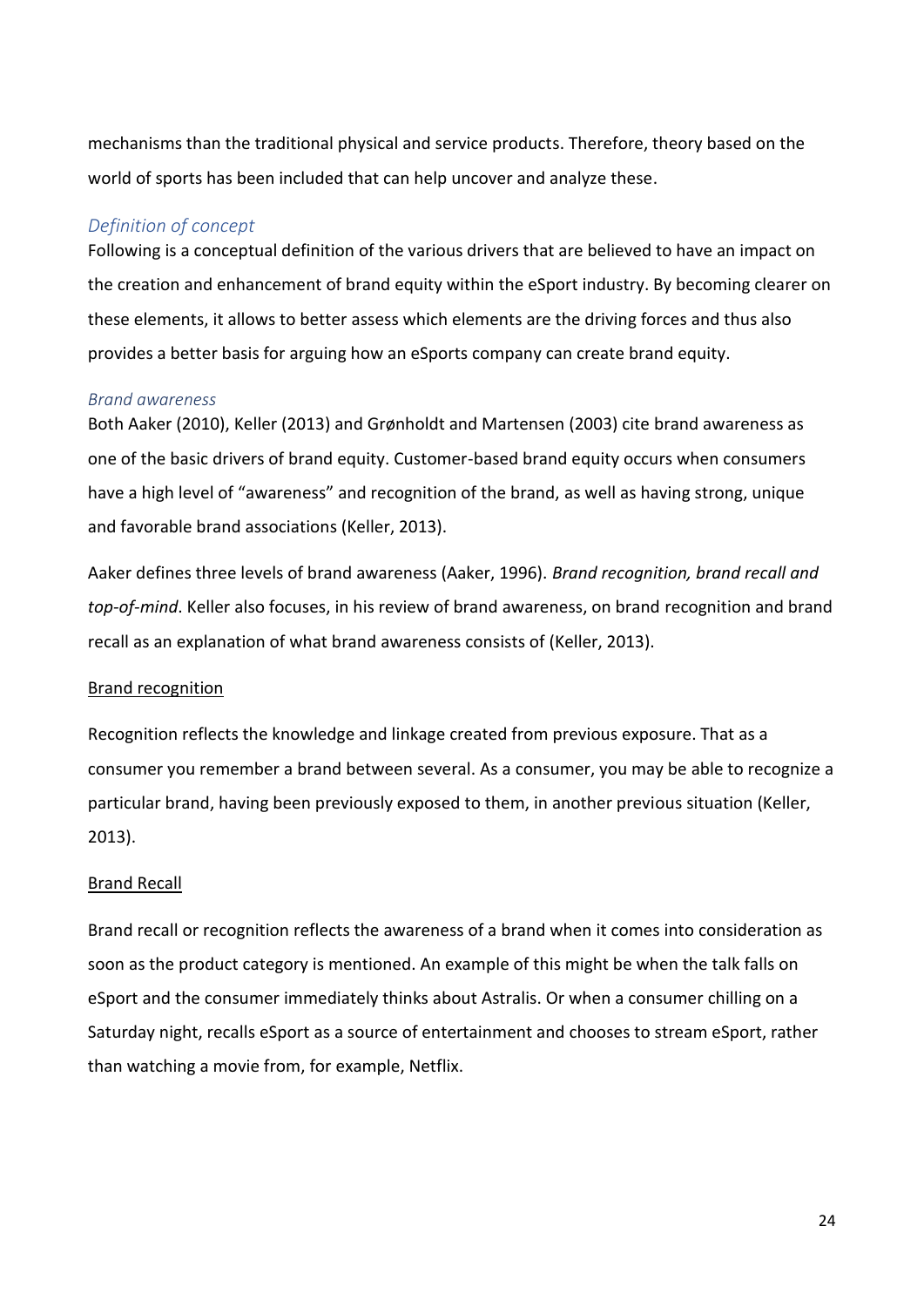mechanisms than the traditional physical and service products. Therefore, theory based on the world of sports has been included that can help uncover and analyze these.

## *Definition of concept*

Following is a conceptual definition of the various drivers that are believed to have an impact on the creation and enhancement of brand equity within the eSport industry. By becoming clearer on these elements, it allows to better assess which elements are the driving forces and thus also provides a better basis for arguing how an eSports company can create brand equity.

### *Brand awareness*

Both Aaker (2010), Keller (2013) and Grønholdt and Martensen (2003) cite brand awareness as one of the basic drivers of brand equity. Customer-based brand equity occurs when consumers have a high level of "awareness" and recognition of the brand, as well as having strong, unique and favorable brand associations (Keller, 2013).

Aaker defines three levels of brand awareness (Aaker, 1996). *Brand recognition, brand recall and top-of-mind*. Keller also focuses, in his review of brand awareness, on brand recognition and brand recall as an explanation of what brand awareness consists of (Keller, 2013).

#### Brand recognition

Recognition reflects the knowledge and linkage created from previous exposure. That as a consumer you remember a brand between several. As a consumer, you may be able to recognize a particular brand, having been previously exposed to them, in another previous situation (Keller, 2013).

#### Brand Recall

Brand recall or recognition reflects the awareness of a brand when it comes into consideration as soon as the product category is mentioned. An example of this might be when the talk falls on eSport and the consumer immediately thinks about Astralis. Or when a consumer chilling on a Saturday night, recalls eSport as a source of entertainment and chooses to stream eSport, rather than watching a movie from, for example, Netflix.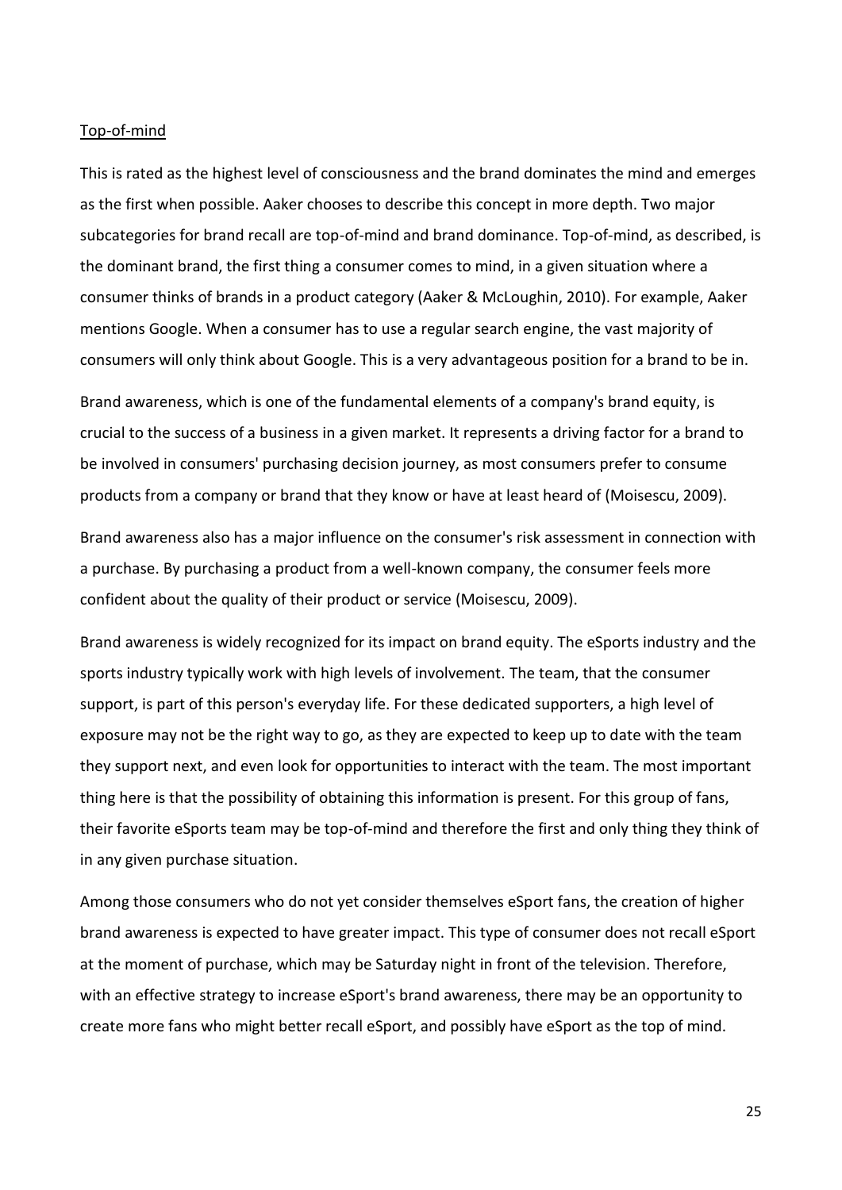Top-of-mind

This is rated as the highest level of consciousness and the brand dominates the mind and emerges as the first when possible. Aaker chooses to describe this concept in more depth. Two major subcategories for brand recall are top-of-mind and brand dominance. Top-of-mind, as described, is the dominant brand, the first thing a consumer comes to mind, in a given situation where a consumer thinks of brands in a product category (Aaker & McLoughin, 2010). For example, Aaker mentions Google. When a consumer has to use a regular search engine, the vast majority of consumers will only think about Google. This is a very advantageous position for a brand to be in.

Brand awareness, which is one of the fundamental elements of a company's brand equity, is crucial to the success of a business in a given market. It represents a driving factor for a brand to be involved in consumers' purchasing decision journey, as most consumers prefer to consume products from a company or brand that they know or have at least heard of (Moisescu, 2009).

Brand awareness also has a major influence on the consumer's risk assessment in connection with a purchase. By purchasing a product from a well-known company, the consumer feels more confident about the quality of their product or service (Moisescu, 2009).

Brand awareness is widely recognized for its impact on brand equity. The eSports industry and the sports industry typically work with high levels of involvement. The team, that the consumer support, is part of this person's everyday life. For these dedicated supporters, a high level of exposure may not be the right way to go, as they are expected to keep up to date with the team they support next, and even look for opportunities to interact with the team. The most important thing here is that the possibility of obtaining this information is present. For this group of fans, their favorite eSports team may be top-of-mind and therefore the first and only thing they think of in any given purchase situation.

Among those consumers who do not yet consider themselves eSport fans, the creation of higher brand awareness is expected to have greater impact. This type of consumer does not recall eSport at the moment of purchase, which may be Saturday night in front of the television. Therefore, with an effective strategy to increase eSport's brand awareness, there may be an opportunity to create more fans who might better recall eSport, and possibly have eSport as the top of mind.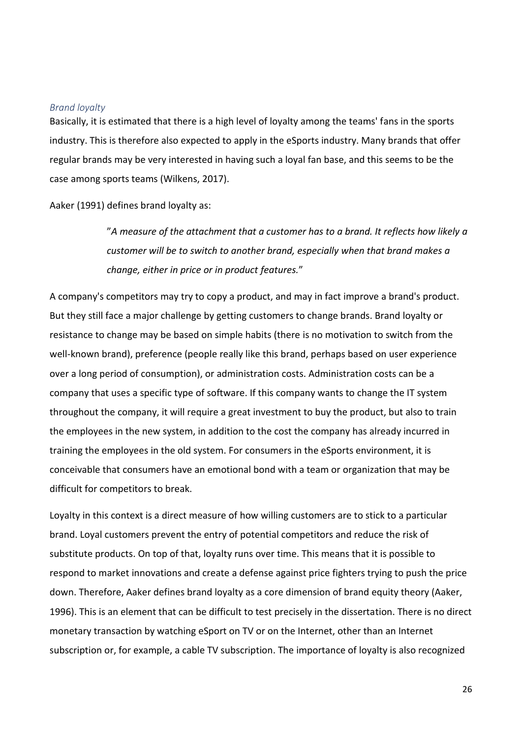### *Brand loyalty*

Basically, it is estimated that there is a high level of loyalty among the teams' fans in the sports industry. This is therefore also expected to apply in the eSports industry. Many brands that offer regular brands may be very interested in having such a loyal fan base, and this seems to be the case among sports teams (Wilkens, 2017).

Aaker (1991) defines brand loyalty as:

> "*A measure of the attachment that a customer has to a brand. It reflects how likely a customer will be to switch to another brand, especially when that brand makes a change, either in price or in product features.*"

A company's competitors may try to copy a product, and may in fact improve a brand's product. But they still face a major challenge by getting customers to change brands. Brand loyalty or resistance to change may be based on simple habits (there is no motivation to switch from the well-known brand), preference (people really like this brand, perhaps based on user experience over a long period of consumption), or administration costs. Administration costs can be a company that uses a specific type of software. If this company wants to change the IT system throughout the company, it will require a great investment to buy the product, but also to train the employees in the new system, in addition to the cost the company has already incurred in training the employees in the old system. For consumers in the eSports environment, it is conceivable that consumers have an emotional bond with a team or organization that may be difficult for competitors to break.

Loyalty in this context is a direct measure of how willing customers are to stick to a particular brand. Loyal customers prevent the entry of potential competitors and reduce the risk of substitute products. On top of that, loyalty runs over time. This means that it is possible to respond to market innovations and create a defense against price fighters trying to push the price down. Therefore, Aaker defines brand loyalty as a core dimension of brand equity theory (Aaker, 1996). This is an element that can be difficult to test precisely in the dissertation. There is no direct monetary transaction by watching eSport on TV or on the Internet, other than an Internet subscription or, for example, a cable TV subscription. The importance of loyalty is also recognized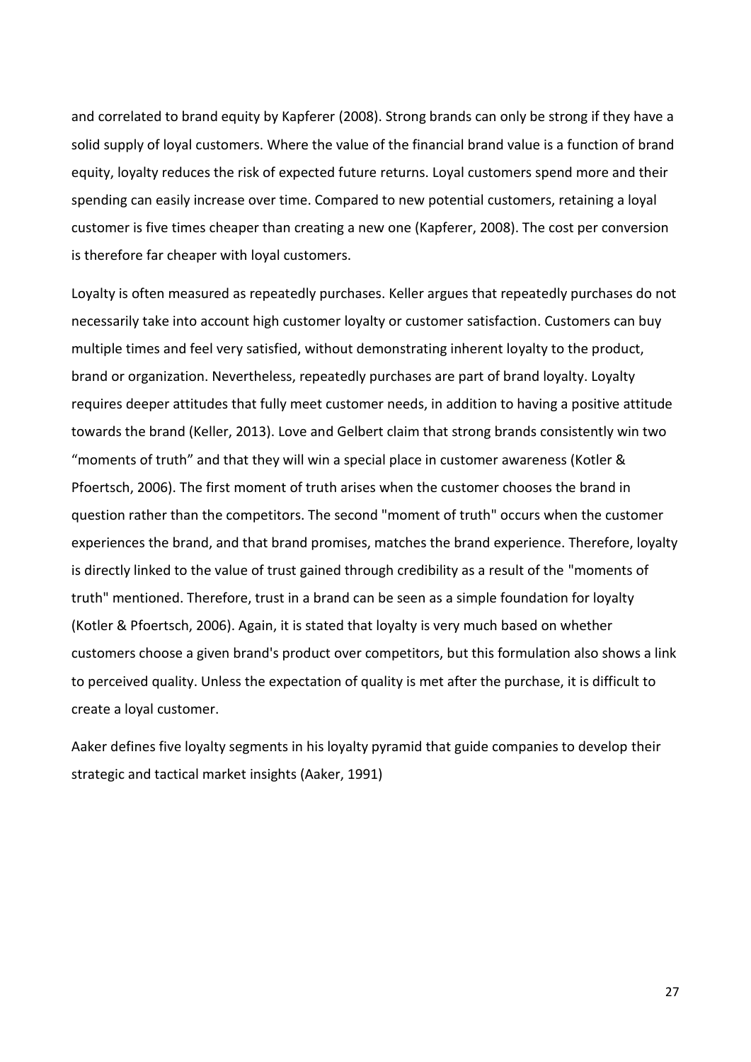and correlated to brand equity by Kapferer (2008). Strong brands can only be strong if they have a solid supply of loyal customers. Where the value of the financial brand value is a function of brand equity, loyalty reduces the risk of expected future returns. Loyal customers spend more and their spending can easily increase over time. Compared to new potential customers, retaining a loyal customer is five times cheaper than creating a new one (Kapferer, 2008). The cost per conversion is therefore far cheaper with loyal customers.

Loyalty is often measured as repeatedly purchases. Keller argues that repeatedly purchases do not necessarily take into account high customer loyalty or customer satisfaction. Customers can buy multiple times and feel very satisfied, without demonstrating inherent loyalty to the product, brand or organization. Nevertheless, repeatedly purchases are part of brand loyalty. Loyalty requires deeper attitudes that fully meet customer needs, in addition to having a positive attitude towards the brand (Keller, 2013). Love and Gelbert claim that strong brands consistently win two “moments of truth” and that they will win a special place in customer awareness (Kotler & Pfoertsch, 2006). The first moment of truth arises when the customer chooses the brand in question rather than the competitors. The second "moment of truth" occurs when the customer experiences the brand, and that brand promises, matches the brand experience. Therefore, loyalty is directly linked to the value of trust gained through credibility as a result of the "moments of truth" mentioned. Therefore, trust in a brand can be seen as a simple foundation for loyalty (Kotler & Pfoertsch, 2006). Again, it is stated that loyalty is very much based on whether customers choose a given brand's product over competitors, but this formulation also shows a link to perceived quality. Unless the expectation of quality is met after the purchase, it is difficult to create a loyal customer.

Aaker defines five loyalty segments in his loyalty pyramid that guide companies to develop their strategic and tactical market insights (Aaker, 1991)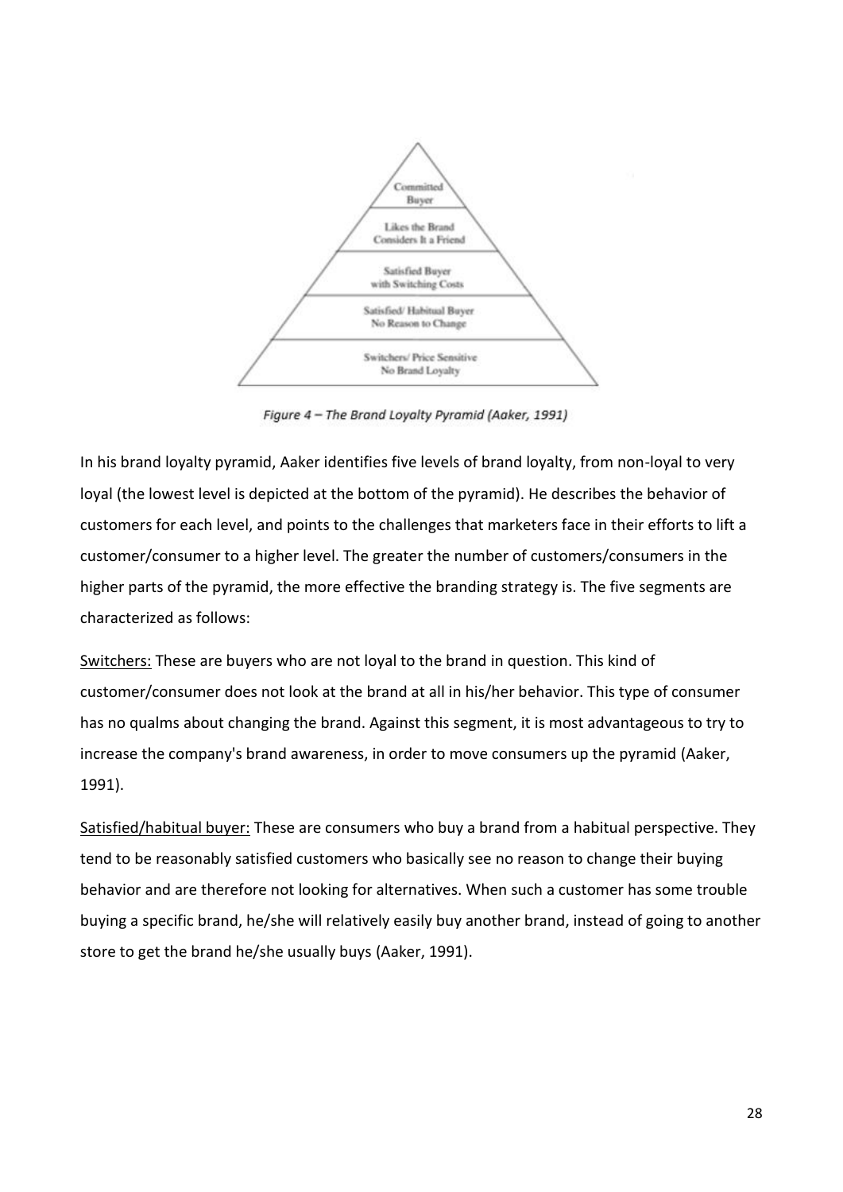*Figure 4 – The Brand Loyalty Pyramid (Aaker, 1991)*

In his brand loyalty pyramid, Aaker identifies five levels of brand loyalty, from non-loyal to very loyal (the lowest level is depicted at the bottom of the pyramid). He describes the behavior of customers for each level, and points to the challenges that marketers face in their efforts to lift a customer/consumer to a higher level. The greater the number of customers/consumers in the higher parts of the pyramid, the more effective the branding strategy is. The five segments are characterized as follows:

Switchers: These are buyers who are not loyal to the brand in question. This kind of customer/consumer does not look at the brand at all in his/her behavior. This type of consumer has no qualms about changing the brand. Against this segment, it is most advantageous to try to increase the company's brand awareness, in order to move consumers up the pyramid (Aaker, 1991).

Satisfied/habitual buyer: These are consumers who buy a brand from a habitual perspective. They tend to be reasonably satisfied customers who basically see no reason to change their buying behavior and are therefore not looking for alternatives. When such a customer has some trouble buying a specific brand, he/she will relatively easily buy another brand, instead of going to another store to get the brand he/she usually buys (Aaker, 1991).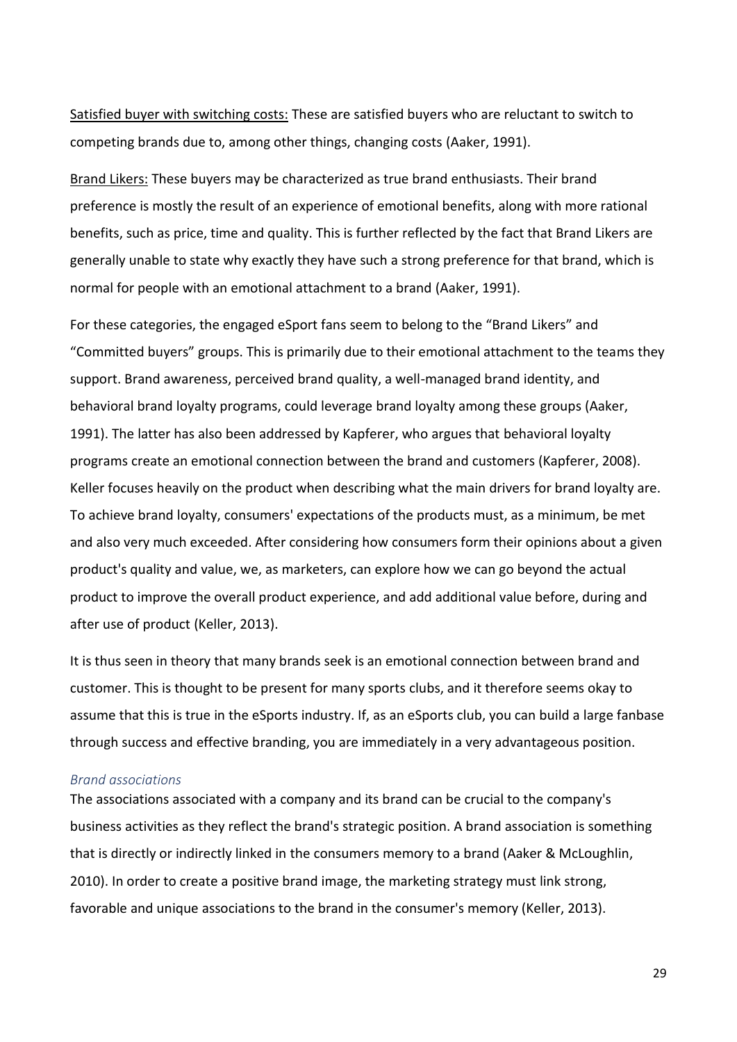<u>Satisfied buyer with switching costs:</u> These are satisfied buyers who are reluctant to switch to competing brands due to, among other things, changing costs (Aaker, 1991).

<u>Brand Likers:</u> These buyers may be characterized as true brand enthusiasts. Their brand preference is mostly the result of an experience of emotional benefits, along with more rational benefits, such as price, time and quality. This is further reflected by the fact that Brand Likers are generally unable to state why exactly they have such a strong preference for that brand, which is normal for people with an emotional attachment to a brand (Aaker, 1991).

For these categories, the engaged eSport fans seem to belong to the "Brand Likers" and "Committed buyers" groups. This is primarily due to their emotional attachment to the teams they support. Brand awareness, perceived brand quality, a well-managed brand identity, and behavioral brand loyalty programs, could leverage brand loyalty among these groups (Aaker, 1991). The latter has also been addressed by Kapferer, who argues that behavioral loyalty programs create an emotional connection between the brand and customers (Kapferer, 2008). Keller focuses heavily on the product when describing what the main drivers for brand loyalty are. To achieve brand loyalty, consumers' expectations of the products must, as a minimum, be met and also very much exceeded. After considering how consumers form their opinions about a given product's quality and value, we, as marketers, can explore how we can go beyond the actual product to improve the overall product experience, and add additional value before, during and after use of product (Keller, 2013).

It is thus seen in theory that many brands seek is an emotional connection between brand and customer. This is thought to be present for many sports clubs, and it therefore seems okay to assume that this is true in the eSports industry. If, as an eSports club, you can build a large fanbase through success and effective branding, you are immediately in a very advantageous position.

#### *Brand associations*

The associations associated with a company and its brand can be crucial to the company's business activities as they reflect the brand's strategic position. A brand association is something that is directly or indirectly linked in the consumers memory to a brand (Aaker & McLoughlin, 2010). In order to create a positive brand image, the marketing strategy must link strong, favorable and unique associations to the brand in the consumer's memory (Keller, 2013).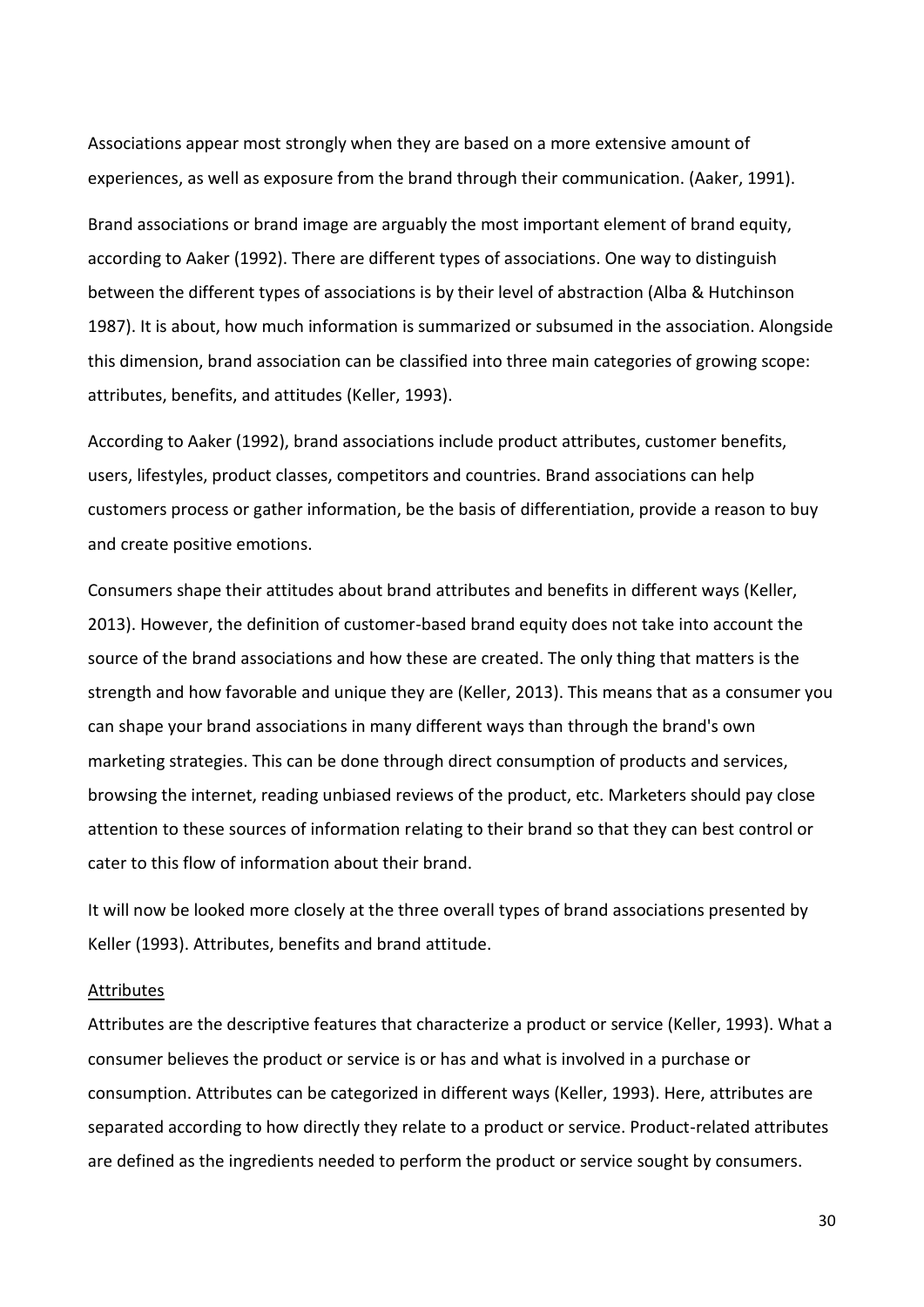Associations appear most strongly when they are based on a more extensive amount of experiences, as well as exposure from the brand through their communication. (Aaker, 1991).

Brand associations or brand image are arguably the most important element of brand equity, according to Aaker (1992). There are different types of associations. One way to distinguish between the different types of associations is by their level of abstraction (Alba & Hutchinson 1987). It is about, how much information is summarized or subsumed in the association. Alongside this dimension, brand association can be classified into three main categories of growing scope: attributes, benefits, and attitudes (Keller, 1993).

According to Aaker (1992), brand associations include product attributes, customer benefits, users, lifestyles, product classes, competitors and countries. Brand associations can help customers process or gather information, be the basis of differentiation, provide a reason to buy and create positive emotions.

Consumers shape their attitudes about brand attributes and benefits in different ways (Keller, 2013). However, the definition of customer-based brand equity does not take into account the source of the brand associations and how these are created. The only thing that matters is the strength and how favorable and unique they are (Keller, 2013). This means that as a consumer you can shape your brand associations in many different ways than through the brand's own marketing strategies. This can be done through direct consumption of products and services, browsing the internet, reading unbiased reviews of the product, etc. Marketers should pay close attention to these sources of information relating to their brand so that they can best control or cater to this flow of information about their brand.

It will now be looked more closely at the three overall types of brand associations presented by Keller (1993). Attributes, benefits and brand attitude.

<u>Attributes</u>

Attributes are the descriptive features that characterize a product or service (Keller, 1993). What a consumer believes the product or service is or has and what is involved in a purchase or consumption. Attributes can be categorized in different ways (Keller, 1993). Here, attributes are separated according to how directly they relate to a product or service. Product-related attributes are defined as the ingredients needed to perform the product or service sought by consumers.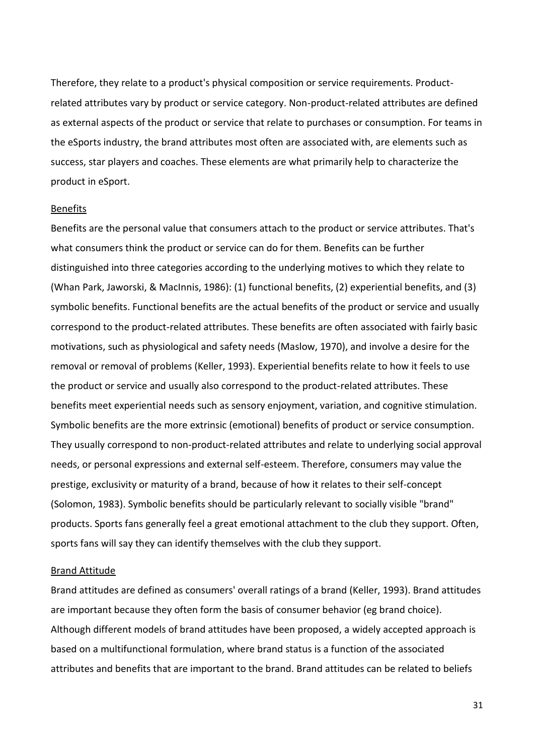Therefore, they relate to a product's physical composition or service requirements. Product-related attributes vary by product or service category. Non-product-related attributes are defined as external aspects of the product or service that relate to purchases or consumption. For teams in the eSports industry, the brand attributes most often are associated with, are elements such as success, star players and coaches. These elements are what primarily help to characterize the product in eSport.

<u>Benefits</u>

Benefits are the personal value that consumers attach to the product or service attributes. That's what consumers think the product or service can do for them. Benefits can be further distinguished into three categories according to the underlying motives to which they relate to (Whan Park, Jaworski, & MacInnis, 1986): (1) functional benefits, (2) experiential benefits, and (3) symbolic benefits. Functional benefits are the actual benefits of the product or service and usually correspond to the product-related attributes. These benefits are often associated with fairly basic motivations, such as physiological and safety needs (Maslow, 1970), and involve a desire for the removal or removal of problems (Keller, 1993). Experiential benefits relate to how it feels to use the product or service and usually also correspond to the product-related attributes. These benefits meet experiential needs such as sensory enjoyment, variation, and cognitive stimulation. Symbolic benefits are the more extrinsic (emotional) benefits of product or service consumption. They usually correspond to non-product-related attributes and relate to underlying social approval needs, or personal expressions and external self-esteem. Therefore, consumers may value the prestige, exclusivity or maturity of a brand, because of how it relates to their self-concept (Solomon, 1983). Symbolic benefits should be particularly relevant to socially visible "brand" products. Sports fans generally feel a great emotional attachment to the club they support. Often, sports fans will say they can identify themselves with the club they support.

<u>Brand Attitude</u>

Brand attitudes are defined as consumers' overall ratings of a brand (Keller, 1993). Brand attitudes are important because they often form the basis of consumer behavior (eg brand choice). Although different models of brand attitudes have been proposed, a widely accepted approach is based on a multifunctional formulation, where brand status is a function of the associated attributes and benefits that are important to the brand. Brand attitudes can be related to beliefs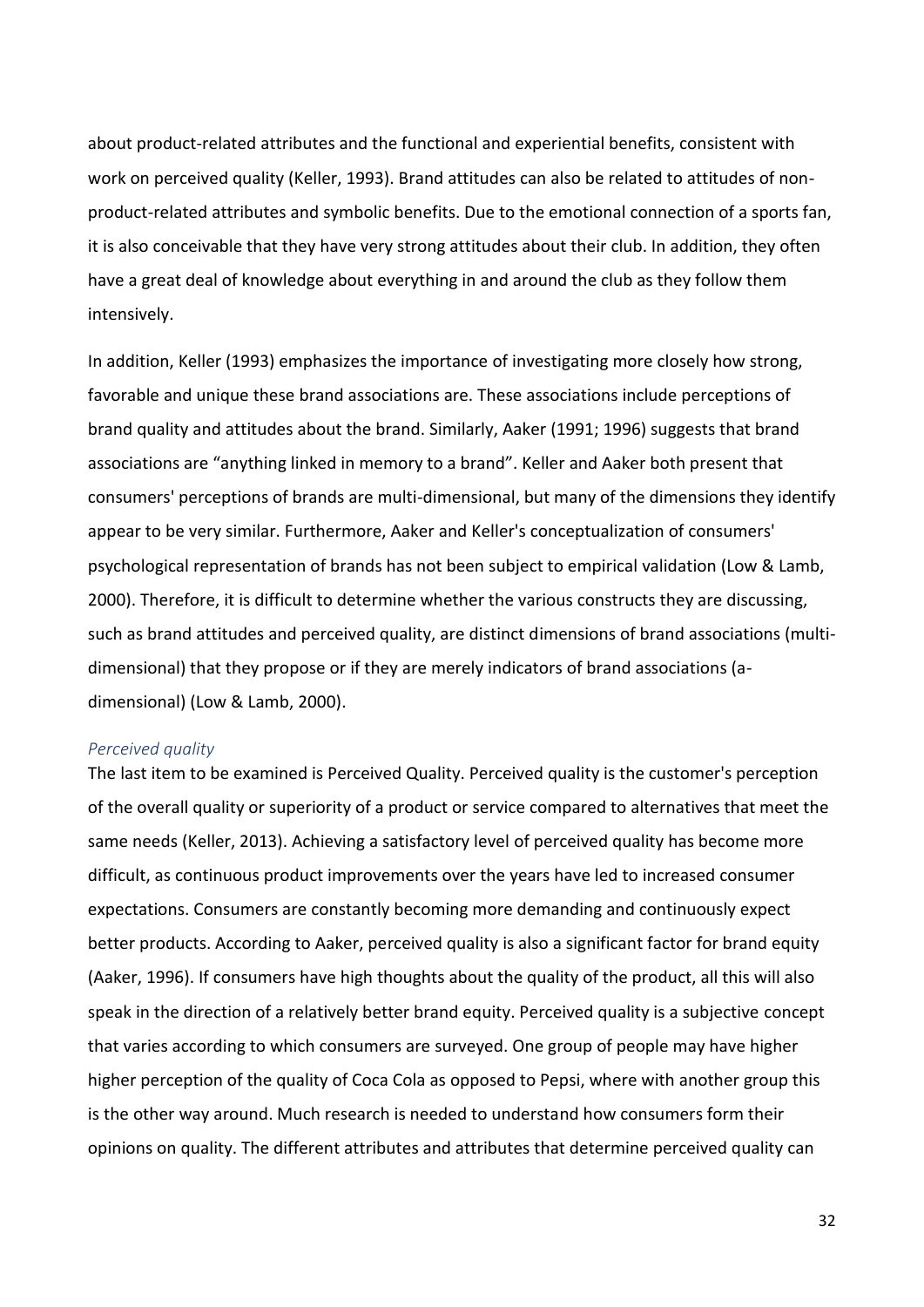about product-related attributes and the functional and experiential benefits, consistent with work on perceived quality (Keller, 1993). Brand attitudes can also be related to attitudes of non-product-related attributes and symbolic benefits. Due to the emotional connection of a sports fan, it is also conceivable that they have very strong attitudes about their club. In addition, they often have a great deal of knowledge about everything in and around the club as they follow them intensively.

In addition, Keller (1993) emphasizes the importance of investigating more closely how strong, favorable and unique these brand associations are. These associations include perceptions of brand quality and attitudes about the brand. Similarly, Aaker (1991; 1996) suggests that brand associations are "anything linked in memory to a brand". Keller and Aaker both present that consumers' perceptions of brands are multi-dimensional, but many of the dimensions they identify appear to be very similar. Furthermore, Aaker and Keller's conceptualization of consumers' psychological representation of brands has not been subject to empirical validation (Low & Lamb, 2000). Therefore, it is difficult to determine whether the various constructs they are discussing, such as brand attitudes and perceived quality, are distinct dimensions of brand associations (multi-dimensional) that they propose or if they are merely indicators of brand associations (a-dimensional) (Low & Lamb, 2000).

*Perceived quality*

The last item to be examined is Perceived Quality. Perceived quality is the customer's perception of the overall quality or superiority of a product or service compared to alternatives that meet the same needs (Keller, 2013). Achieving a satisfactory level of perceived quality has become more difficult, as continuous product improvements over the years have led to increased consumer expectations. Consumers are constantly becoming more demanding and continuously expect better products. According to Aaker, perceived quality is also a significant factor for brand equity (Aaker, 1996). If consumers have high thoughts about the quality of the product, all this will also speak in the direction of a relatively better brand equity. Perceived quality is a subjective concept that varies according to which consumers are surveyed. One group of people may have higher higher perception of the quality of Coca Cola as opposed to Pepsi, where with another group this is the other way around. Much research is needed to understand how consumers form their opinions on quality. The different attributes and attributes that determine perceived quality can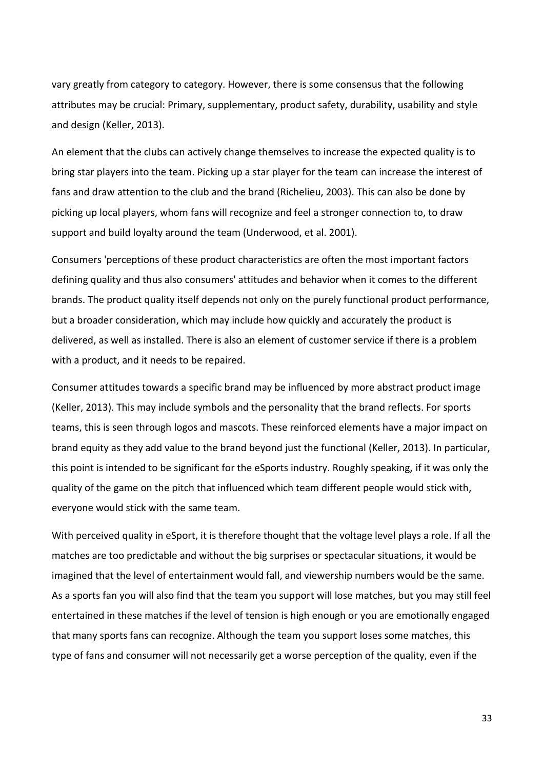vary greatly from category to category. However, there is some consensus that the following attributes may be crucial: Primary, supplementary, product safety, durability, usability and style and design (Keller, 2013).

An element that the clubs can actively change themselves to increase the expected quality is to bring star players into the team. Picking up a star player for the team can increase the interest of fans and draw attention to the club and the brand (Richelieu, 2003). This can also be done by picking up local players, whom fans will recognize and feel a stronger connection to, to draw support and build loyalty around the team (Underwood, et al. 2001).

Consumers 'perceptions of these product characteristics are often the most important factors defining quality and thus also consumers' attitudes and behavior when it comes to the different brands. The product quality itself depends not only on the purely functional product performance, but a broader consideration, which may include how quickly and accurately the product is delivered, as well as installed. There is also an element of customer service if there is a problem with a product, and it needs to be repaired.

Consumer attitudes towards a specific brand may be influenced by more abstract product image (Keller, 2013). This may include symbols and the personality that the brand reflects. For sports teams, this is seen through logos and mascots. These reinforced elements have a major impact on brand equity as they add value to the brand beyond just the functional (Keller, 2013). In particular, this point is intended to be significant for the eSports industry. Roughly speaking, if it was only the quality of the game on the pitch that influenced which team different people would stick with, everyone would stick with the same team.

With perceived quality in eSport, it is therefore thought that the voltage level plays a role. If all the matches are too predictable and without the big surprises or spectacular situations, it would be imagined that the level of entertainment would fall, and viewership numbers would be the same. As a sports fan you will also find that the team you support will lose matches, but you may still feel entertained in these matches if the level of tension is high enough or you are emotionally engaged that many sports fans can recognize. Although the team you support loses some matches, this type of fans and consumer will not necessarily get a worse perception of the quality, even if the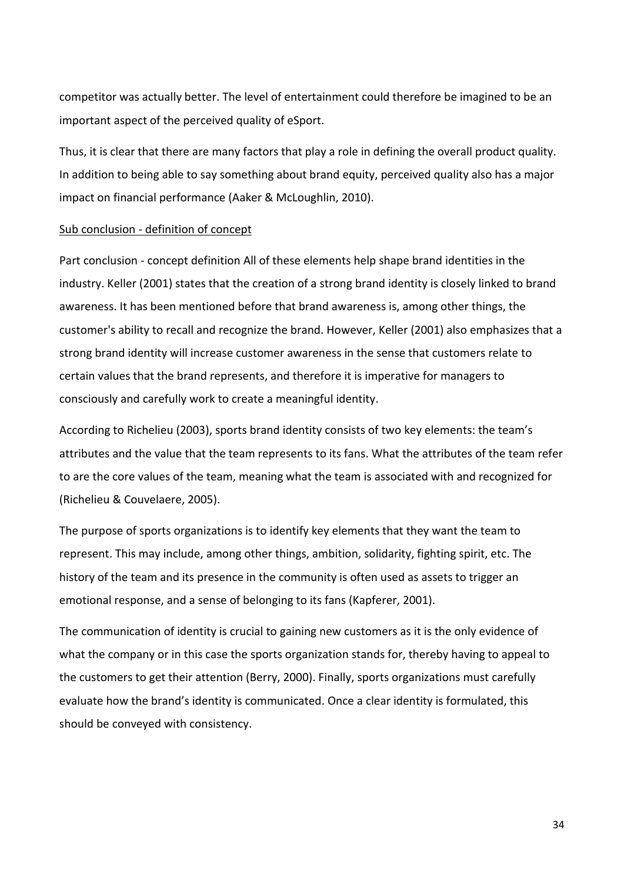competitor was actually better. The level of entertainment could therefore be imagined to be an important aspect of the perceived quality of eSport.

Thus, it is clear that there are many factors that play a role in defining the overall product quality. In addition to being able to say something about brand equity, perceived quality also has a major impact on financial performance (Aaker & McLoughlin, 2010).

<u>Sub conclusion - definition of concept</u>

Part conclusion - concept definition All of these elements help shape brand identities in the industry. Keller (2001) states that the creation of a strong brand identity is closely linked to brand awareness. It has been mentioned before that brand awareness is, among other things, the customer's ability to recall and recognize the brand. However, Keller (2001) also emphasizes that a strong brand identity will increase customer awareness in the sense that customers relate to certain values that the brand represents, and therefore it is imperative for managers to consciously and carefully work to create a meaningful identity.

According to Richelieu (2003), sports brand identity consists of two key elements: the team's attributes and the value that the team represents to its fans. What the attributes of the team refer to are the core values of the team, meaning what the team is associated with and recognized for (Richelieu & Couvelaere, 2005).

The purpose of sports organizations is to identify key elements that they want the team to represent. This may include, among other things, ambition, solidarity, fighting spirit, etc. The history of the team and its presence in the community is often used as assets to trigger an emotional response, and a sense of belonging to its fans (Kapferer, 2001).

The communication of identity is crucial to gaining new customers as it is the only evidence of what the company or in this case the sports organization stands for, thereby having to appeal to the customers to get their attention (Berry, 2000). Finally, sports organizations must carefully evaluate how the brand's identity is communicated. Once a clear identity is formulated, this should be conveyed with consistency.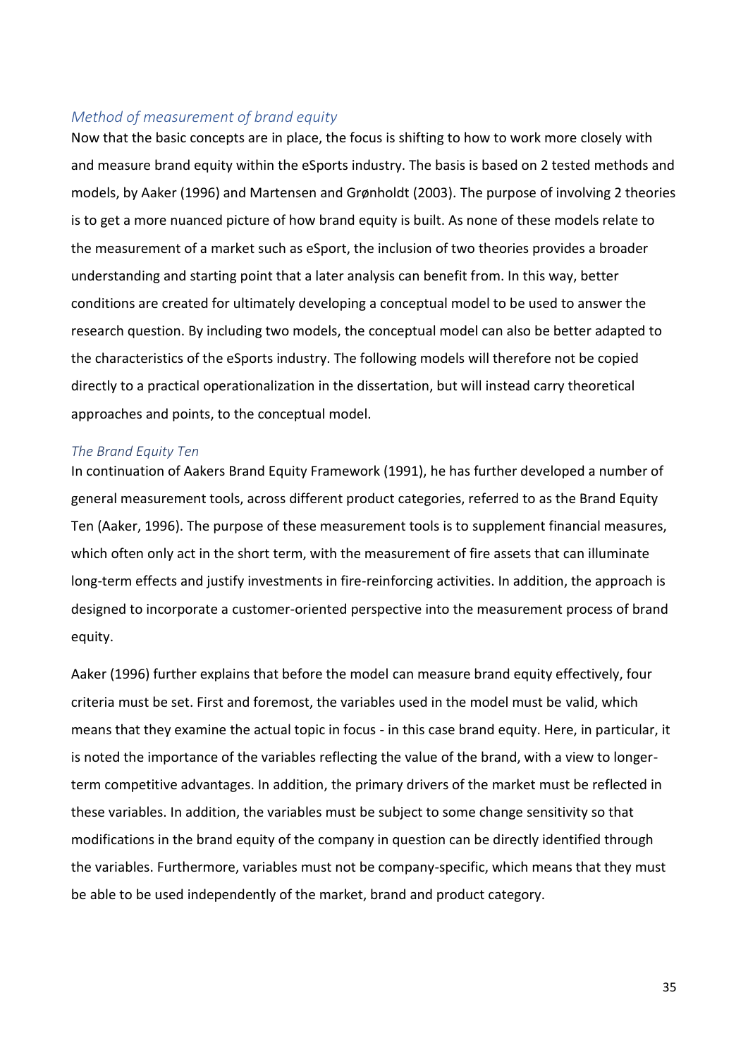### *Method of measurement of brand equity*

Now that the basic concepts are in place, the focus is shifting to how to work more closely with and measure brand equity within the eSports industry. The basis is based on 2 tested methods and models, by Aaker (1996) and Martensen and Grønholdt (2003). The purpose of involving 2 theories is to get a more nuanced picture of how brand equity is built. As none of these models relate to the measurement of a market such as eSport, the inclusion of two theories provides a broader understanding and starting point that a later analysis can benefit from. In this way, better conditions are created for ultimately developing a conceptual model to be used to answer the research question. By including two models, the conceptual model can also be better adapted to the characteristics of the eSports industry. The following models will therefore not be copied directly to a practical operationalization in the dissertation, but will instead carry theoretical approaches and points, to the conceptual model.

### *The Brand Equity Ten*

In continuation of Aakers Brand Equity Framework (1991), he has further developed a number of general measurement tools, across different product categories, referred to as the Brand Equity Ten (Aaker, 1996). The purpose of these measurement tools is to supplement financial measures, which often only act in the short term, with the measurement of fire assets that can illuminate long-term effects and justify investments in fire-reinforcing activities. In addition, the approach is designed to incorporate a customer-oriented perspective into the measurement process of brand equity.

Aaker (1996) further explains that before the model can measure brand equity effectively, four criteria must be set. First and foremost, the variables used in the model must be valid, which means that they examine the actual topic in focus - in this case brand equity. Here, in particular, it is noted the importance of the variables reflecting the value of the brand, with a view to longer-term competitive advantages. In addition, the primary drivers of the market must be reflected in these variables. In addition, the variables must be subject to some change sensitivity so that modifications in the brand equity of the company in question can be directly identified through the variables. Furthermore, variables must not be company-specific, which means that they must be able to be used independently of the market, brand and product category.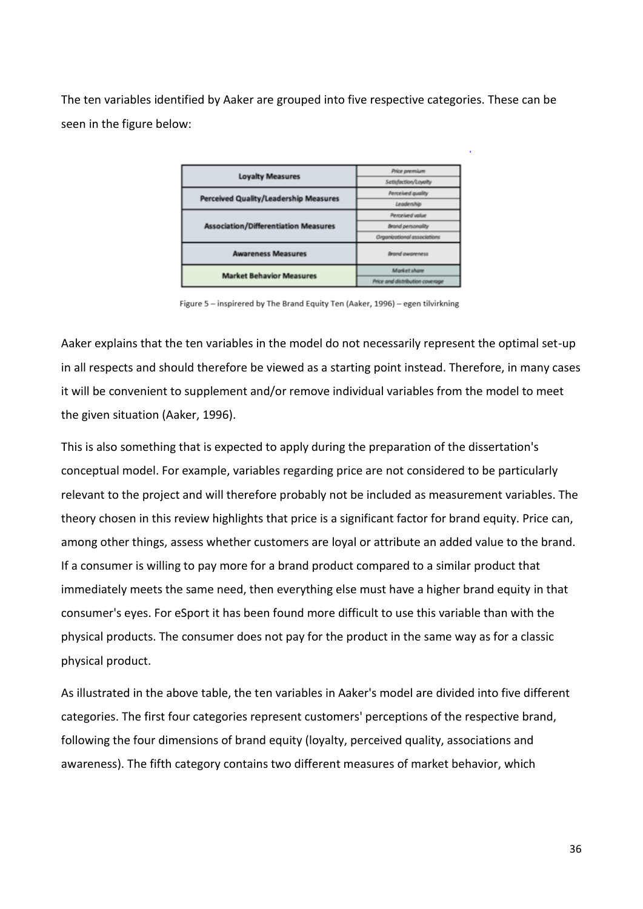The ten variables identified by Aaker are grouped into five respective categories. These can be seen in the figure below:

| Loyalty Measures | Price premium |
|---|---|
| | Satisfaction/Loyalty |
| Perceived Quality/Leadership Measures | Perceived quality |
| | Leadership |
| Association/Differentiation Measures | Perceived value |
| | Brand personality |
| | Organizational associations |
| Awareness Measures | Brand awareness |
| Market Behavior Measures | Market share |
| | Price and distribution coverage |

Figure 5 – inspirered by The Brand Equity Ten (Aaker, 1996) – egen tilvirkning

Aaker explains that the ten variables in the model do not necessarily represent the optimal set-up in all respects and should therefore be viewed as a starting point instead. Therefore, in many cases it will be convenient to supplement and/or remove individual variables from the model to meet the given situation (Aaker, 1996).

This is also something that is expected to apply during the preparation of the dissertation's conceptual model. For example, variables regarding price are not considered to be particularly relevant to the project and will therefore probably not be included as measurement variables. The theory chosen in this review highlights that price is a significant factor for brand equity. Price can, among other things, assess whether customers are loyal or attribute an added value to the brand. If a consumer is willing to pay more for a brand product compared to a similar product that immediately meets the same need, then everything else must have a higher brand equity in that consumer's eyes. For eSport it has been found more difficult to use this variable than with the physical products. The consumer does not pay for the product in the same way as for a classic physical product.

As illustrated in the above table, the ten variables in Aaker's model are divided into five different categories. The first four categories represent customers' perceptions of the respective brand, following the four dimensions of brand equity (loyalty, perceived quality, associations and awareness). The fifth category contains two different measures of market behavior, which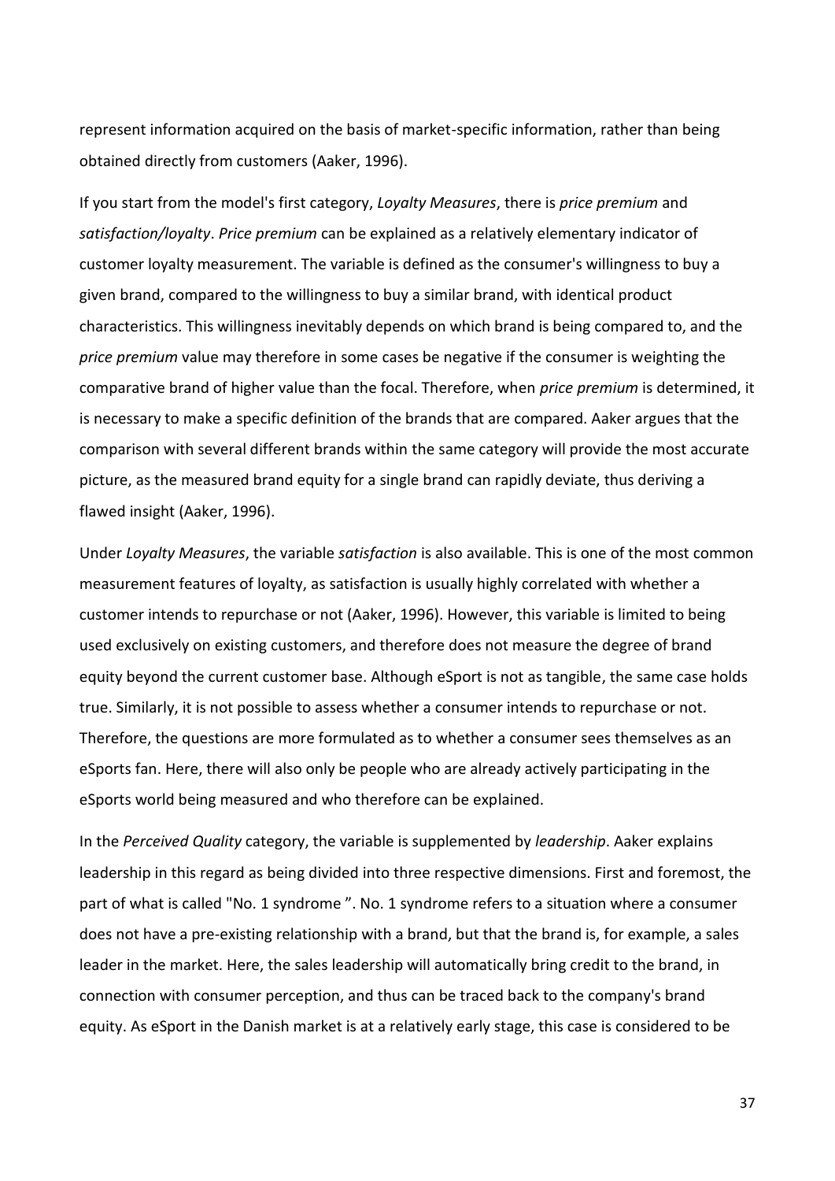represent information acquired on the basis of market-specific information, rather than being obtained directly from customers (Aaker, 1996).

If you start from the model's first category, *Loyalty Measures*, there is *price premium* and *satisfaction/loyalty*. *Price premium* can be explained as a relatively elementary indicator of customer loyalty measurement. The variable is defined as the consumer's willingness to buy a given brand, compared to the willingness to buy a similar brand, with identical product characteristics. This willingness inevitably depends on which brand is being compared to, and the *price premium* value may therefore in some cases be negative if the consumer is weighting the comparative brand of higher value than the focal. Therefore, when *price premium* is determined, it is necessary to make a specific definition of the brands that are compared. Aaker argues that the comparison with several different brands within the same category will provide the most accurate picture, as the measured brand equity for a single brand can rapidly deviate, thus deriving a flawed insight (Aaker, 1996).

Under *Loyalty Measures*, the variable *satisfaction* is also available. This is one of the most common measurement features of loyalty, as satisfaction is usually highly correlated with whether a customer intends to repurchase or not (Aaker, 1996). However, this variable is limited to being used exclusively on existing customers, and therefore does not measure the degree of brand equity beyond the current customer base. Although eSport is not as tangible, the same case holds true. Similarly, it is not possible to assess whether a consumer intends to repurchase or not. Therefore, the questions are more formulated as to whether a consumer sees themselves as an eSports fan. Here, there will also only be people who are already actively participating in the eSports world being measured and who therefore can be explained.

In the *Perceived Quality* category, the variable is supplemented by *leadership*. Aaker explains leadership in this regard as being divided into three respective dimensions. First and foremost, the part of what is called "No. 1 syndrome ". No. 1 syndrome refers to a situation where a consumer does not have a pre-existing relationship with a brand, but that the brand is, for example, a sales leader in the market. Here, the sales leadership will automatically bring credit to the brand, in connection with consumer perception, and thus can be traced back to the company's brand equity. As eSport in the Danish market is at a relatively early stage, this case is considered to be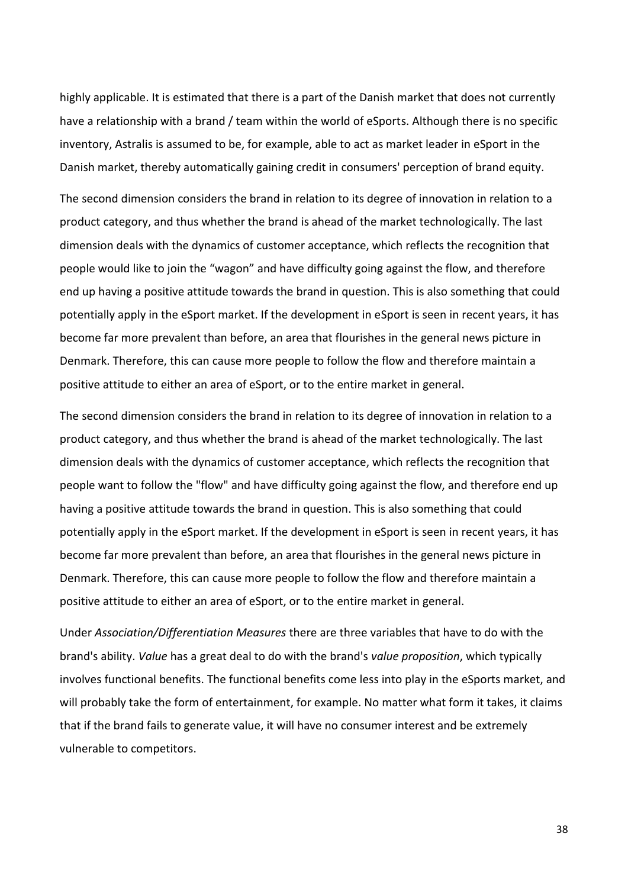highly applicable. It is estimated that there is a part of the Danish market that does not currently have a relationship with a brand / team within the world of eSports. Although there is no specific inventory, Astralis is assumed to be, for example, able to act as market leader in eSport in the Danish market, thereby automatically gaining credit in consumers' perception of brand equity.

The second dimension considers the brand in relation to its degree of innovation in relation to a product category, and thus whether the brand is ahead of the market technologically. The last dimension deals with the dynamics of customer acceptance, which reflects the recognition that people would like to join the “wagon” and have difficulty going against the flow, and therefore end up having a positive attitude towards the brand in question. This is also something that could potentially apply in the eSport market. If the development in eSport is seen in recent years, it has become far more prevalent than before, an area that flourishes in the general news picture in Denmark. Therefore, this can cause more people to follow the flow and therefore maintain a positive attitude to either an area of eSport, or to the entire market in general.

The second dimension considers the brand in relation to its degree of innovation in relation to a product category, and thus whether the brand is ahead of the market technologically. The last dimension deals with the dynamics of customer acceptance, which reflects the recognition that people want to follow the "flow" and have difficulty going against the flow, and therefore end up having a positive attitude towards the brand in question. This is also something that could potentially apply in the eSport market. If the development in eSport is seen in recent years, it has become far more prevalent than before, an area that flourishes in the general news picture in Denmark. Therefore, this can cause more people to follow the flow and therefore maintain a positive attitude to either an area of eSport, or to the entire market in general.

Under *Association/Differentiation Measures* there are three variables that have to do with the brand's ability. *Value* has a great deal to do with the brand's *value proposition*, which typically involves functional benefits. The functional benefits come less into play in the eSports market, and will probably take the form of entertainment, for example. No matter what form it takes, it claims that if the brand fails to generate value, it will have no consumer interest and be extremely vulnerable to competitors.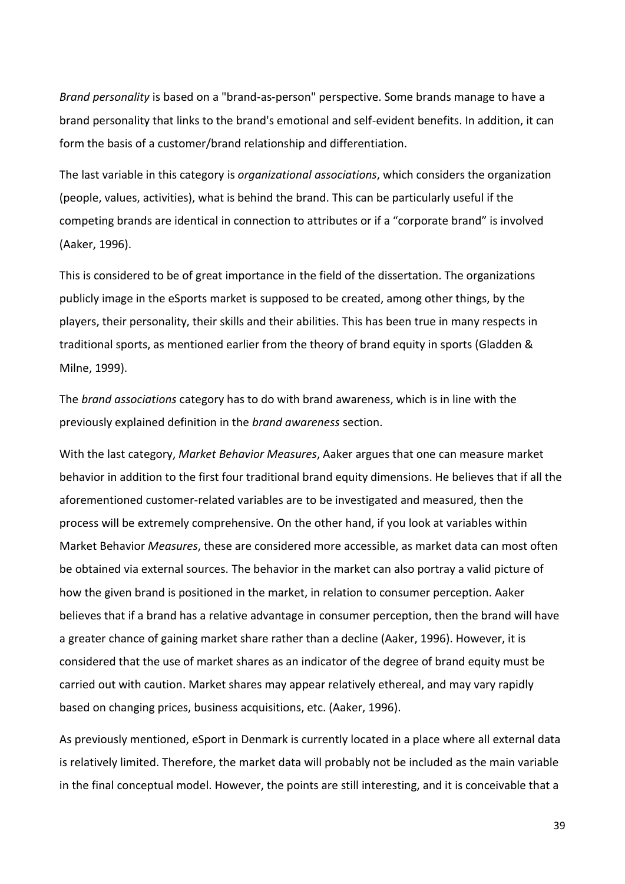*Brand personality* is based on a "brand-as-person" perspective. Some brands manage to have a brand personality that links to the brand's emotional and self-evident benefits. In addition, it can form the basis of a customer/brand relationship and differentiation.

The last variable in this category is *organizational associations*, which considers the organization (people, values, activities), what is behind the brand. This can be particularly useful if the competing brands are identical in connection to attributes or if a "corporate brand" is involved (Aaker, 1996).

This is considered to be of great importance in the field of the dissertation. The organizations publicly image in the eSports market is supposed to be created, among other things, by the players, their personality, their skills and their abilities. This has been true in many respects in traditional sports, as mentioned earlier from the theory of brand equity in sports (Gladden & Milne, 1999).

The *brand associations* category has to do with brand awareness, which is in line with the previously explained definition in the *brand awareness* section.

With the last category, *Market Behavior Measures*, Aaker argues that one can measure market behavior in addition to the first four traditional brand equity dimensions. He believes that if all the aforementioned customer-related variables are to be investigated and measured, then the process will be extremely comprehensive. On the other hand, if you look at variables within Market Behavior *Measures*, these are considered more accessible, as market data can most often be obtained via external sources. The behavior in the market can also portray a valid picture of how the given brand is positioned in the market, in relation to consumer perception. Aaker believes that if a brand has a relative advantage in consumer perception, then the brand will have a greater chance of gaining market share rather than a decline (Aaker, 1996). However, it is considered that the use of market shares as an indicator of the degree of brand equity must be carried out with caution. Market shares may appear relatively ethereal, and may vary rapidly based on changing prices, business acquisitions, etc. (Aaker, 1996).

As previously mentioned, eSport in Denmark is currently located in a place where all external data is relatively limited. Therefore, the market data will probably not be included as the main variable in the final conceptual model. However, the points are still interesting, and it is conceivable that a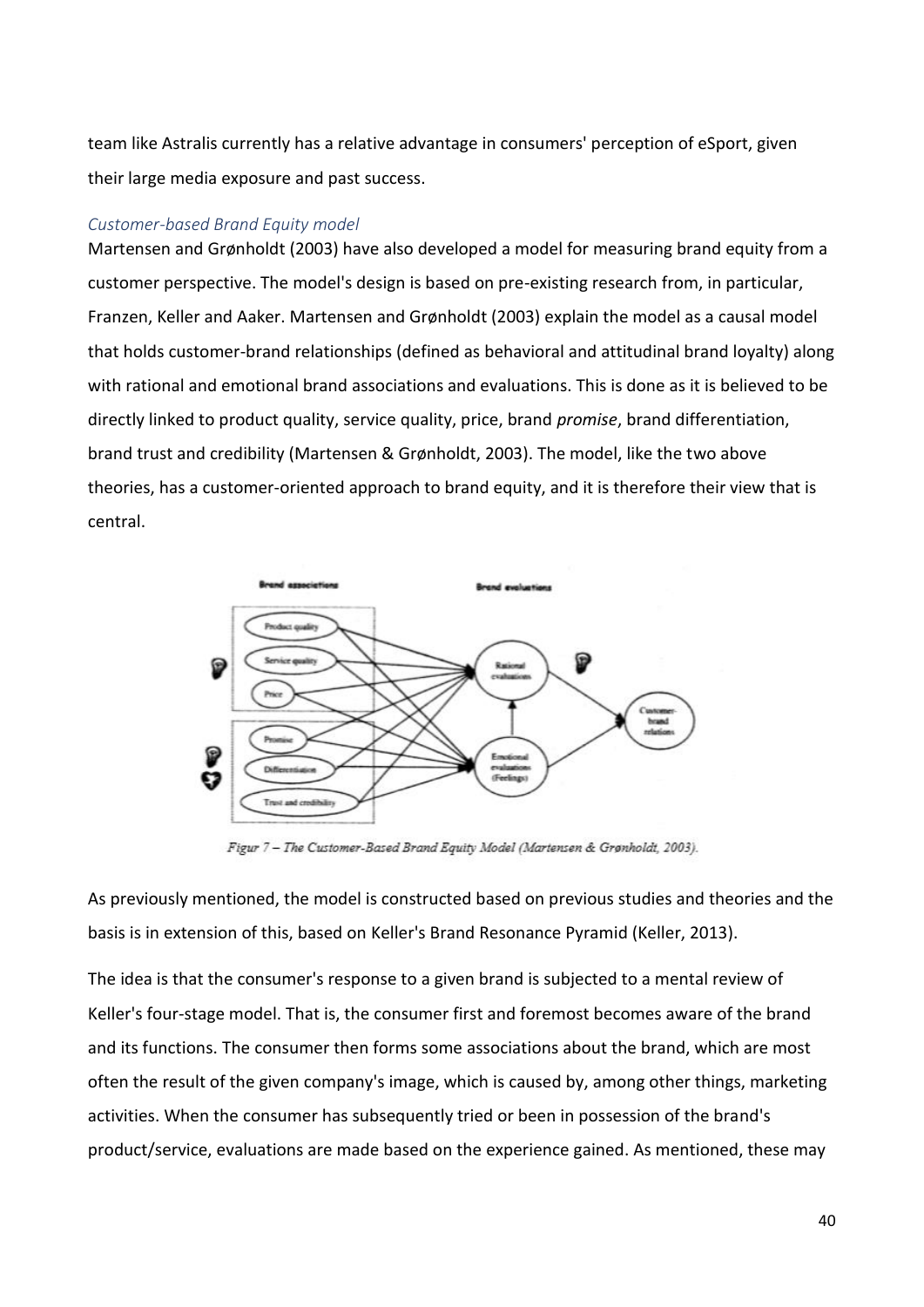team like Astralis currently has a relative advantage in consumers' perception of eSport, given their large media exposure and past success.

### *Customer-based Brand Equity model*

Martensen and Grønholdt (2003) have also developed a model for measuring brand equity from a customer perspective. The model's design is based on pre-existing research from, in particular, Franzen, Keller and Aaker. Martensen and Grønholdt (2003) explain the model as a causal model that holds customer-brand relationships (defined as behavioral and attitudinal brand loyalty) along with rational and emotional brand associations and evaluations. This is done as it is believed to be directly linked to product quality, service quality, price, brand *promise*, brand differentiation, brand trust and credibility (Martensen & Grønholdt, 2003). The model, like the two above theories, has a customer-oriented approach to brand equity, and it is therefore their view that is central.

*Figur 7 – The Customer-Based Brand Equity Model (Martensen & Grønholdt, 2003).*

As previously mentioned, the model is constructed based on previous studies and theories and the basis is in extension of this, based on Keller's Brand Resonance Pyramid (Keller, 2013).

The idea is that the consumer's response to a given brand is subjected to a mental review of Keller's four-stage model. That is, the consumer first and foremost becomes aware of the brand and its functions. The consumer then forms some associations about the brand, which are most often the result of the given company's image, which is caused by, among other things, marketing activities. When the consumer has subsequently tried or been in possession of the brand's product/service, evaluations are made based on the experience gained. As mentioned, these may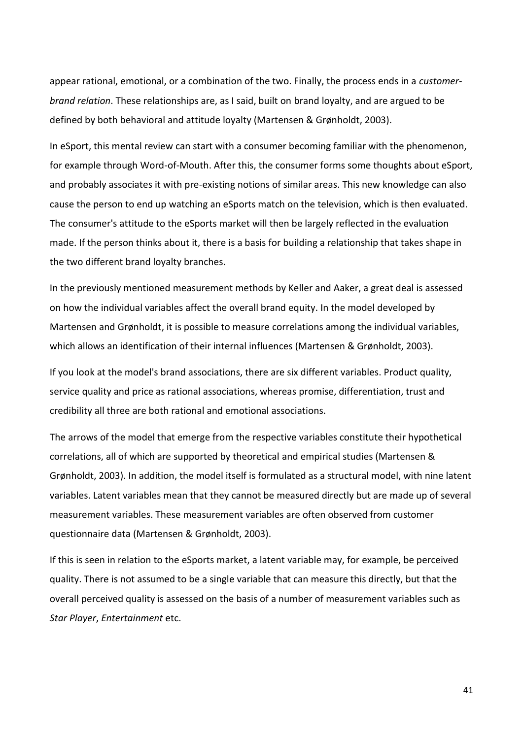appear rational, emotional, or a combination of the two. Finally, the process ends in a *customer-brand relation*. These relationships are, as I said, built on brand loyalty, and are argued to be defined by both behavioral and attitude loyalty (Martensen & Grønholdt, 2003).

In eSport, this mental review can start with a consumer becoming familiar with the phenomenon, for example through Word-of-Mouth. After this, the consumer forms some thoughts about eSport, and probably associates it with pre-existing notions of similar areas. This new knowledge can also cause the person to end up watching an eSports match on the television, which is then evaluated. The consumer's attitude to the eSports market will then be largely reflected in the evaluation made. If the person thinks about it, there is a basis for building a relationship that takes shape in the two different brand loyalty branches.

In the previously mentioned measurement methods by Keller and Aaker, a great deal is assessed on how the individual variables affect the overall brand equity. In the model developed by Martensen and Grønholdt, it is possible to measure correlations among the individual variables, which allows an identification of their internal influences (Martensen & Grønholdt, 2003).

If you look at the model's brand associations, there are six different variables. Product quality, service quality and price as rational associations, whereas promise, differentiation, trust and credibility all three are both rational and emotional associations.

The arrows of the model that emerge from the respective variables constitute their hypothetical correlations, all of which are supported by theoretical and empirical studies (Martensen & Grønholdt, 2003). In addition, the model itself is formulated as a structural model, with nine latent variables. Latent variables mean that they cannot be measured directly but are made up of several measurement variables. These measurement variables are often observed from customer questionnaire data (Martensen & Grønholdt, 2003).

If this is seen in relation to the eSports market, a latent variable may, for example, be perceived quality. There is not assumed to be a single variable that can measure this directly, but that the overall perceived quality is assessed on the basis of a number of measurement variables such as *Star Player*, *Entertainment* etc.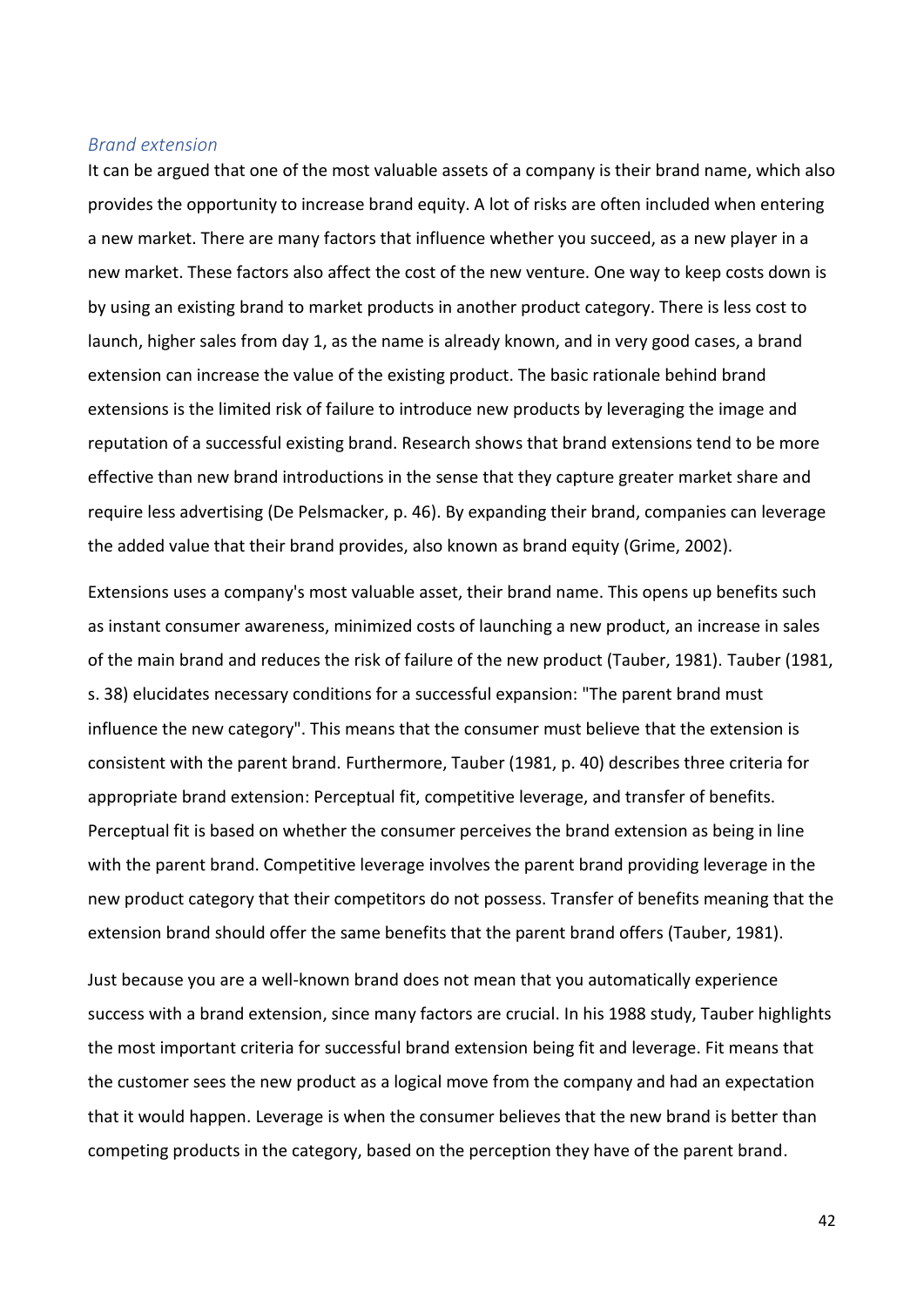### *Brand extension*

It can be argued that one of the most valuable assets of a company is their brand name, which also provides the opportunity to increase brand equity. A lot of risks are often included when entering a new market. There are many factors that influence whether you succeed, as a new player in a new market. These factors also affect the cost of the new venture. One way to keep costs down is by using an existing brand to market products in another product category. There is less cost to launch, higher sales from day 1, as the name is already known, and in very good cases, a brand extension can increase the value of the existing product. The basic rationale behind brand extensions is the limited risk of failure to introduce new products by leveraging the image and reputation of a successful existing brand. Research shows that brand extensions tend to be more effective than new brand introductions in the sense that they capture greater market share and require less advertising (De Pelsmacker, p. 46). By expanding their brand, companies can leverage the added value that their brand provides, also known as brand equity (Grime, 2002).

Extensions uses a company's most valuable asset, their brand name. This opens up benefits such as instant consumer awareness, minimized costs of launching a new product, an increase in sales of the main brand and reduces the risk of failure of the new product (Tauber, 1981). Tauber (1981, s. 38) elucidates necessary conditions for a successful expansion: "The parent brand must influence the new category". This means that the consumer must believe that the extension is consistent with the parent brand. Furthermore, Tauber (1981, p. 40) describes three criteria for appropriate brand extension: Perceptual fit, competitive leverage, and transfer of benefits. Perceptual fit is based on whether the consumer perceives the brand extension as being in line with the parent brand. Competitive leverage involves the parent brand providing leverage in the new product category that their competitors do not possess. Transfer of benefits meaning that the extension brand should offer the same benefits that the parent brand offers (Tauber, 1981).

Just because you are a well-known brand does not mean that you automatically experience success with a brand extension, since many factors are crucial. In his 1988 study, Tauber highlights the most important criteria for successful brand extension being fit and leverage. Fit means that the customer sees the new product as a logical move from the company and had an expectation that it would happen. Leverage is when the consumer believes that the new brand is better than competing products in the category, based on the perception they have of the parent brand.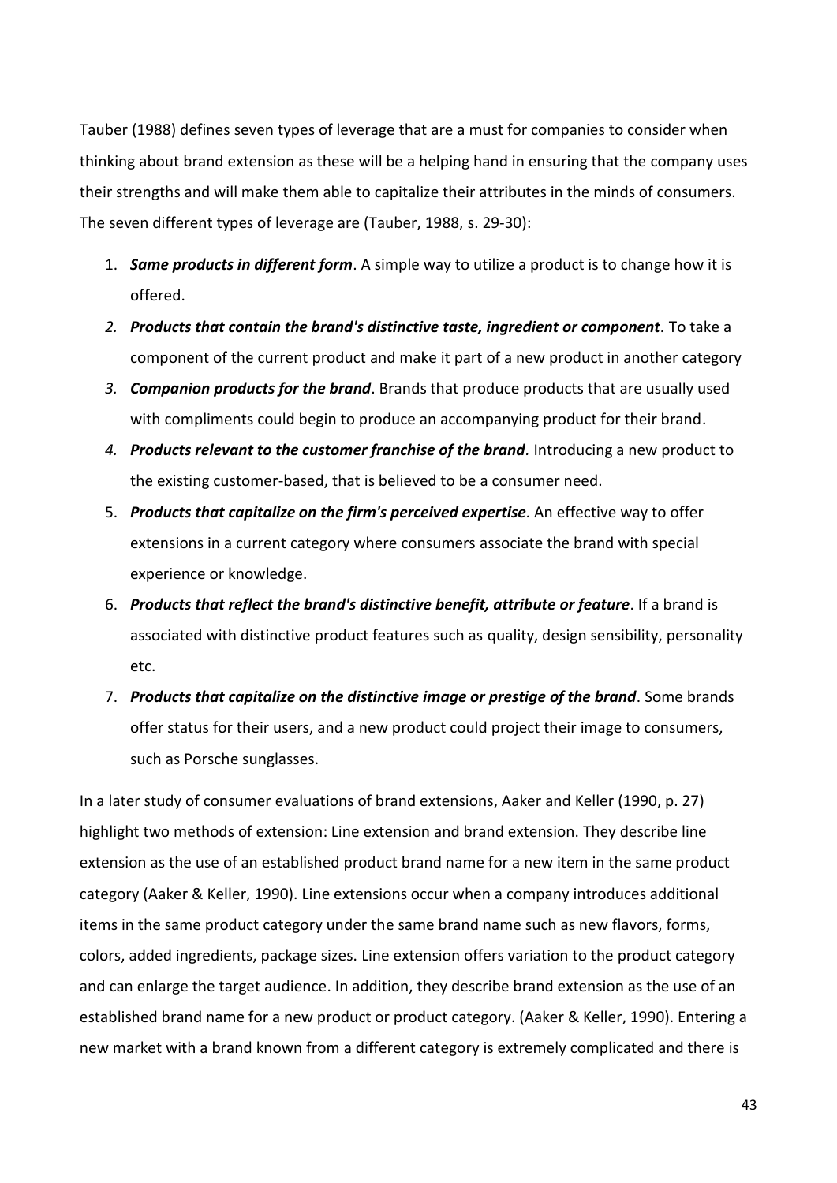Tauber (1988) defines seven types of leverage that are a must for companies to consider when thinking about brand extension as these will be a helping hand in ensuring that the company uses their strengths and will make them able to capitalize their attributes in the minds of consumers. The seven different types of leverage are (Tauber, 1988, s. 29-30):

1. ***Same products in different form***. A simple way to utilize a product is to change how it is offered.
2. ***Products that contain the brand's distinctive taste, ingredient or component***. To take a component of the current product and make it part of a new product in another category
3. ***Companion products for the brand***. Brands that produce products that are usually used with compliments could begin to produce an accompanying product for their brand.
4. ***Products relevant to the customer franchise of the brand***. Introducing a new product to the existing customer-based, that is believed to be a consumer need.
5. ***Products that capitalize on the firm's perceived expertise***. An effective way to offer extensions in a current category where consumers associate the brand with special experience or knowledge.
6. ***Products that reflect the brand's distinctive benefit, attribute or feature***. If a brand is associated with distinctive product features such as quality, design sensibility, personality etc.
7. ***Products that capitalize on the distinctive image or prestige of the brand***. Some brands offer status for their users, and a new product could project their image to consumers, such as Porsche sunglasses.

In a later study of consumer evaluations of brand extensions, Aaker and Keller (1990, p. 27) highlight two methods of extension: Line extension and brand extension. They describe line extension as the use of an established product brand name for a new item in the same product category (Aaker & Keller, 1990). Line extensions occur when a company introduces additional items in the same product category under the same brand name such as new flavors, forms, colors, added ingredients, package sizes. Line extension offers variation to the product category and can enlarge the target audience. In addition, they describe brand extension as the use of an established brand name for a new product or product category. (Aaker & Keller, 1990). Entering a new market with a brand known from a different category is extremely complicated and there is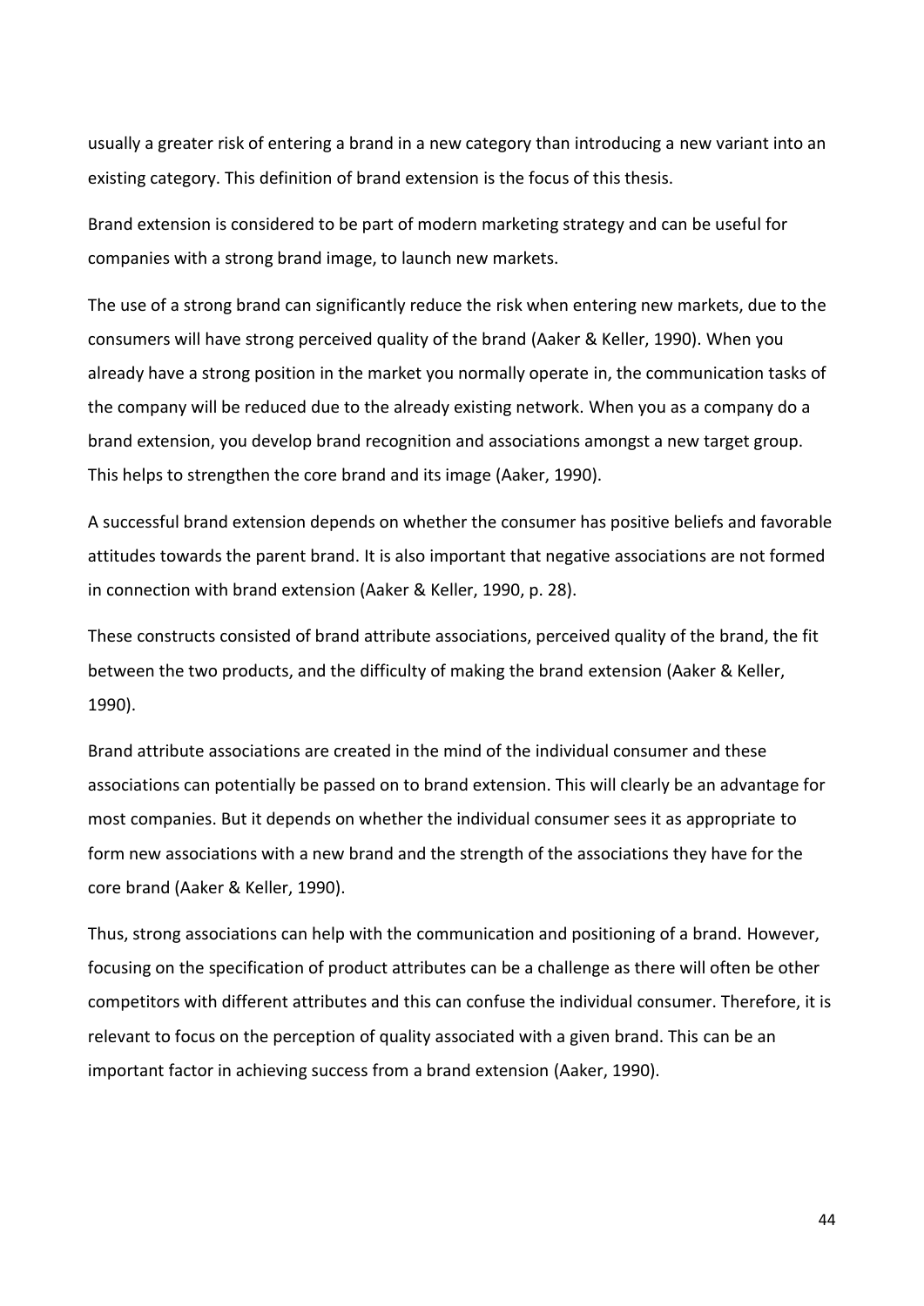usually a greater risk of entering a brand in a new category than introducing a new variant into an existing category. This definition of brand extension is the focus of this thesis.

Brand extension is considered to be part of modern marketing strategy and can be useful for companies with a strong brand image, to launch new markets.

The use of a strong brand can significantly reduce the risk when entering new markets, due to the consumers will have strong perceived quality of the brand (Aaker & Keller, 1990). When you already have a strong position in the market you normally operate in, the communication tasks of the company will be reduced due to the already existing network. When you as a company do a brand extension, you develop brand recognition and associations amongst a new target group. This helps to strengthen the core brand and its image (Aaker, 1990).

A successful brand extension depends on whether the consumer has positive beliefs and favorable attitudes towards the parent brand. It is also important that negative associations are not formed in connection with brand extension (Aaker & Keller, 1990, p. 28).

These constructs consisted of brand attribute associations, perceived quality of the brand, the fit between the two products, and the difficulty of making the brand extension (Aaker & Keller, 1990).

Brand attribute associations are created in the mind of the individual consumer and these associations can potentially be passed on to brand extension. This will clearly be an advantage for most companies. But it depends on whether the individual consumer sees it as appropriate to form new associations with a new brand and the strength of the associations they have for the core brand (Aaker & Keller, 1990).

Thus, strong associations can help with the communication and positioning of a brand. However, focusing on the specification of product attributes can be a challenge as there will often be other competitors with different attributes and this can confuse the individual consumer. Therefore, it is relevant to focus on the perception of quality associated with a given brand. This can be an important factor in achieving success from a brand extension (Aaker, 1990).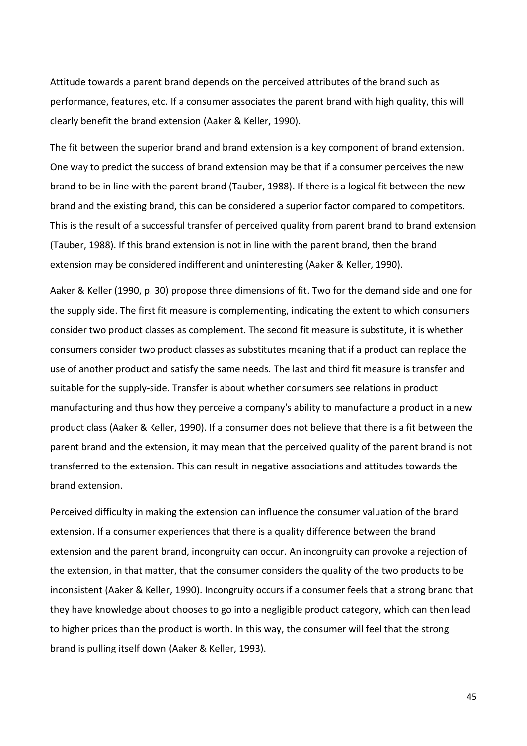Attitude towards a parent brand depends on the perceived attributes of the brand such as performance, features, etc. If a consumer associates the parent brand with high quality, this will clearly benefit the brand extension (Aaker & Keller, 1990).

The fit between the superior brand and brand extension is a key component of brand extension. One way to predict the success of brand extension may be that if a consumer perceives the new brand to be in line with the parent brand (Tauber, 1988). If there is a logical fit between the new brand and the existing brand, this can be considered a superior factor compared to competitors. This is the result of a successful transfer of perceived quality from parent brand to brand extension (Tauber, 1988). If this brand extension is not in line with the parent brand, then the brand extension may be considered indifferent and uninteresting (Aaker & Keller, 1990).

Aaker & Keller (1990, p. 30) propose three dimensions of fit. Two for the demand side and one for the supply side. The first fit measure is complementing, indicating the extent to which consumers consider two product classes as complement. The second fit measure is substitute, it is whether consumers consider two product classes as substitutes meaning that if a product can replace the use of another product and satisfy the same needs. The last and third fit measure is transfer and suitable for the supply-side. Transfer is about whether consumers see relations in product manufacturing and thus how they perceive a company's ability to manufacture a product in a new product class (Aaker & Keller, 1990). If a consumer does not believe that there is a fit between the parent brand and the extension, it may mean that the perceived quality of the parent brand is not transferred to the extension. This can result in negative associations and attitudes towards the brand extension.

Perceived difficulty in making the extension can influence the consumer valuation of the brand extension. If a consumer experiences that there is a quality difference between the brand extension and the parent brand, incongruity can occur. An incongruity can provoke a rejection of the extension, in that matter, that the consumer considers the quality of the two products to be inconsistent (Aaker & Keller, 1990). Incongruity occurs if a consumer feels that a strong brand that they have knowledge about chooses to go into a negligible product category, which can then lead to higher prices than the product is worth. In this way, the consumer will feel that the strong brand is pulling itself down (Aaker & Keller, 1993).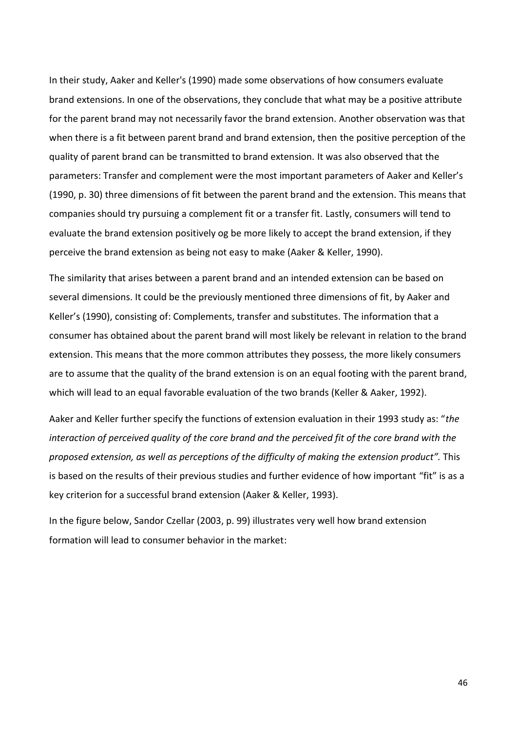In their study, Aaker and Keller's (1990) made some observations of how consumers evaluate brand extensions. In one of the observations, they conclude that what may be a positive attribute for the parent brand may not necessarily favor the brand extension. Another observation was that when there is a fit between parent brand and brand extension, then the positive perception of the quality of parent brand can be transmitted to brand extension. It was also observed that the parameters: Transfer and complement were the most important parameters of Aaker and Keller's (1990, p. 30) three dimensions of fit between the parent brand and the extension. This means that companies should try pursuing a complement fit or a transfer fit. Lastly, consumers will tend to evaluate the brand extension positively og be more likely to accept the brand extension, if they perceive the brand extension as being not easy to make (Aaker & Keller, 1990).

The similarity that arises between a parent brand and an intended extension can be based on several dimensions. It could be the previously mentioned three dimensions of fit, by Aaker and Keller's (1990), consisting of: Complements, transfer and substitutes. The information that a consumer has obtained about the parent brand will most likely be relevant in relation to the brand extension. This means that the more common attributes they possess, the more likely consumers are to assume that the quality of the brand extension is on an equal footing with the parent brand, which will lead to an equal favorable evaluation of the two brands (Keller & Aaker, 1992).

Aaker and Keller further specify the functions of extension evaluation in their 1993 study as: "*the interaction of perceived quality of the core brand and the perceived fit of the core brand with the proposed extension, as well as perceptions of the difficulty of making the extension product".* This is based on the results of their previous studies and further evidence of how important "fit" is as a key criterion for a successful brand extension (Aaker & Keller, 1993).

In the figure below, Sandor Czellar (2003, p. 99) illustrates very well how brand extension formation will lead to consumer behavior in the market: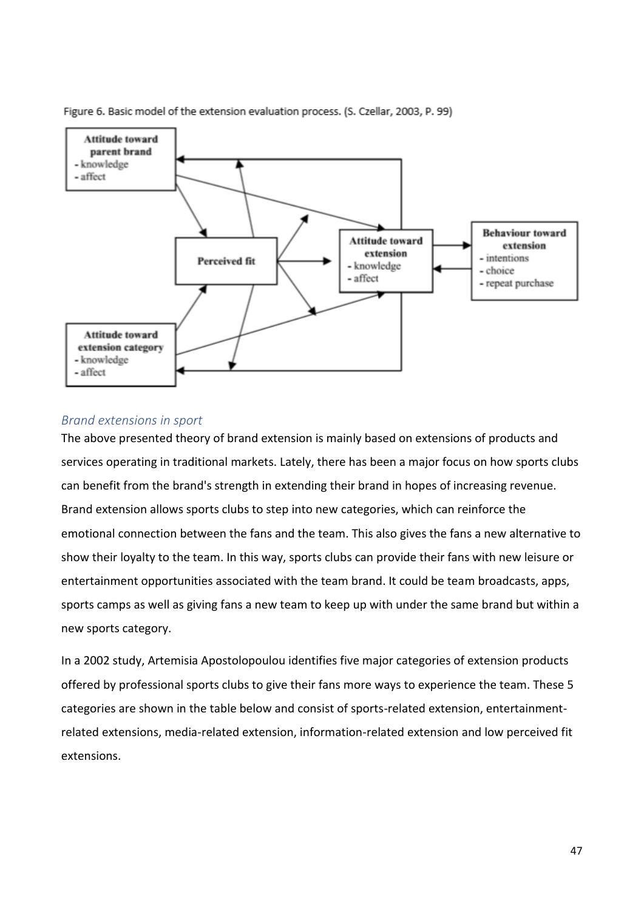Figure 6. Basic model of the extension evaluation process. (S. Czellar, 2003, P. 99)

## *Brand extensions in sport*

The above presented theory of brand extension is mainly based on extensions of products and services operating in traditional markets. Lately, there has been a major focus on how sports clubs can benefit from the brand's strength in extending their brand in hopes of increasing revenue. Brand extension allows sports clubs to step into new categories, which can reinforce the emotional connection between the fans and the team. This also gives the fans a new alternative to show their loyalty to the team. In this way, sports clubs can provide their fans with new leisure or entertainment opportunities associated with the team brand. It could be team broadcasts, apps, sports camps as well as giving fans a new team to keep up with under the same brand but within a new sports category.

In a 2002 study, Artemisia Apostolopoulou identifies five major categories of extension products offered by professional sports clubs to give their fans more ways to experience the team. These 5 categories are shown in the table below and consist of sports-related extension, entertainment-related extensions, media-related extension, information-related extension and low perceived fit extensions.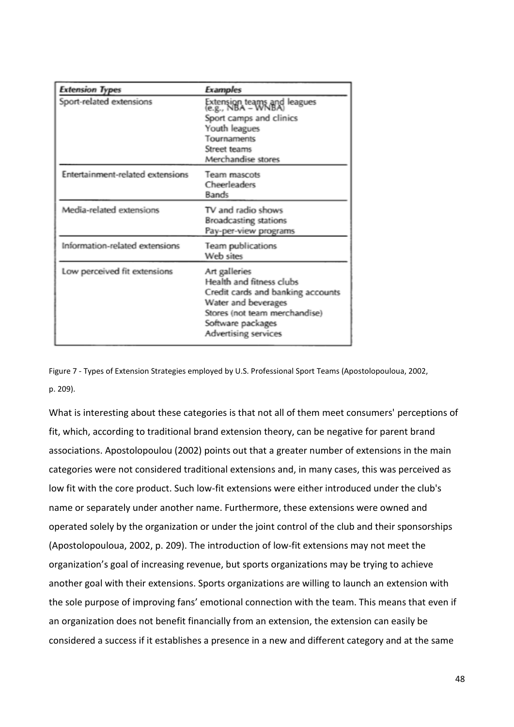| Extension Types | Examples |
|---|---|
| Sport-related extensions | Extension teams and leagues (e.g., NBA – WNBA)<br>Sport camps and clinics<br>Youth leagues<br>Tournaments<br>Street teams<br>Merchandise stores |
| Entertainment-related extensions | Team mascots<br>Cheerleaders<br>Bands |
| Media-related extensions | TV and radio shows<br>Broadcasting stations<br>Pay-per-view programs |
| Information-related extensions | Team publications<br>Web sites |
| Low perceived fit extensions | Art galleries<br>Health and fitness clubs<br>Credit cards and banking accounts<br>Water and beverages<br>Stores (not team merchandise)<br>Software packages<br>Advertising services |

Figure 7 - Types of Extension Strategies employed by U.S. Professional Sport Teams (Apostolopouloua, 2002, p. 209).

What is interesting about these categories is that not all of them meet consumers' perceptions of fit, which, according to traditional brand extension theory, can be negative for parent brand associations. Apostolopoulou (2002) points out that a greater number of extensions in the main categories were not considered traditional extensions and, in many cases, this was perceived as low fit with the core product. Such low-fit extensions were either introduced under the club's name or separately under another name. Furthermore, these extensions were owned and operated solely by the organization or under the joint control of the club and their sponsorships (Apostolopouloua, 2002, p. 209). The introduction of low-fit extensions may not meet the organization's goal of increasing revenue, but sports organizations may be trying to achieve another goal with their extensions. Sports organizations are willing to launch an extension with the sole purpose of improving fans' emotional connection with the team. This means that even if an organization does not benefit financially from an extension, the extension can easily be considered a success if it establishes a presence in a new and different category and at the same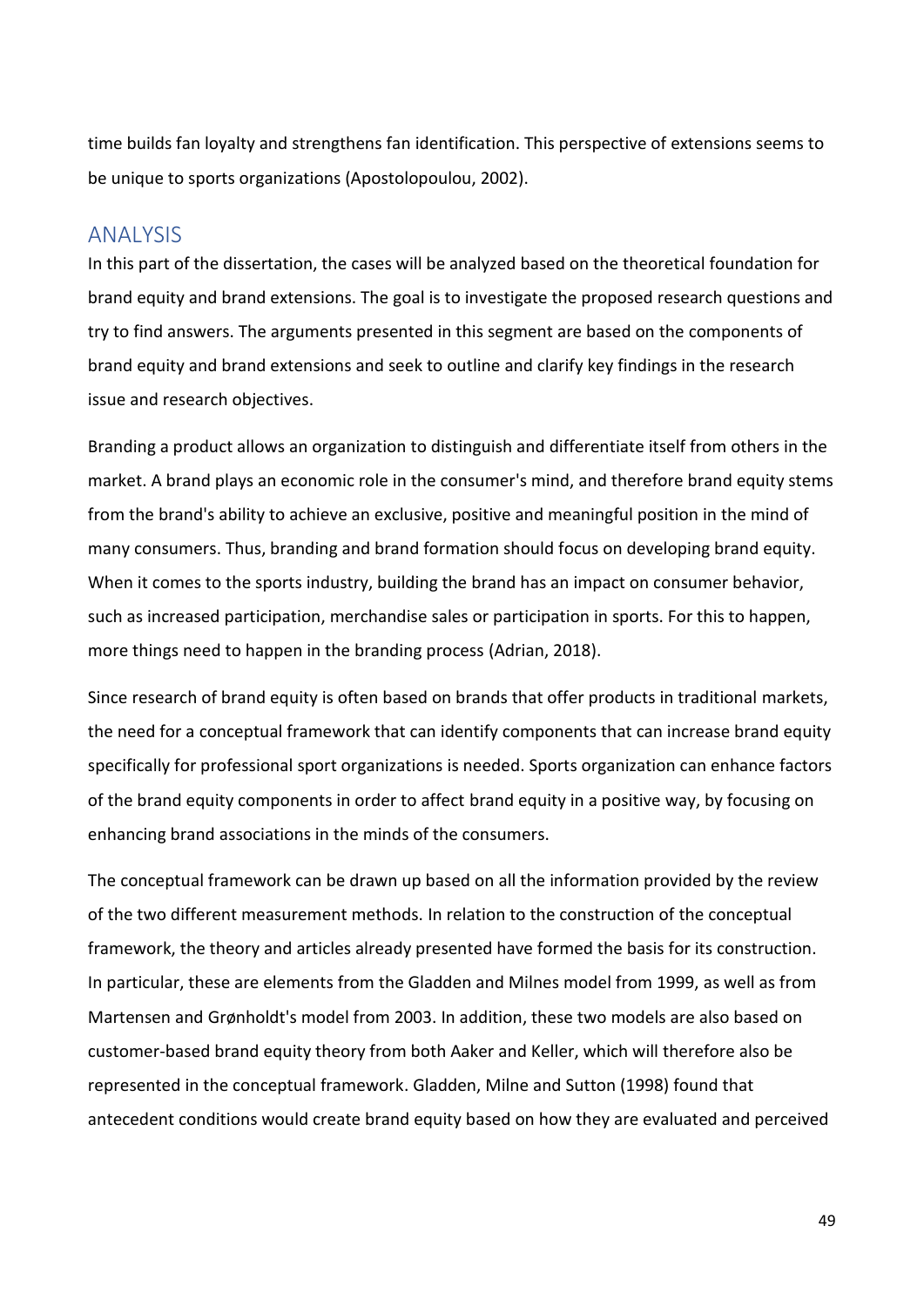time builds fan loyalty and strengthens fan identification. This perspective of extensions seems to be unique to sports organizations (Apostolopoulou, 2002).

## ANALYSIS

In this part of the dissertation, the cases will be analyzed based on the theoretical foundation for brand equity and brand extensions. The goal is to investigate the proposed research questions and try to find answers. The arguments presented in this segment are based on the components of brand equity and brand extensions and seek to outline and clarify key findings in the research issue and research objectives.

Branding a product allows an organization to distinguish and differentiate itself from others in the market. A brand plays an economic role in the consumer's mind, and therefore brand equity stems from the brand's ability to achieve an exclusive, positive and meaningful position in the mind of many consumers. Thus, branding and brand formation should focus on developing brand equity. When it comes to the sports industry, building the brand has an impact on consumer behavior, such as increased participation, merchandise sales or participation in sports. For this to happen, more things need to happen in the branding process (Adrian, 2018).

Since research of brand equity is often based on brands that offer products in traditional markets, the need for a conceptual framework that can identify components that can increase brand equity specifically for professional sport organizations is needed. Sports organization can enhance factors of the brand equity components in order to affect brand equity in a positive way, by focusing on enhancing brand associations in the minds of the consumers.

The conceptual framework can be drawn up based on all the information provided by the review of the two different measurement methods. In relation to the construction of the conceptual framework, the theory and articles already presented have formed the basis for its construction. In particular, these are elements from the Gladden and Milnes model from 1999, as well as from Martensen and Grønholdt's model from 2003. In addition, these two models are also based on customer-based brand equity theory from both Aaker and Keller, which will therefore also be represented in the conceptual framework. Gladden, Milne and Sutton (1998) found that antecedent conditions would create brand equity based on how they are evaluated and perceived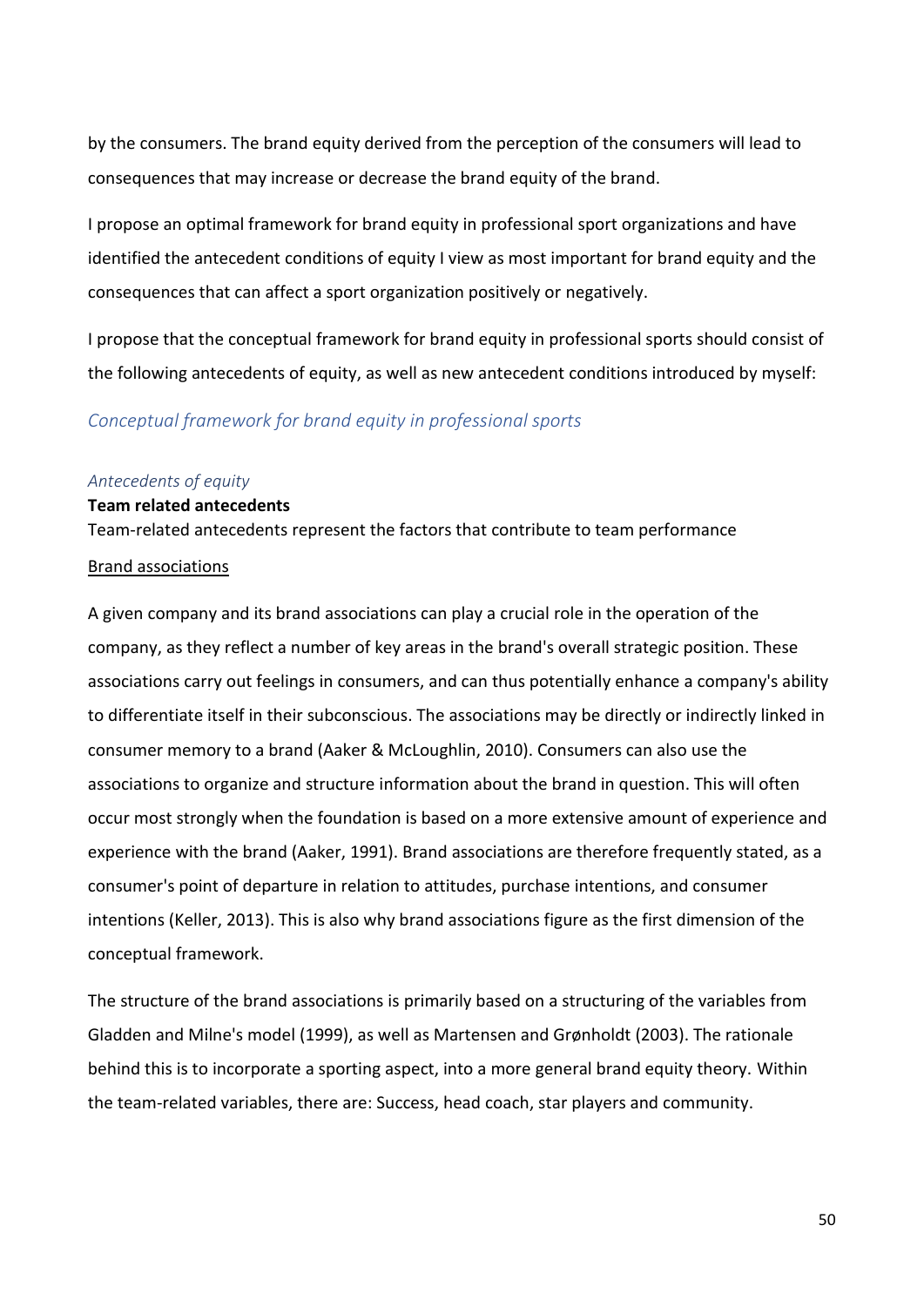by the consumers. The brand equity derived from the perception of the consumers will lead to consequences that may increase or decrease the brand equity of the brand.

I propose an optimal framework for brand equity in professional sport organizations and have identified the antecedent conditions of equity I view as most important for brand equity and the consequences that can affect a sport organization positively or negatively.

I propose that the conceptual framework for brand equity in professional sports should consist of the following antecedents of equity, as well as new antecedent conditions introduced by myself:

## *Conceptual framework for brand equity in professional sports*

### *Antecedents of equity*

**Team related antecedents**

Team-related antecedents represent the factors that contribute to team performance

<u>Brand associations</u>

A given company and its brand associations can play a crucial role in the operation of the company, as they reflect a number of key areas in the brand's overall strategic position. These associations carry out feelings in consumers, and can thus potentially enhance a company's ability to differentiate itself in their subconscious. The associations may be directly or indirectly linked in consumer memory to a brand (Aaker & McLoughlin, 2010). Consumers can also use the associations to organize and structure information about the brand in question. This will often occur most strongly when the foundation is based on a more extensive amount of experience and experience with the brand (Aaker, 1991). Brand associations are therefore frequently stated, as a consumer's point of departure in relation to attitudes, purchase intentions, and consumer intentions (Keller, 2013). This is also why brand associations figure as the first dimension of the conceptual framework.

The structure of the brand associations is primarily based on a structuring of the variables from Gladden and Milne's model (1999), as well as Martensen and Grønholdt (2003). The rationale behind this is to incorporate a sporting aspect, into a more general brand equity theory. Within the team-related variables, there are: Success, head coach, star players and community.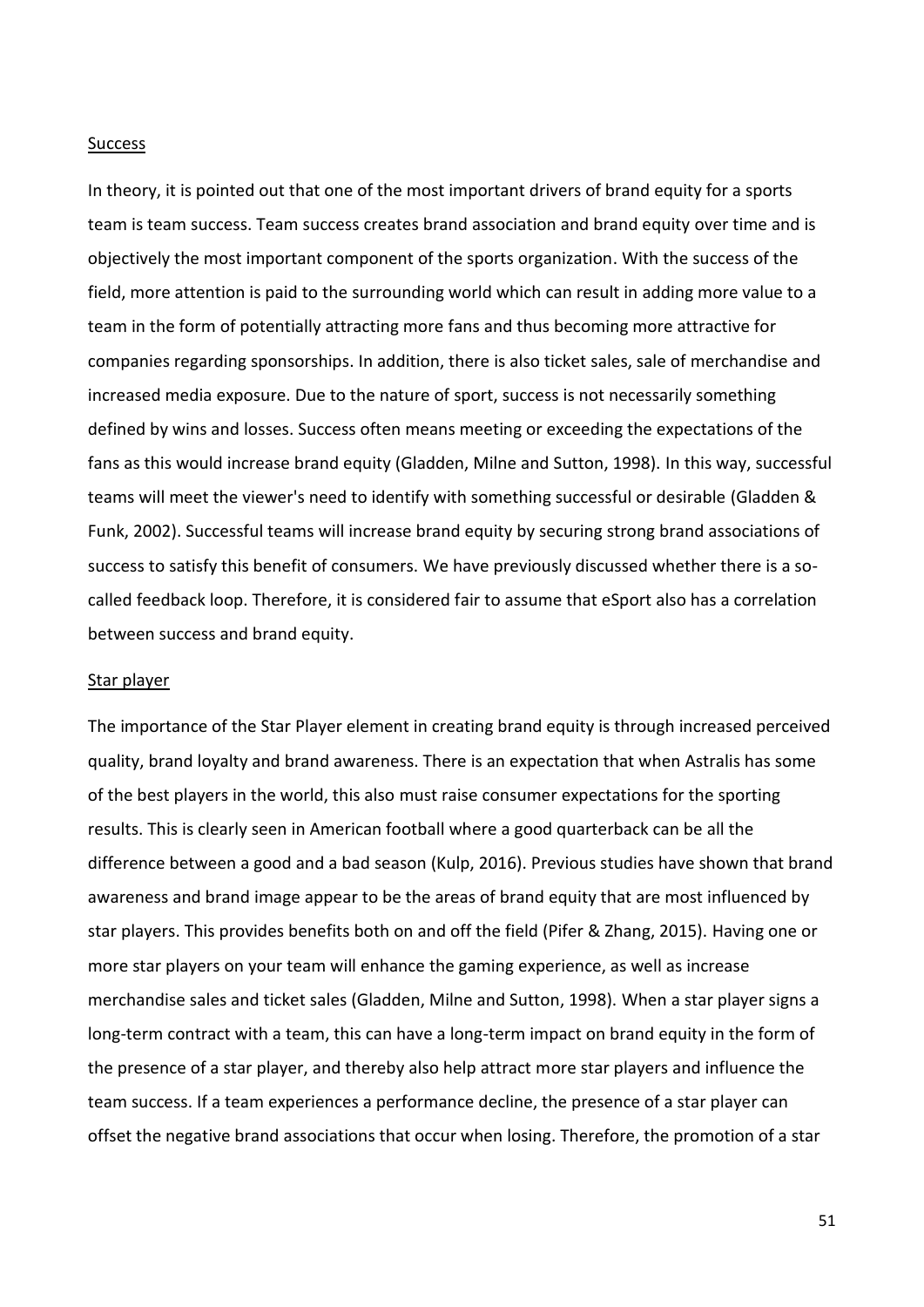### Success

In theory, it is pointed out that one of the most important drivers of brand equity for a sports team is team success. Team success creates brand association and brand equity over time and is objectively the most important component of the sports organization. With the success of the field, more attention is paid to the surrounding world which can result in adding more value to a team in the form of potentially attracting more fans and thus becoming more attractive for companies regarding sponsorships. In addition, there is also ticket sales, sale of merchandise and increased media exposure. Due to the nature of sport, success is not necessarily something defined by wins and losses. Success often means meeting or exceeding the expectations of the fans as this would increase brand equity (Gladden, Milne and Sutton, 1998). In this way, successful teams will meet the viewer's need to identify with something successful or desirable (Gladden & Funk, 2002). Successful teams will increase brand equity by securing strong brand associations of success to satisfy this benefit of consumers. We have previously discussed whether there is a so-called feedback loop. Therefore, it is considered fair to assume that eSport also has a correlation between success and brand equity.

### Star player

The importance of the Star Player element in creating brand equity is through increased perceived quality, brand loyalty and brand awareness. There is an expectation that when Astralis has some of the best players in the world, this also must raise consumer expectations for the sporting results. This is clearly seen in American football where a good quarterback can be all the difference between a good and a bad season (Kulp, 2016). Previous studies have shown that brand awareness and brand image appear to be the areas of brand equity that are most influenced by star players. This provides benefits both on and off the field (Pifer & Zhang, 2015). Having one or more star players on your team will enhance the gaming experience, as well as increase merchandise sales and ticket sales (Gladden, Milne and Sutton, 1998). When a star player signs a long-term contract with a team, this can have a long-term impact on brand equity in the form of the presence of a star player, and thereby also help attract more star players and influence the team success. If a team experiences a performance decline, the presence of a star player can offset the negative brand associations that occur when losing. Therefore, the promotion of a star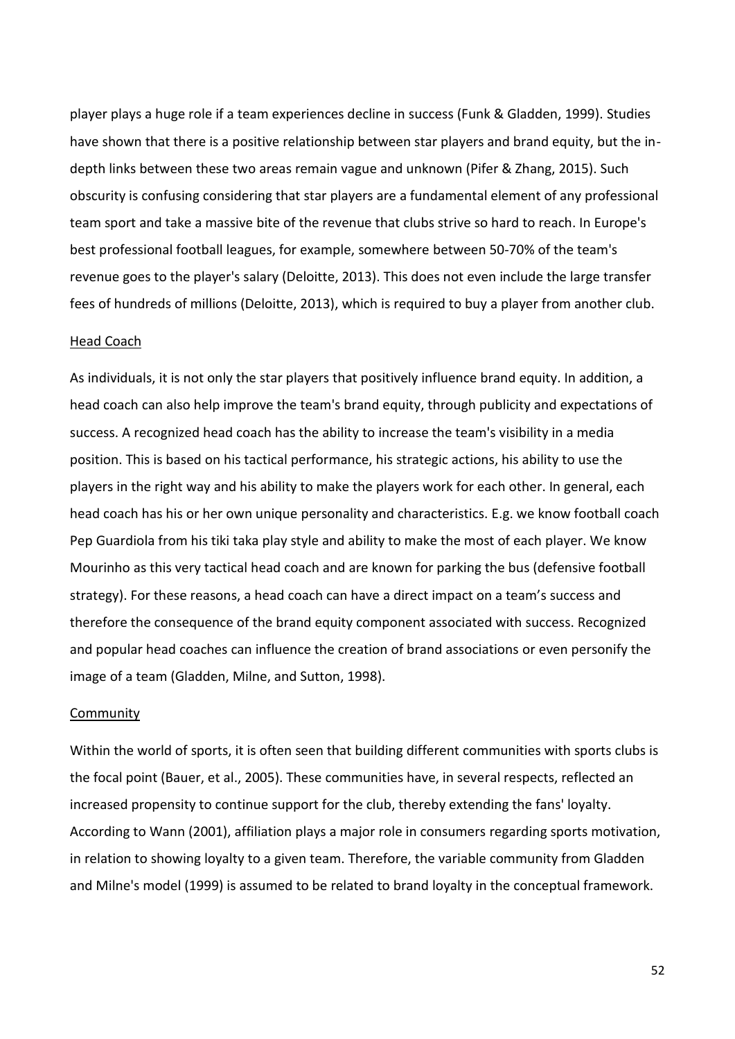player plays a huge role if a team experiences decline in success (Funk & Gladden, 1999). Studies have shown that there is a positive relationship between star players and brand equity, but the in-depth links between these two areas remain vague and unknown (Pifer & Zhang, 2015). Such obscurity is confusing considering that star players are a fundamental element of any professional team sport and take a massive bite of the revenue that clubs strive so hard to reach. In Europe's best professional football leagues, for example, somewhere between 50-70% of the team's revenue goes to the player's salary (Deloitte, 2013). This does not even include the large transfer fees of hundreds of millions (Deloitte, 2013), which is required to buy a player from another club.

#### Head Coach

As individuals, it is not only the star players that positively influence brand equity. In addition, a head coach can also help improve the team's brand equity, through publicity and expectations of success. A recognized head coach has the ability to increase the team's visibility in a media position. This is based on his tactical performance, his strategic actions, his ability to use the players in the right way and his ability to make the players work for each other. In general, each head coach has his or her own unique personality and characteristics. E.g. we know football coach Pep Guardiola from his tiki taka play style and ability to make the most of each player. We know Mourinho as this very tactical head coach and are known for parking the bus (defensive football strategy). For these reasons, a head coach can have a direct impact on a team's success and therefore the consequence of the brand equity component associated with success. Recognized and popular head coaches can influence the creation of brand associations or even personify the image of a team (Gladden, Milne, and Sutton, 1998).

#### Community

Within the world of sports, it is often seen that building different communities with sports clubs is the focal point (Bauer, et al., 2005). These communities have, in several respects, reflected an increased propensity to continue support for the club, thereby extending the fans' loyalty. According to Wann (2001), affiliation plays a major role in consumers regarding sports motivation, in relation to showing loyalty to a given team. Therefore, the variable community from Gladden and Milne's model (1999) is assumed to be related to brand loyalty in the conceptual framework.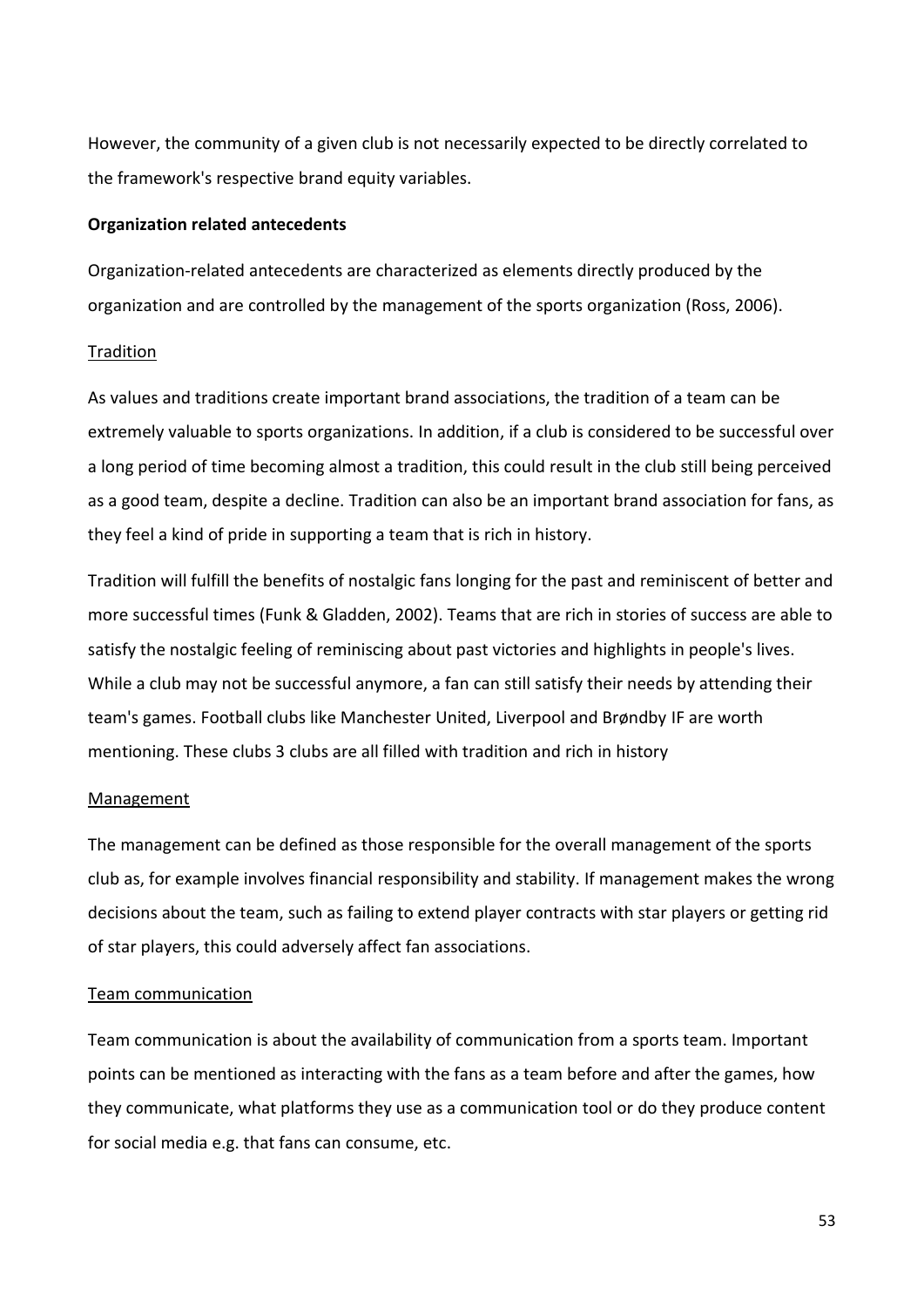However, the community of a given club is not necessarily expected to be directly correlated to the framework's respective brand equity variables.

**Organization related antecedents**

Organization-related antecedents are characterized as elements directly produced by the organization and are controlled by the management of the sports organization (Ross, 2006).

<u>Tradition</u>

As values and traditions create important brand associations, the tradition of a team can be extremely valuable to sports organizations. In addition, if a club is considered to be successful over a long period of time becoming almost a tradition, this could result in the club still being perceived as a good team, despite a decline. Tradition can also be an important brand association for fans, as they feel a kind of pride in supporting a team that is rich in history.

Tradition will fulfill the benefits of nostalgic fans longing for the past and reminiscent of better and more successful times (Funk & Gladden, 2002). Teams that are rich in stories of success are able to satisfy the nostalgic feeling of reminiscing about past victories and highlights in people's lives. While a club may not be successful anymore, a fan can still satisfy their needs by attending their team's games. Football clubs like Manchester United, Liverpool and Brøndby IF are worth mentioning. These clubs 3 clubs are all filled with tradition and rich in history

<u>Management</u>

The management can be defined as those responsible for the overall management of the sports club as, for example involves financial responsibility and stability. If management makes the wrong decisions about the team, such as failing to extend player contracts with star players or getting rid of star players, this could adversely affect fan associations.

<u>Team communication</u>

Team communication is about the availability of communication from a sports team. Important points can be mentioned as interacting with the fans as a team before and after the games, how they communicate, what platforms they use as a communication tool or do they produce content for social media e.g. that fans can consume, etc.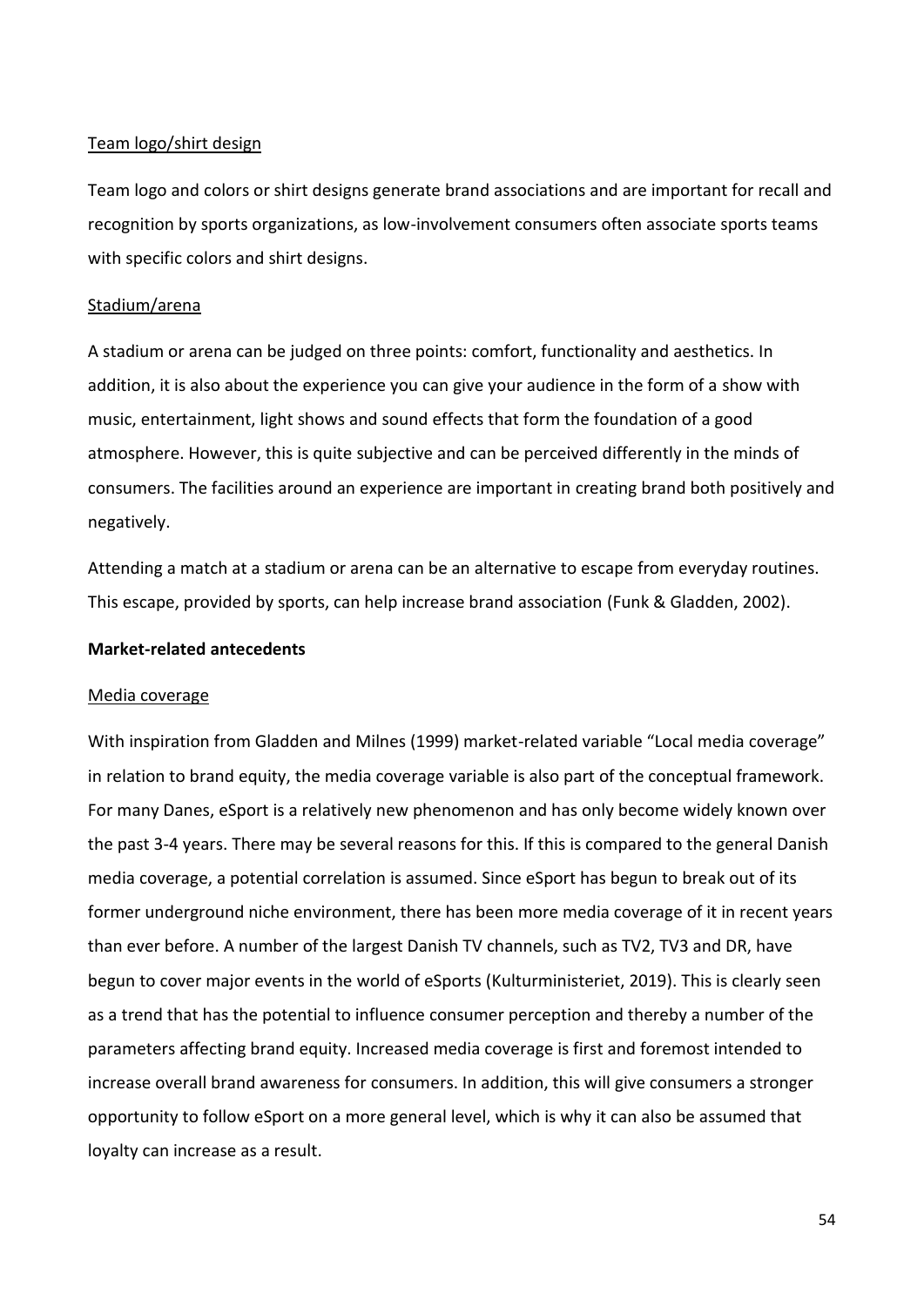Team logo/shirt design

Team logo and colors or shirt designs generate brand associations and are important for recall and recognition by sports organizations, as low-involvement consumers often associate sports teams with specific colors and shirt designs.

Stadium/arena

A stadium or arena can be judged on three points: comfort, functionality and aesthetics. In addition, it is also about the experience you can give your audience in the form of a show with music, entertainment, light shows and sound effects that form the foundation of a good atmosphere. However, this is quite subjective and can be perceived differently in the minds of consumers. The facilities around an experience are important in creating brand both positively and negatively.

Attending a match at a stadium or arena can be an alternative to escape from everyday routines. This escape, provided by sports, can help increase brand association (Funk & Gladden, 2002).

**Market-related antecedents**

Media coverage

With inspiration from Gladden and Milnes (1999) market-related variable "Local media coverage" in relation to brand equity, the media coverage variable is also part of the conceptual framework. For many Danes, eSport is a relatively new phenomenon and has only become widely known over the past 3-4 years. There may be several reasons for this. If this is compared to the general Danish media coverage, a potential correlation is assumed. Since eSport has begun to break out of its former underground niche environment, there has been more media coverage of it in recent years than ever before. A number of the largest Danish TV channels, such as TV2, TV3 and DR, have begun to cover major events in the world of eSports (Kulturministeriet, 2019). This is clearly seen as a trend that has the potential to influence consumer perception and thereby a number of the parameters affecting brand equity. Increased media coverage is first and foremost intended to increase overall brand awareness for consumers. In addition, this will give consumers a stronger opportunity to follow eSport on a more general level, which is why it can also be assumed that loyalty can increase as a result.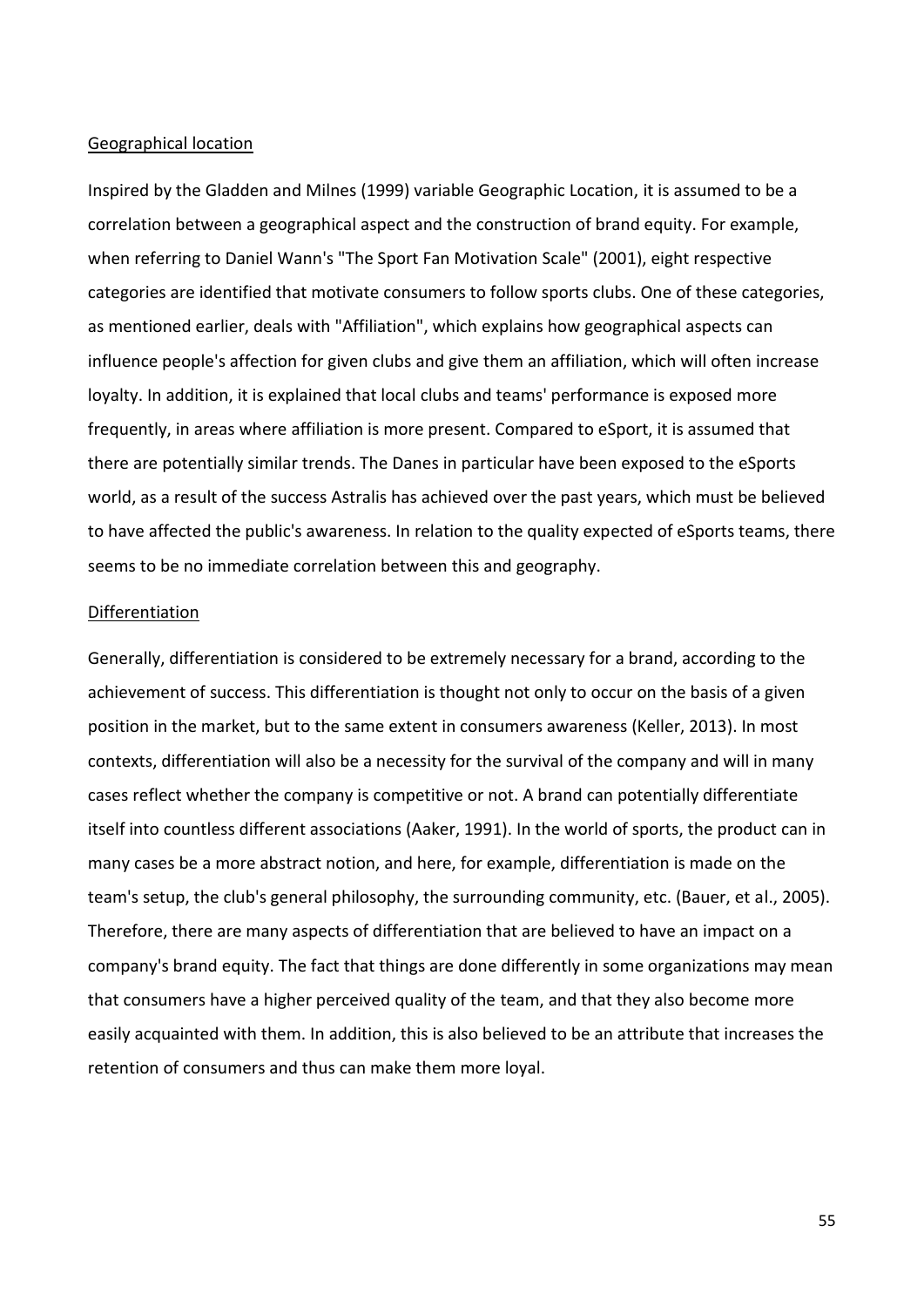Geographical location

Inspired by the Gladden and Milnes (1999) variable Geographic Location, it is assumed to be a correlation between a geographical aspect and the construction of brand equity. For example, when referring to Daniel Wann's "The Sport Fan Motivation Scale" (2001), eight respective categories are identified that motivate consumers to follow sports clubs. One of these categories, as mentioned earlier, deals with "Affiliation", which explains how geographical aspects can influence people's affection for given clubs and give them an affiliation, which will often increase loyalty. In addition, it is explained that local clubs and teams' performance is exposed more frequently, in areas where affiliation is more present. Compared to eSport, it is assumed that there are potentially similar trends. The Danes in particular have been exposed to the eSports world, as a result of the success Astralis has achieved over the past years, which must be believed to have affected the public's awareness. In relation to the quality expected of eSports teams, there seems to be no immediate correlation between this and geography.

Differentiation

Generally, differentiation is considered to be extremely necessary for a brand, according to the achievement of success. This differentiation is thought not only to occur on the basis of a given position in the market, but to the same extent in consumers awareness (Keller, 2013). In most contexts, differentiation will also be a necessity for the survival of the company and will in many cases reflect whether the company is competitive or not. A brand can potentially differentiate itself into countless different associations (Aaker, 1991). In the world of sports, the product can in many cases be a more abstract notion, and here, for example, differentiation is made on the team's setup, the club's general philosophy, the surrounding community, etc. (Bauer, et al., 2005). Therefore, there are many aspects of differentiation that are believed to have an impact on a company's brand equity. The fact that things are done differently in some organizations may mean that consumers have a higher perceived quality of the team, and that they also become more easily acquainted with them. In addition, this is also believed to be an attribute that increases the retention of consumers and thus can make them more loyal.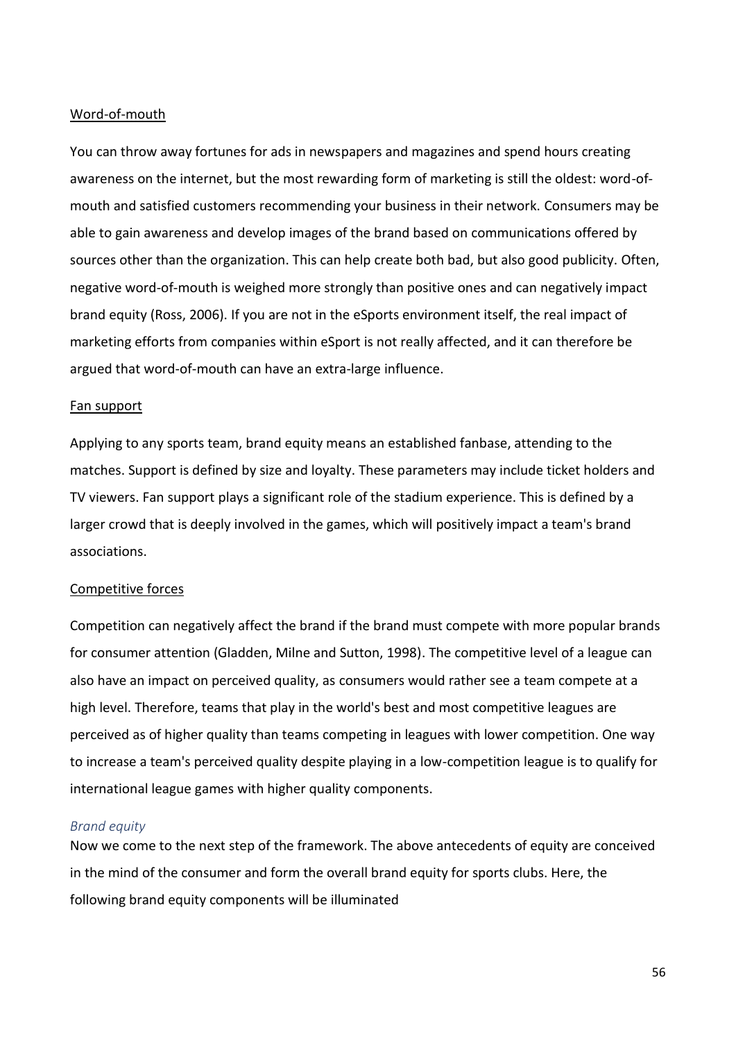Word-of-mouth

You can throw away fortunes for ads in newspapers and magazines and spend hours creating awareness on the internet, but the most rewarding form of marketing is still the oldest: word-of-mouth and satisfied customers recommending your business in their network. Consumers may be able to gain awareness and develop images of the brand based on communications offered by sources other than the organization. This can help create both bad, but also good publicity. Often, negative word-of-mouth is weighed more strongly than positive ones and can negatively impact brand equity (Ross, 2006). If you are not in the eSports environment itself, the real impact of marketing efforts from companies within eSport is not really affected, and it can therefore be argued that word-of-mouth can have an extra-large influence.

Fan support

Applying to any sports team, brand equity means an established fanbase, attending to the matches. Support is defined by size and loyalty. These parameters may include ticket holders and TV viewers. Fan support plays a significant role of the stadium experience. This is defined by a larger crowd that is deeply involved in the games, which will positively impact a team's brand associations.

Competitive forces

Competition can negatively affect the brand if the brand must compete with more popular brands for consumer attention (Gladden, Milne and Sutton, 1998). The competitive level of a league can also have an impact on perceived quality, as consumers would rather see a team compete at a high level. Therefore, teams that play in the world's best and most competitive leagues are perceived as of higher quality than teams competing in leagues with lower competition. One way to increase a team's perceived quality despite playing in a low-competition league is to qualify for international league games with higher quality components.

*Brand equity*

Now we come to the next step of the framework. The above antecedents of equity are conceived in the mind of the consumer and form the overall brand equity for sports clubs. Here, the following brand equity components will be illuminated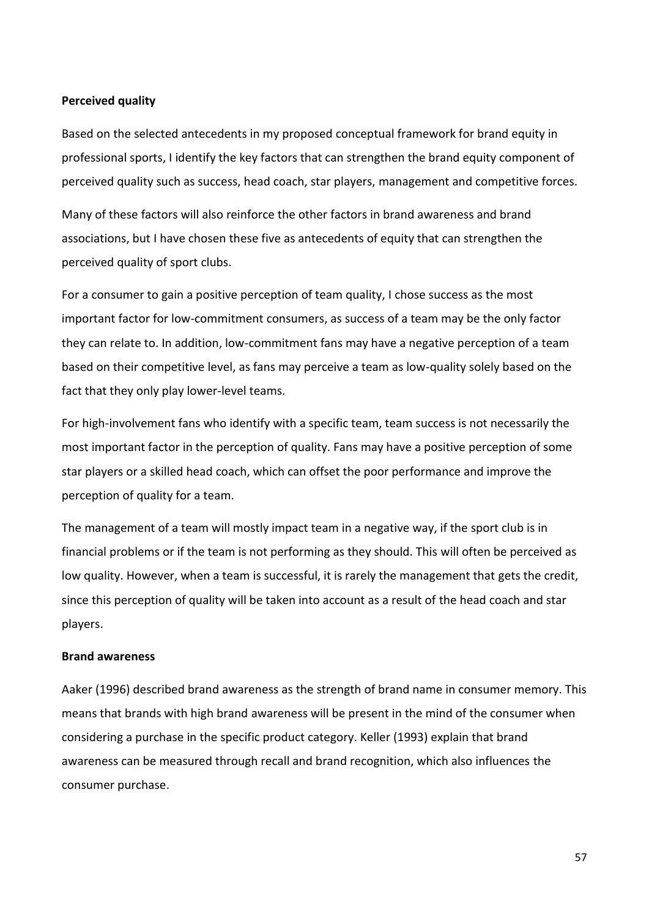**Perceived quality**

Based on the selected antecedents in my proposed conceptual framework for brand equity in professional sports, I identify the key factors that can strengthen the brand equity component of perceived quality such as success, head coach, star players, management and competitive forces.

Many of these factors will also reinforce the other factors in brand awareness and brand associations, but I have chosen these five as antecedents of equity that can strengthen the perceived quality of sport clubs.

For a consumer to gain a positive perception of team quality, I chose success as the most important factor for low-commitment consumers, as success of a team may be the only factor they can relate to. In addition, low-commitment fans may have a negative perception of a team based on their competitive level, as fans may perceive a team as low-quality solely based on the fact that they only play lower-level teams.

For high-involvement fans who identify with a specific team, team success is not necessarily the most important factor in the perception of quality. Fans may have a positive perception of some star players or a skilled head coach, which can offset the poor performance and improve the perception of quality for a team.

The management of a team will mostly impact team in a negative way, if the sport club is in financial problems or if the team is not performing as they should. This will often be perceived as low quality. However, when a team is successful, it is rarely the management that gets the credit, since this perception of quality will be taken into account as a result of the head coach and star players.

**Brand awareness**

Aaker (1996) described brand awareness as the strength of brand name in consumer memory. This means that brands with high brand awareness will be present in the mind of the consumer when considering a purchase in the specific product category. Keller (1993) explain that brand awareness can be measured through recall and brand recognition, which also influences the consumer purchase.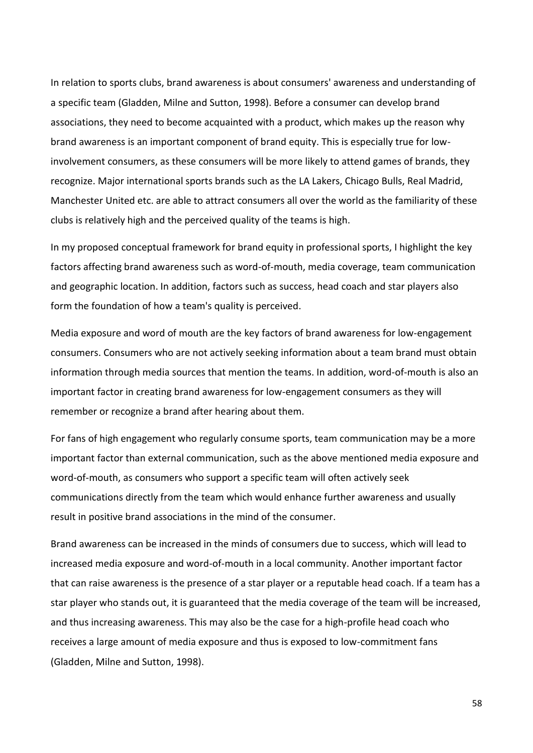In relation to sports clubs, brand awareness is about consumers' awareness and understanding of a specific team (Gladden, Milne and Sutton, 1998). Before a consumer can develop brand associations, they need to become acquainted with a product, which makes up the reason why brand awareness is an important component of brand equity. This is especially true for low-involvement consumers, as these consumers will be more likely to attend games of brands, they recognize. Major international sports brands such as the LA Lakers, Chicago Bulls, Real Madrid, Manchester United etc. are able to attract consumers all over the world as the familiarity of these clubs is relatively high and the perceived quality of the teams is high.

In my proposed conceptual framework for brand equity in professional sports, I highlight the key factors affecting brand awareness such as word-of-mouth, media coverage, team communication and geographic location. In addition, factors such as success, head coach and star players also form the foundation of how a team's quality is perceived.

Media exposure and word of mouth are the key factors of brand awareness for low-engagement consumers. Consumers who are not actively seeking information about a team brand must obtain information through media sources that mention the teams. In addition, word-of-mouth is also an important factor in creating brand awareness for low-engagement consumers as they will remember or recognize a brand after hearing about them.

For fans of high engagement who regularly consume sports, team communication may be a more important factor than external communication, such as the above mentioned media exposure and word-of-mouth, as consumers who support a specific team will often actively seek communications directly from the team which would enhance further awareness and usually result in positive brand associations in the mind of the consumer.

Brand awareness can be increased in the minds of consumers due to success, which will lead to increased media exposure and word-of-mouth in a local community. Another important factor that can raise awareness is the presence of a star player or a reputable head coach. If a team has a star player who stands out, it is guaranteed that the media coverage of the team will be increased, and thus increasing awareness. This may also be the case for a high-profile head coach who receives a large amount of media exposure and thus is exposed to low-commitment fans (Gladden, Milne and Sutton, 1998).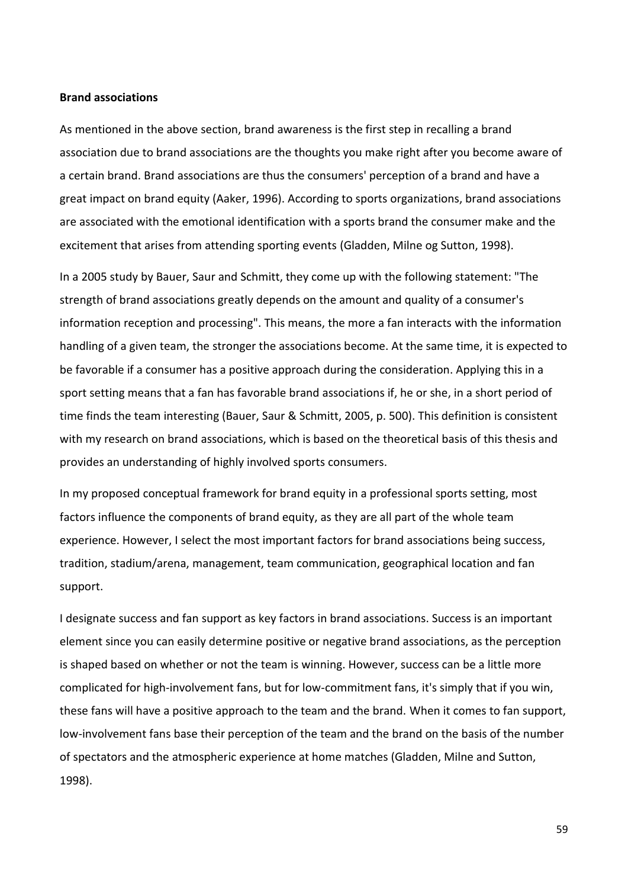**Brand associations**

As mentioned in the above section, brand awareness is the first step in recalling a brand association due to brand associations are the thoughts you make right after you become aware of a certain brand. Brand associations are thus the consumers' perception of a brand and have a great impact on brand equity (Aaker, 1996). According to sports organizations, brand associations are associated with the emotional identification with a sports brand the consumer make and the excitement that arises from attending sporting events (Gladden, Milne og Sutton, 1998).

In a 2005 study by Bauer, Saur and Schmitt, they come up with the following statement: "The strength of brand associations greatly depends on the amount and quality of a consumer's information reception and processing". This means, the more a fan interacts with the information handling of a given team, the stronger the associations become. At the same time, it is expected to be favorable if a consumer has a positive approach during the consideration. Applying this in a sport setting means that a fan has favorable brand associations if, he or she, in a short period of time finds the team interesting (Bauer, Saur & Schmitt, 2005, p. 500). This definition is consistent with my research on brand associations, which is based on the theoretical basis of this thesis and provides an understanding of highly involved sports consumers.

In my proposed conceptual framework for brand equity in a professional sports setting, most factors influence the components of brand equity, as they are all part of the whole team experience. However, I select the most important factors for brand associations being success, tradition, stadium/arena, management, team communication, geographical location and fan support.

I designate success and fan support as key factors in brand associations. Success is an important element since you can easily determine positive or negative brand associations, as the perception is shaped based on whether or not the team is winning. However, success can be a little more complicated for high-involvement fans, but for low-commitment fans, it's simply that if you win, these fans will have a positive approach to the team and the brand. When it comes to fan support, low-involvement fans base their perception of the team and the brand on the basis of the number of spectators and the atmospheric experience at home matches (Gladden, Milne and Sutton, 1998).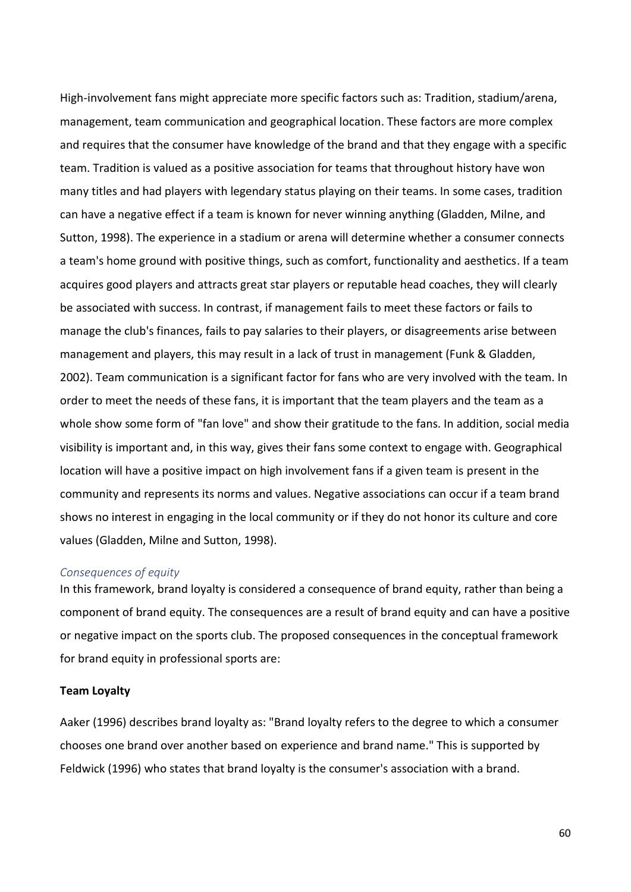High-involvement fans might appreciate more specific factors such as: Tradition, stadium/arena, management, team communication and geographical location. These factors are more complex and requires that the consumer have knowledge of the brand and that they engage with a specific team. Tradition is valued as a positive association for teams that throughout history have won many titles and had players with legendary status playing on their teams. In some cases, tradition can have a negative effect if a team is known for never winning anything (Gladden, Milne, and Sutton, 1998). The experience in a stadium or arena will determine whether a consumer connects a team's home ground with positive things, such as comfort, functionality and aesthetics. If a team acquires good players and attracts great star players or reputable head coaches, they will clearly be associated with success. In contrast, if management fails to meet these factors or fails to manage the club's finances, fails to pay salaries to their players, or disagreements arise between management and players, this may result in a lack of trust in management (Funk & Gladden, 2002). Team communication is a significant factor for fans who are very involved with the team. In order to meet the needs of these fans, it is important that the team players and the team as a whole show some form of "fan love" and show their gratitude to the fans. In addition, social media visibility is important and, in this way, gives their fans some context to engage with. Geographical location will have a positive impact on high involvement fans if a given team is present in the community and represents its norms and values. Negative associations can occur if a team brand shows no interest in engaging in the local community or if they do not honor its culture and core values (Gladden, Milne and Sutton, 1998).

### *Consequences of equity*

In this framework, brand loyalty is considered a consequence of brand equity, rather than being a component of brand equity. The consequences are a result of brand equity and can have a positive or negative impact on the sports club. The proposed consequences in the conceptual framework for brand equity in professional sports are:

**Team Loyalty**

Aaker (1996) describes brand loyalty as: "Brand loyalty refers to the degree to which a consumer chooses one brand over another based on experience and brand name." This is supported by Feldwick (1996) who states that brand loyalty is the consumer's association with a brand.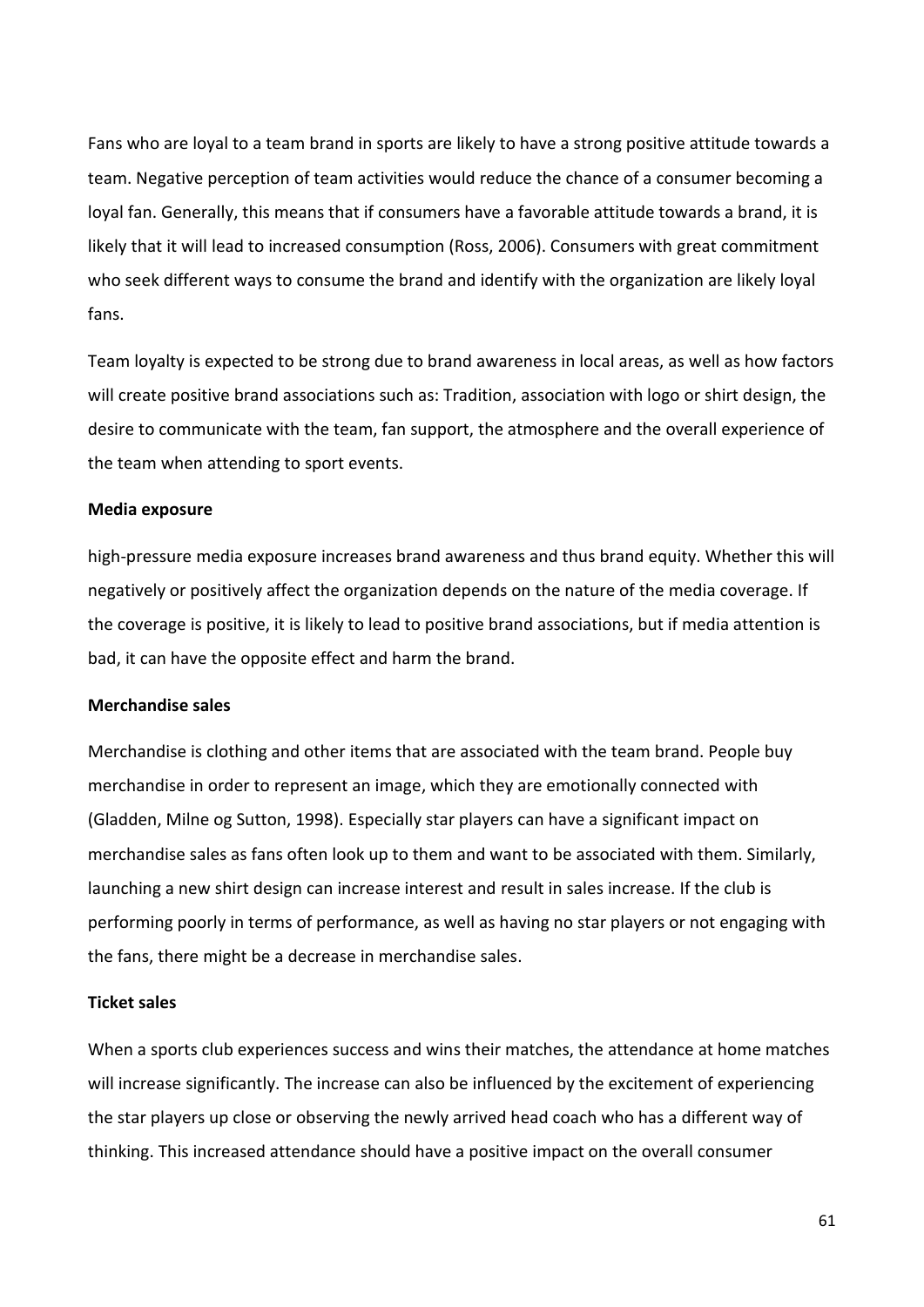Fans who are loyal to a team brand in sports are likely to have a strong positive attitude towards a team. Negative perception of team activities would reduce the chance of a consumer becoming a loyal fan. Generally, this means that if consumers have a favorable attitude towards a brand, it is likely that it will lead to increased consumption (Ross, 2006). Consumers with great commitment who seek different ways to consume the brand and identify with the organization are likely loyal fans.

Team loyalty is expected to be strong due to brand awareness in local areas, as well as how factors will create positive brand associations such as: Tradition, association with logo or shirt design, the desire to communicate with the team, fan support, the atmosphere and the overall experience of the team when attending to sport events.

**Media exposure**

high-pressure media exposure increases brand awareness and thus brand equity. Whether this will negatively or positively affect the organization depends on the nature of the media coverage. If the coverage is positive, it is likely to lead to positive brand associations, but if media attention is bad, it can have the opposite effect and harm the brand.

**Merchandise sales**

Merchandise is clothing and other items that are associated with the team brand. People buy merchandise in order to represent an image, which they are emotionally connected with (Gladden, Milne og Sutton, 1998). Especially star players can have a significant impact on merchandise sales as fans often look up to them and want to be associated with them. Similarly, launching a new shirt design can increase interest and result in sales increase. If the club is performing poorly in terms of performance, as well as having no star players or not engaging with the fans, there might be a decrease in merchandise sales.

**Ticket sales**

When a sports club experiences success and wins their matches, the attendance at home matches will increase significantly. The increase can also be influenced by the excitement of experiencing the star players up close or observing the newly arrived head coach who has a different way of thinking. This increased attendance should have a positive impact on the overall consumer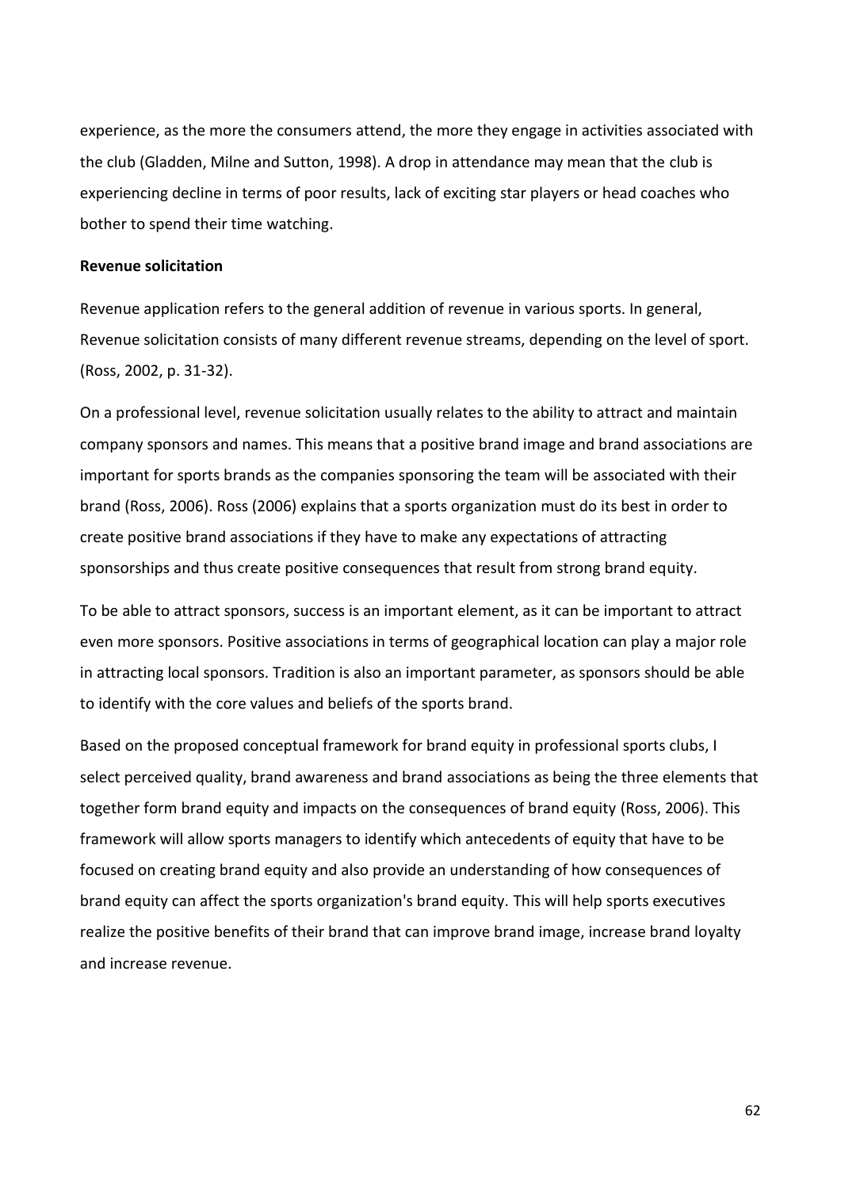experience, as the more the consumers attend, the more they engage in activities associated with the club (Gladden, Milne and Sutton, 1998). A drop in attendance may mean that the club is experiencing decline in terms of poor results, lack of exciting star players or head coaches who bother to spend their time watching.

**Revenue solicitation**

Revenue application refers to the general addition of revenue in various sports. In general, Revenue solicitation consists of many different revenue streams, depending on the level of sport. (Ross, 2002, p. 31-32).

On a professional level, revenue solicitation usually relates to the ability to attract and maintain company sponsors and names. This means that a positive brand image and brand associations are important for sports brands as the companies sponsoring the team will be associated with their brand (Ross, 2006). Ross (2006) explains that a sports organization must do its best in order to create positive brand associations if they have to make any expectations of attracting sponsorships and thus create positive consequences that result from strong brand equity.

To be able to attract sponsors, success is an important element, as it can be important to attract even more sponsors. Positive associations in terms of geographical location can play a major role in attracting local sponsors. Tradition is also an important parameter, as sponsors should be able to identify with the core values and beliefs of the sports brand.

Based on the proposed conceptual framework for brand equity in professional sports clubs, I select perceived quality, brand awareness and brand associations as being the three elements that together form brand equity and impacts on the consequences of brand equity (Ross, 2006). This framework will allow sports managers to identify which antecedents of equity that have to be focused on creating brand equity and also provide an understanding of how consequences of brand equity can affect the sports organization's brand equity. This will help sports executives realize the positive benefits of their brand that can improve brand image, increase brand loyalty and increase revenue.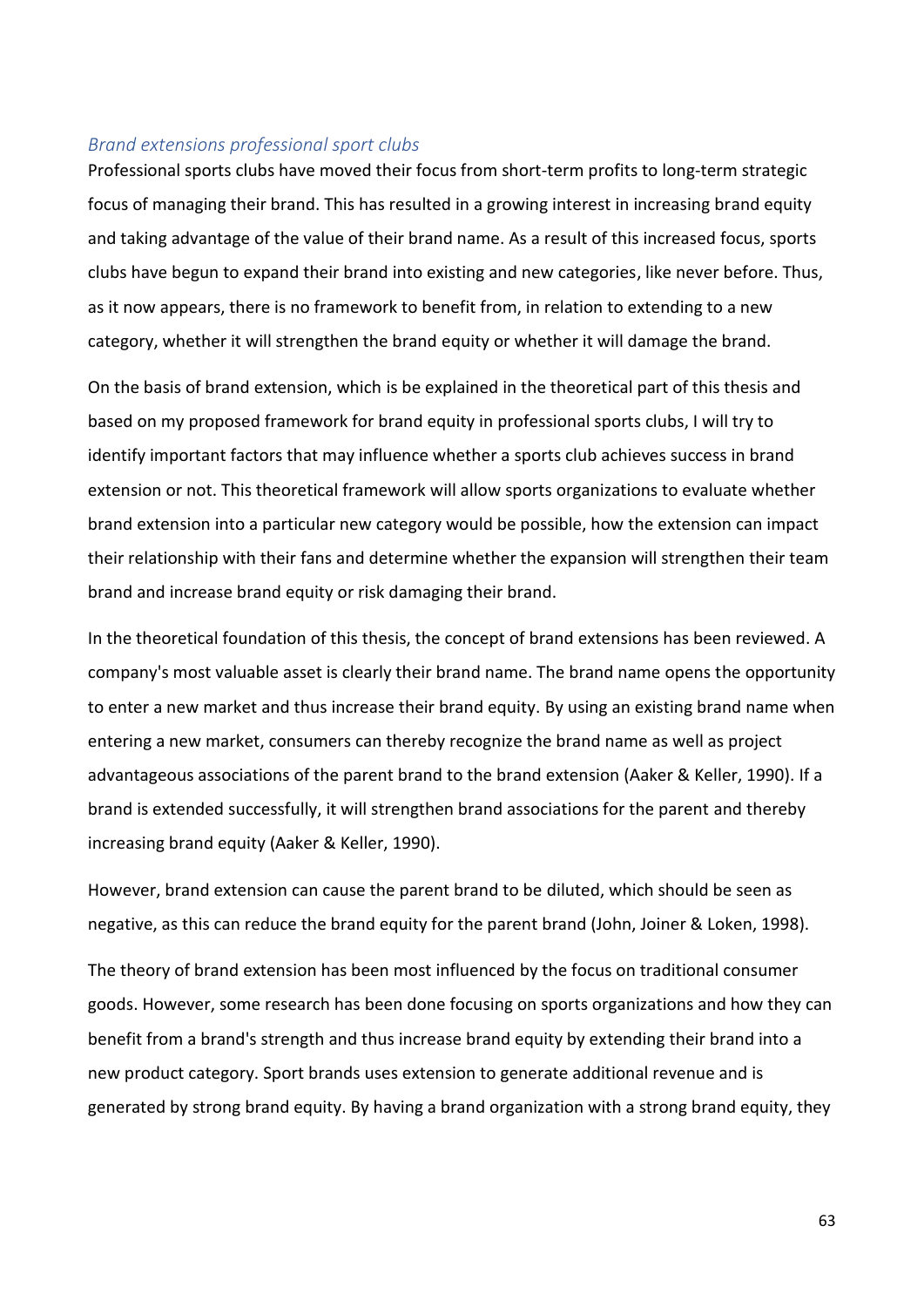### *Brand extensions professional sport clubs*

Professional sports clubs have moved their focus from short-term profits to long-term strategic focus of managing their brand. This has resulted in a growing interest in increasing brand equity and taking advantage of the value of their brand name. As a result of this increased focus, sports clubs have begun to expand their brand into existing and new categories, like never before. Thus, as it now appears, there is no framework to benefit from, in relation to extending to a new category, whether it will strengthen the brand equity or whether it will damage the brand.

On the basis of brand extension, which is be explained in the theoretical part of this thesis and based on my proposed framework for brand equity in professional sports clubs, I will try to identify important factors that may influence whether a sports club achieves success in brand extension or not. This theoretical framework will allow sports organizations to evaluate whether brand extension into a particular new category would be possible, how the extension can impact their relationship with their fans and determine whether the expansion will strengthen their team brand and increase brand equity or risk damaging their brand.

In the theoretical foundation of this thesis, the concept of brand extensions has been reviewed. A company's most valuable asset is clearly their brand name. The brand name opens the opportunity to enter a new market and thus increase their brand equity. By using an existing brand name when entering a new market, consumers can thereby recognize the brand name as well as project advantageous associations of the parent brand to the brand extension (Aaker & Keller, 1990). If a brand is extended successfully, it will strengthen brand associations for the parent and thereby increasing brand equity (Aaker & Keller, 1990).

However, brand extension can cause the parent brand to be diluted, which should be seen as negative, as this can reduce the brand equity for the parent brand (John, Joiner & Loken, 1998).

The theory of brand extension has been most influenced by the focus on traditional consumer goods. However, some research has been done focusing on sports organizations and how they can benefit from a brand's strength and thus increase brand equity by extending their brand into a new product category. Sport brands uses extension to generate additional revenue and is generated by strong brand equity. By having a brand organization with a strong brand equity, they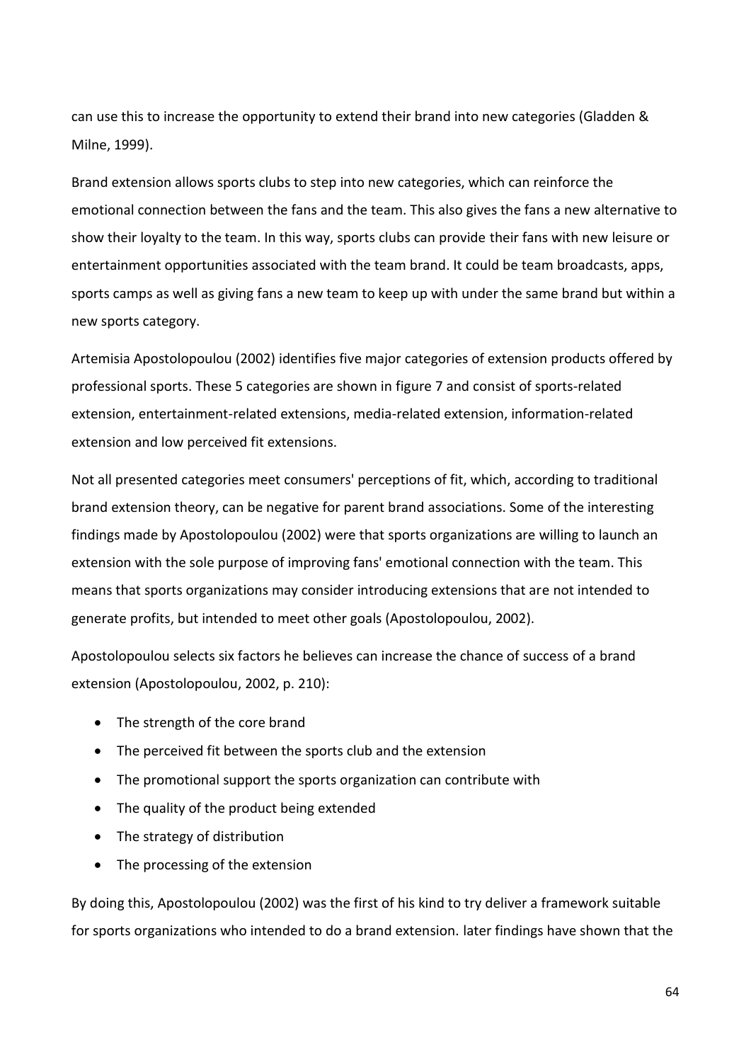can use this to increase the opportunity to extend their brand into new categories (Gladden & Milne, 1999).

Brand extension allows sports clubs to step into new categories, which can reinforce the emotional connection between the fans and the team. This also gives the fans a new alternative to show their loyalty to the team. In this way, sports clubs can provide their fans with new leisure or entertainment opportunities associated with the team brand. It could be team broadcasts, apps, sports camps as well as giving fans a new team to keep up with under the same brand but within a new sports category.

Artemisia Apostolopoulou (2002) identifies five major categories of extension products offered by professional sports. These 5 categories are shown in figure 7 and consist of sports-related extension, entertainment-related extensions, media-related extension, information-related extension and low perceived fit extensions.

Not all presented categories meet consumers' perceptions of fit, which, according to traditional brand extension theory, can be negative for parent brand associations. Some of the interesting findings made by Apostolopoulou (2002) were that sports organizations are willing to launch an extension with the sole purpose of improving fans' emotional connection with the team. This means that sports organizations may consider introducing extensions that are not intended to generate profits, but intended to meet other goals (Apostolopoulou, 2002).

Apostolopoulou selects six factors he believes can increase the chance of success of a brand extension (Apostolopoulou, 2002, p. 210):

- The strength of the core brand
- The perceived fit between the sports club and the extension
- The promotional support the sports organization can contribute with
- The quality of the product being extended
- The strategy of distribution
- The processing of the extension

By doing this, Apostolopoulou (2002) was the first of his kind to try deliver a framework suitable for sports organizations who intended to do a brand extension. later findings have shown that the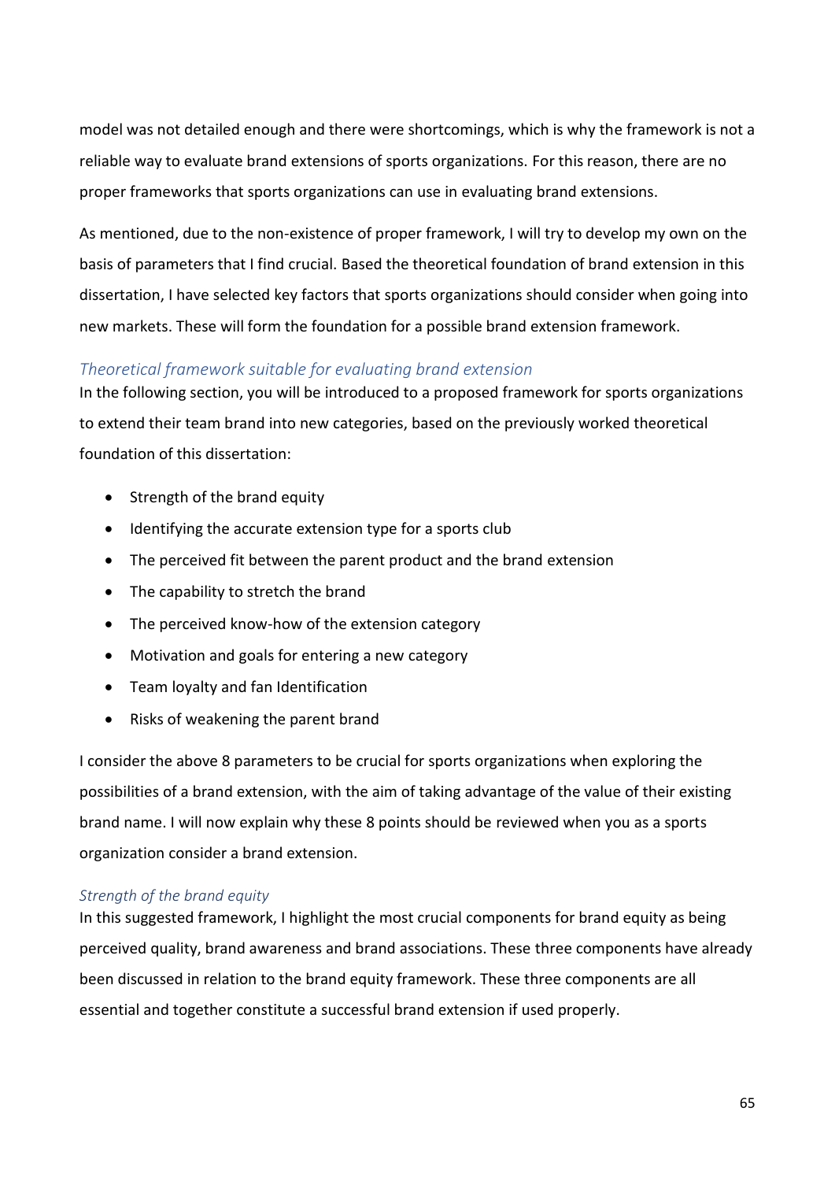model was not detailed enough and there were shortcomings, which is why the framework is not a reliable way to evaluate brand extensions of sports organizations. For this reason, there are no proper frameworks that sports organizations can use in evaluating brand extensions.

As mentioned, due to the non-existence of proper framework, I will try to develop my own on the basis of parameters that I find crucial. Based the theoretical foundation of brand extension in this dissertation, I have selected key factors that sports organizations should consider when going into new markets. These will form the foundation for a possible brand extension framework.

### *Theoretical framework suitable for evaluating brand extension*

In the following section, you will be introduced to a proposed framework for sports organizations to extend their team brand into new categories, based on the previously worked theoretical foundation of this dissertation:

- Strength of the brand equity
- Identifying the accurate extension type for a sports club
- The perceived fit between the parent product and the brand extension
- The capability to stretch the brand
- The perceived know-how of the extension category
- Motivation and goals for entering a new category
- Team loyalty and fan Identification
- Risks of weakening the parent brand

I consider the above 8 parameters to be crucial for sports organizations when exploring the possibilities of a brand extension, with the aim of taking advantage of the value of their existing brand name. I will now explain why these 8 points should be reviewed when you as a sports organization consider a brand extension.

#### *Strength of the brand equity*

In this suggested framework, I highlight the most crucial components for brand equity as being perceived quality, brand awareness and brand associations. These three components have already been discussed in relation to the brand equity framework. These three components are all essential and together constitute a successful brand extension if used properly.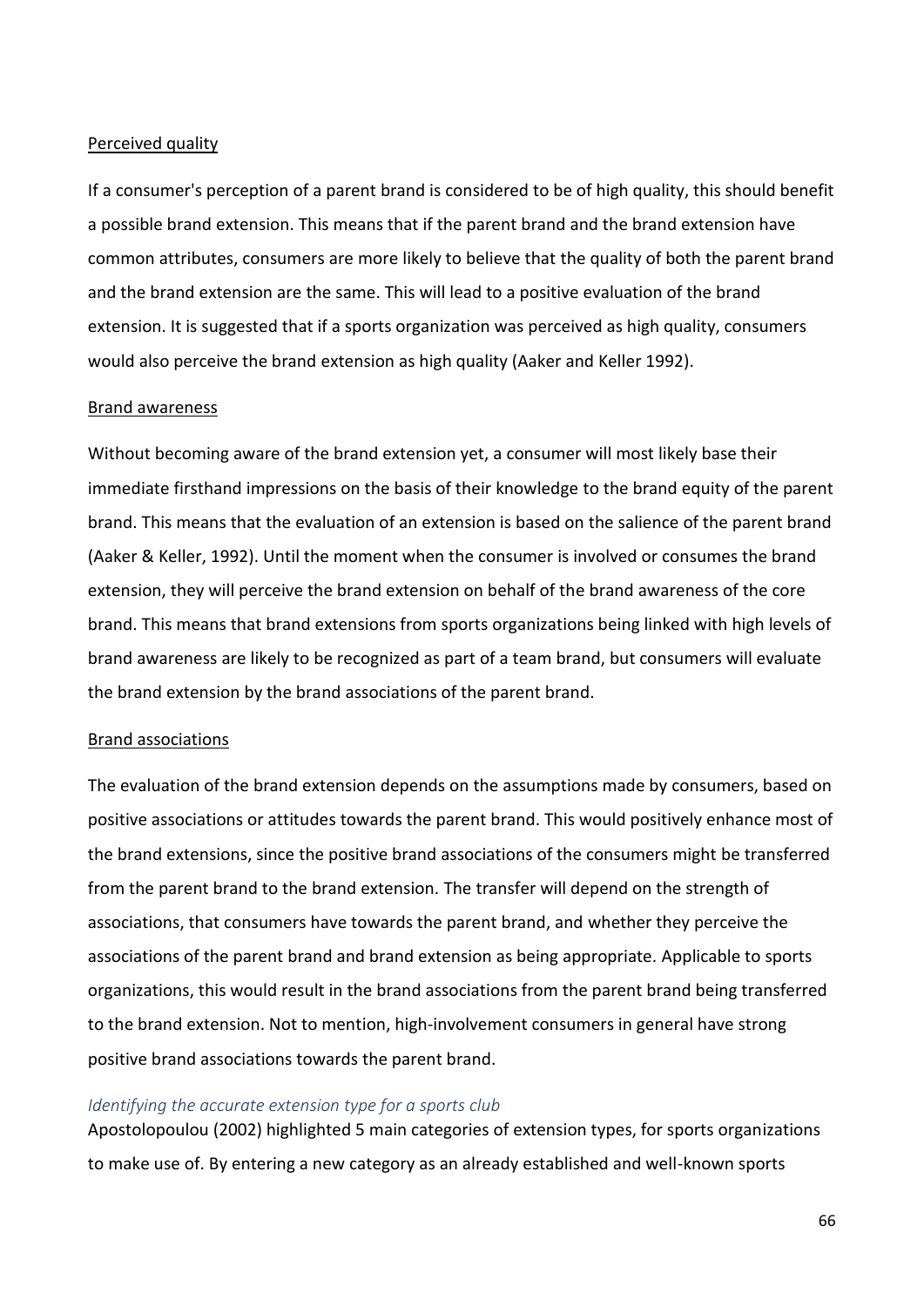Perceived quality

If a consumer's perception of a parent brand is considered to be of high quality, this should benefit a possible brand extension. This means that if the parent brand and the brand extension have common attributes, consumers are more likely to believe that the quality of both the parent brand and the brand extension are the same. This will lead to a positive evaluation of the brand extension. It is suggested that if a sports organization was perceived as high quality, consumers would also perceive the brand extension as high quality (Aaker and Keller 1992).

Brand awareness

Without becoming aware of the brand extension yet, a consumer will most likely base their immediate firsthand impressions on the basis of their knowledge to the brand equity of the parent brand. This means that the evaluation of an extension is based on the salience of the parent brand (Aaker & Keller, 1992). Until the moment when the consumer is involved or consumes the brand extension, they will perceive the brand extension on behalf of the brand awareness of the core brand. This means that brand extensions from sports organizations being linked with high levels of brand awareness are likely to be recognized as part of a team brand, but consumers will evaluate the brand extension by the brand associations of the parent brand.

Brand associations

The evaluation of the brand extension depends on the assumptions made by consumers, based on positive associations or attitudes towards the parent brand. This would positively enhance most of the brand extensions, since the positive brand associations of the consumers might be transferred from the parent brand to the brand extension. The transfer will depend on the strength of associations, that consumers have towards the parent brand, and whether they perceive the associations of the parent brand and brand extension as being appropriate. Applicable to sports organizations, this would result in the brand associations from the parent brand being transferred to the brand extension. Not to mention, high-involvement consumers in general have strong positive brand associations towards the parent brand.

### *Identifying the accurate extension type for a sports club*

Apostolopoulou (2002) highlighted 5 main categories of extension types, for sports organizations to make use of. By entering a new category as an already established and well-known sports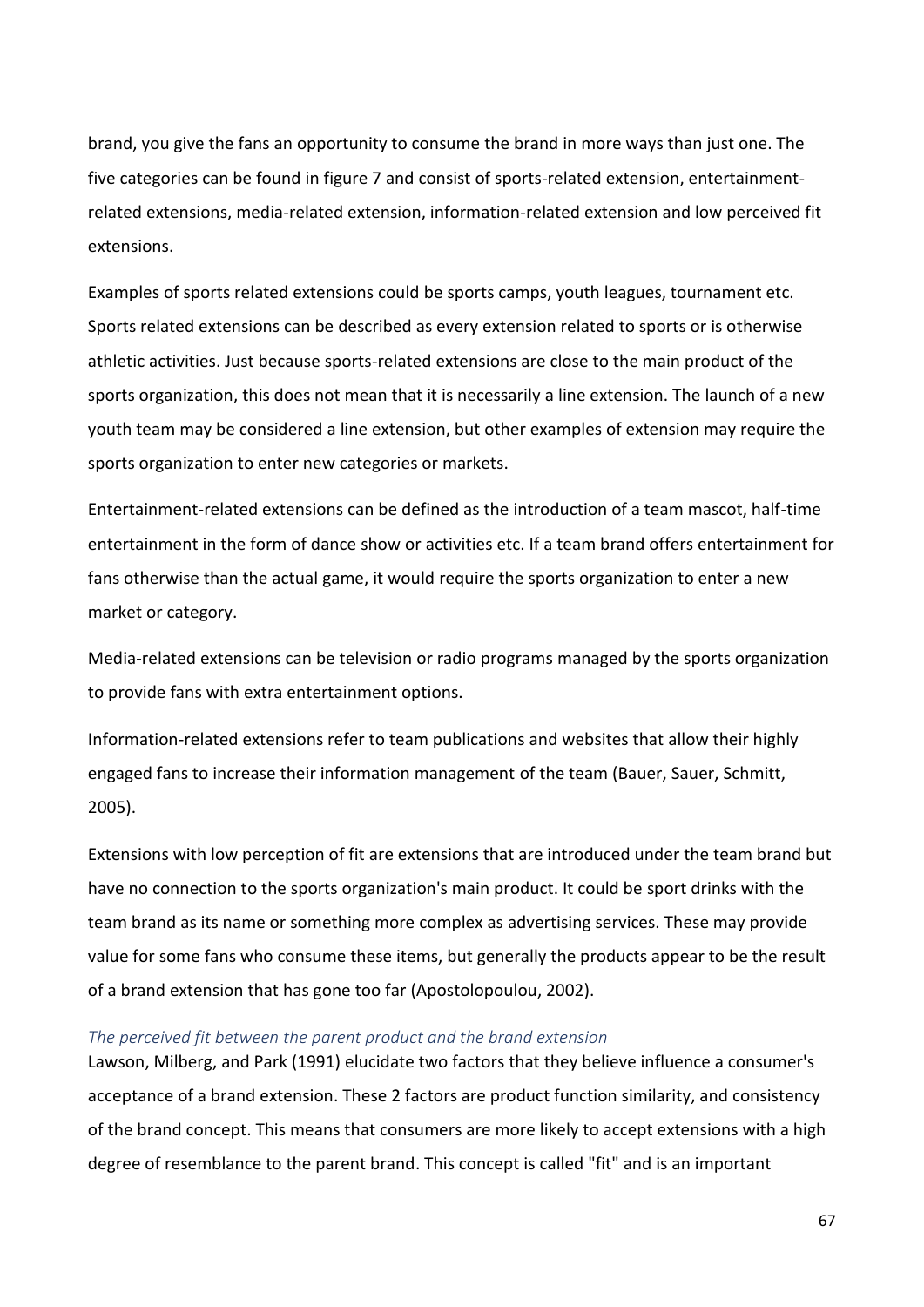brand, you give the fans an opportunity to consume the brand in more ways than just one. The five categories can be found in figure 7 and consist of sports-related extension, entertainment-related extensions, media-related extension, information-related extension and low perceived fit extensions.

Examples of sports related extensions could be sports camps, youth leagues, tournament etc. Sports related extensions can be described as every extension related to sports or is otherwise athletic activities. Just because sports-related extensions are close to the main product of the sports organization, this does not mean that it is necessarily a line extension. The launch of a new youth team may be considered a line extension, but other examples of extension may require the sports organization to enter new categories or markets.

Entertainment-related extensions can be defined as the introduction of a team mascot, half-time entertainment in the form of dance show or activities etc. If a team brand offers entertainment for fans otherwise than the actual game, it would require the sports organization to enter a new market or category.

Media-related extensions can be television or radio programs managed by the sports organization to provide fans with extra entertainment options.

Information-related extensions refer to team publications and websites that allow their highly engaged fans to increase their information management of the team (Bauer, Sauer, Schmitt, 2005).

Extensions with low perception of fit are extensions that are introduced under the team brand but have no connection to the sports organization's main product. It could be sport drinks with the team brand as its name or something more complex as advertising services. These may provide value for some fans who consume these items, but generally the products appear to be the result of a brand extension that has gone too far (Apostolopoulou, 2002).

#### *The perceived fit between the parent product and the brand extension*

Lawson, Milberg, and Park (1991) elucidate two factors that they believe influence a consumer's acceptance of a brand extension. These 2 factors are product function similarity, and consistency of the brand concept. This means that consumers are more likely to accept extensions with a high degree of resemblance to the parent brand. This concept is called "fit" and is an important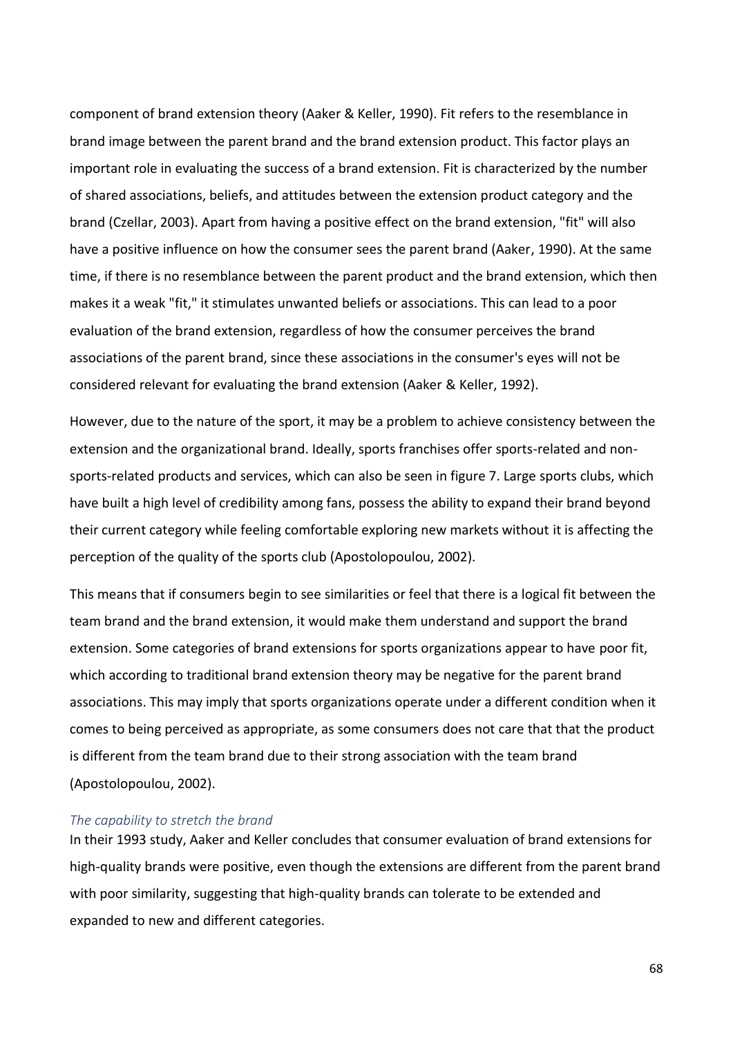component of brand extension theory (Aaker & Keller, 1990). Fit refers to the resemblance in brand image between the parent brand and the brand extension product. This factor plays an important role in evaluating the success of a brand extension. Fit is characterized by the number of shared associations, beliefs, and attitudes between the extension product category and the brand (Czellar, 2003). Apart from having a positive effect on the brand extension, "fit" will also have a positive influence on how the consumer sees the parent brand (Aaker, 1990). At the same time, if there is no resemblance between the parent product and the brand extension, which then makes it a weak "fit," it stimulates unwanted beliefs or associations. This can lead to a poor evaluation of the brand extension, regardless of how the consumer perceives the brand associations of the parent brand, since these associations in the consumer's eyes will not be considered relevant for evaluating the brand extension (Aaker & Keller, 1992).

However, due to the nature of the sport, it may be a problem to achieve consistency between the extension and the organizational brand. Ideally, sports franchises offer sports-related and non-sports-related products and services, which can also be seen in figure 7. Large sports clubs, which have built a high level of credibility among fans, possess the ability to expand their brand beyond their current category while feeling comfortable exploring new markets without it is affecting the perception of the quality of the sports club (Apostolopoulou, 2002).

This means that if consumers begin to see similarities or feel that there is a logical fit between the team brand and the brand extension, it would make them understand and support the brand extension. Some categories of brand extensions for sports organizations appear to have poor fit, which according to traditional brand extension theory may be negative for the parent brand associations. This may imply that sports organizations operate under a different condition when it comes to being perceived as appropriate, as some consumers does not care that that the product is different from the team brand due to their strong association with the team brand (Apostolopoulou, 2002).

*The capability to stretch the brand*

In their 1993 study, Aaker and Keller concludes that consumer evaluation of brand extensions for high-quality brands were positive, even though the extensions are different from the parent brand with poor similarity, suggesting that high-quality brands can tolerate to be extended and expanded to new and different categories.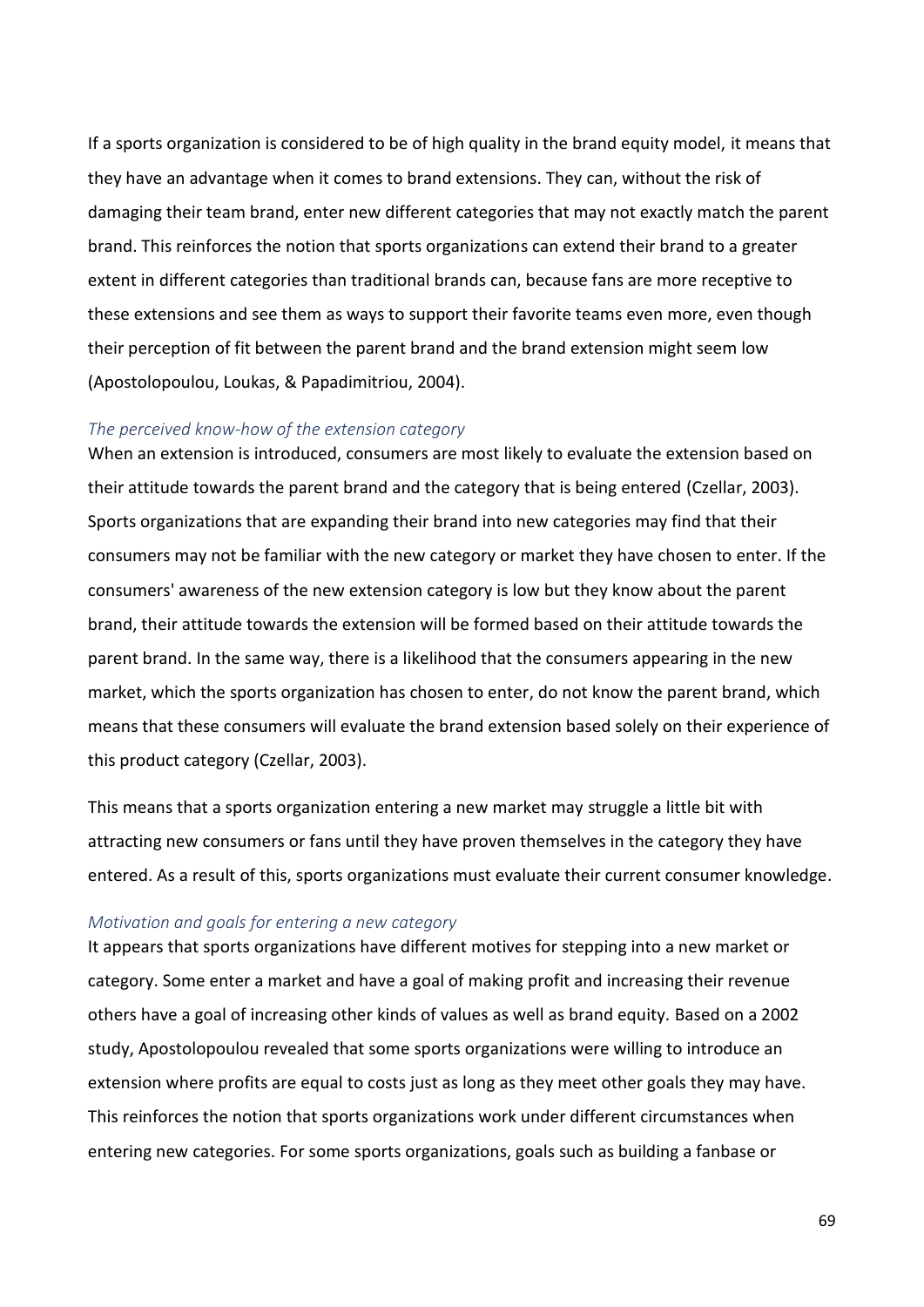If a sports organization is considered to be of high quality in the brand equity model, it means that they have an advantage when it comes to brand extensions. They can, without the risk of damaging their team brand, enter new different categories that may not exactly match the parent brand. This reinforces the notion that sports organizations can extend their brand to a greater extent in different categories than traditional brands can, because fans are more receptive to these extensions and see them as ways to support their favorite teams even more, even though their perception of fit between the parent brand and the brand extension might seem low (Apostolopoulou, Loukas, & Papadimitriou, 2004).

### *The perceived know-how of the extension category*

When an extension is introduced, consumers are most likely to evaluate the extension based on their attitude towards the parent brand and the category that is being entered (Czellar, 2003). Sports organizations that are expanding their brand into new categories may find that their consumers may not be familiar with the new category or market they have chosen to enter. If the consumers' awareness of the new extension category is low but they know about the parent brand, their attitude towards the extension will be formed based on their attitude towards the parent brand. In the same way, there is a likelihood that the consumers appearing in the new market, which the sports organization has chosen to enter, do not know the parent brand, which means that these consumers will evaluate the brand extension based solely on their experience of this product category (Czellar, 2003).

This means that a sports organization entering a new market may struggle a little bit with attracting new consumers or fans until they have proven themselves in the category they have entered. As a result of this, sports organizations must evaluate their current consumer knowledge.

### *Motivation and goals for entering a new category*

It appears that sports organizations have different motives for stepping into a new market or category. Some enter a market and have a goal of making profit and increasing their revenue others have a goal of increasing other kinds of values as well as brand equity. Based on a 2002 study, Apostolopoulou revealed that some sports organizations were willing to introduce an extension where profits are equal to costs just as long as they meet other goals they may have. This reinforces the notion that sports organizations work under different circumstances when entering new categories. For some sports organizations, goals such as building a fanbase or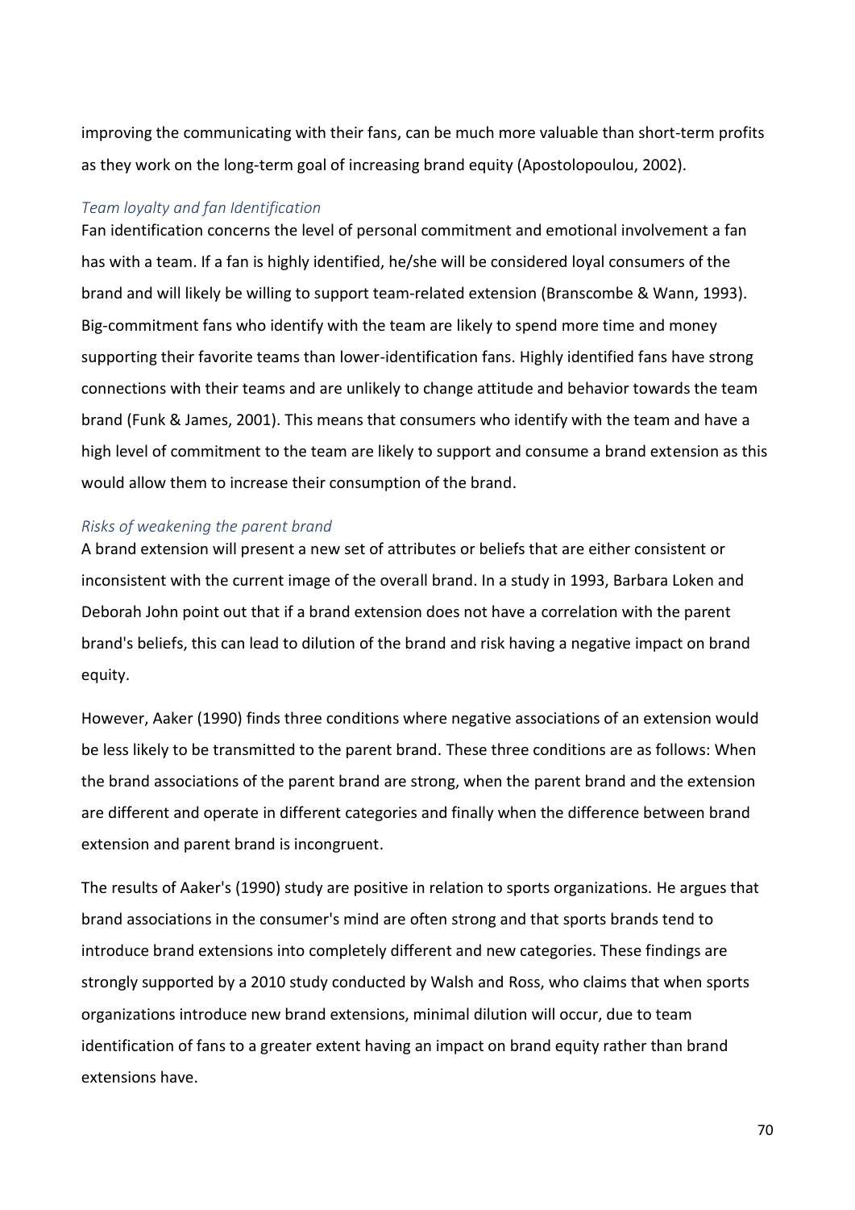improving the communicating with their fans, can be much more valuable than short-term profits as they work on the long-term goal of increasing brand equity (Apostolopoulou, 2002).

### *Team loyalty and fan Identification*

Fan identification concerns the level of personal commitment and emotional involvement a fan has with a team. If a fan is highly identified, he/she will be considered loyal consumers of the brand and will likely be willing to support team-related extension (Branscombe & Wann, 1993). Big-commitment fans who identify with the team are likely to spend more time and money supporting their favorite teams than lower-identification fans. Highly identified fans have strong connections with their teams and are unlikely to change attitude and behavior towards the team brand (Funk & James, 2001). This means that consumers who identify with the team and have a high level of commitment to the team are likely to support and consume a brand extension as this would allow them to increase their consumption of the brand.

### *Risks of weakening the parent brand*

A brand extension will present a new set of attributes or beliefs that are either consistent or inconsistent with the current image of the overall brand. In a study in 1993, Barbara Loken and Deborah John point out that if a brand extension does not have a correlation with the parent brand's beliefs, this can lead to dilution of the brand and risk having a negative impact on brand equity.

However, Aaker (1990) finds three conditions where negative associations of an extension would be less likely to be transmitted to the parent brand. These three conditions are as follows: When the brand associations of the parent brand are strong, when the parent brand and the extension are different and operate in different categories and finally when the difference between brand extension and parent brand is incongruent.

The results of Aaker's (1990) study are positive in relation to sports organizations. He argues that brand associations in the consumer's mind are often strong and that sports brands tend to introduce brand extensions into completely different and new categories. These findings are strongly supported by a 2010 study conducted by Walsh and Ross, who claims that when sports organizations introduce new brand extensions, minimal dilution will occur, due to team identification of fans to a greater extent having an impact on brand equity rather than brand extensions have.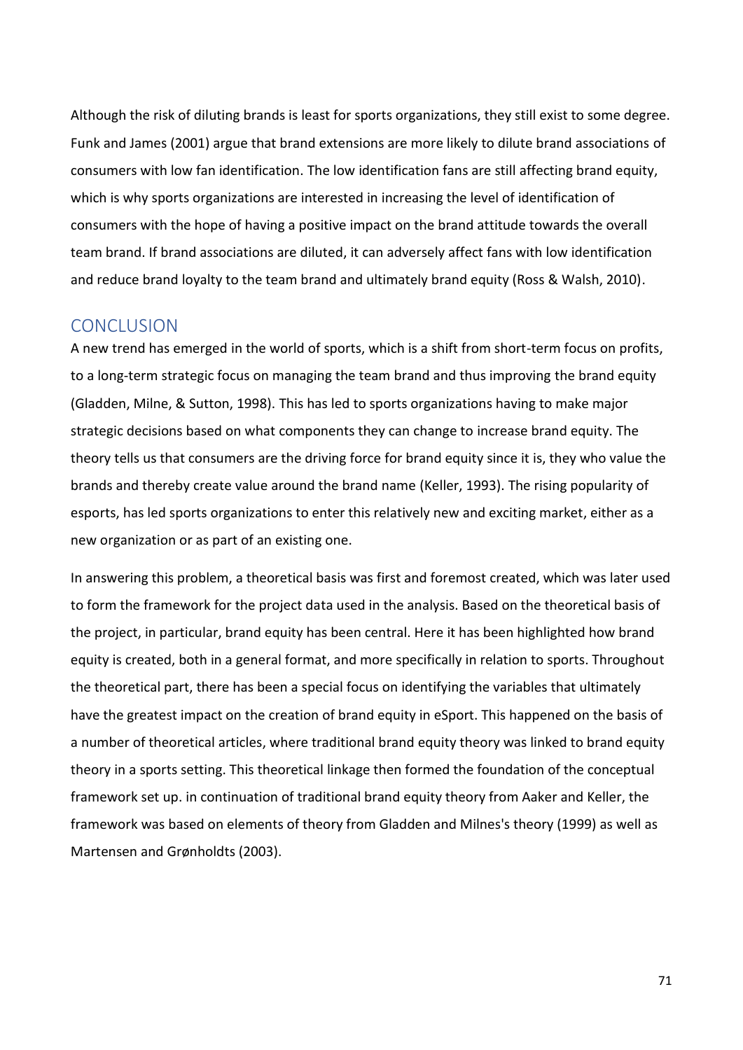Although the risk of diluting brands is least for sports organizations, they still exist to some degree. Funk and James (2001) argue that brand extensions are more likely to dilute brand associations of consumers with low fan identification. The low identification fans are still affecting brand equity, which is why sports organizations are interested in increasing the level of identification of consumers with the hope of having a positive impact on the brand attitude towards the overall team brand. If brand associations are diluted, it can adversely affect fans with low identification and reduce brand loyalty to the team brand and ultimately brand equity (Ross & Walsh, 2010).

## CONCLUSION

A new trend has emerged in the world of sports, which is a shift from short-term focus on profits, to a long-term strategic focus on managing the team brand and thus improving the brand equity (Gladden, Milne, & Sutton, 1998). This has led to sports organizations having to make major strategic decisions based on what components they can change to increase brand equity. The theory tells us that consumers are the driving force for brand equity since it is, they who value the brands and thereby create value around the brand name (Keller, 1993). The rising popularity of esports, has led sports organizations to enter this relatively new and exciting market, either as a new organization or as part of an existing one.

In answering this problem, a theoretical basis was first and foremost created, which was later used to form the framework for the project data used in the analysis. Based on the theoretical basis of the project, in particular, brand equity has been central. Here it has been highlighted how brand equity is created, both in a general format, and more specifically in relation to sports. Throughout the theoretical part, there has been a special focus on identifying the variables that ultimately have the greatest impact on the creation of brand equity in eSport. This happened on the basis of a number of theoretical articles, where traditional brand equity theory was linked to brand equity theory in a sports setting. This theoretical linkage then formed the foundation of the conceptual framework set up. in continuation of traditional brand equity theory from Aaker and Keller, the framework was based on elements of theory from Gladden and Milnes's theory (1999) as well as Martensen and Grønholdts (2003).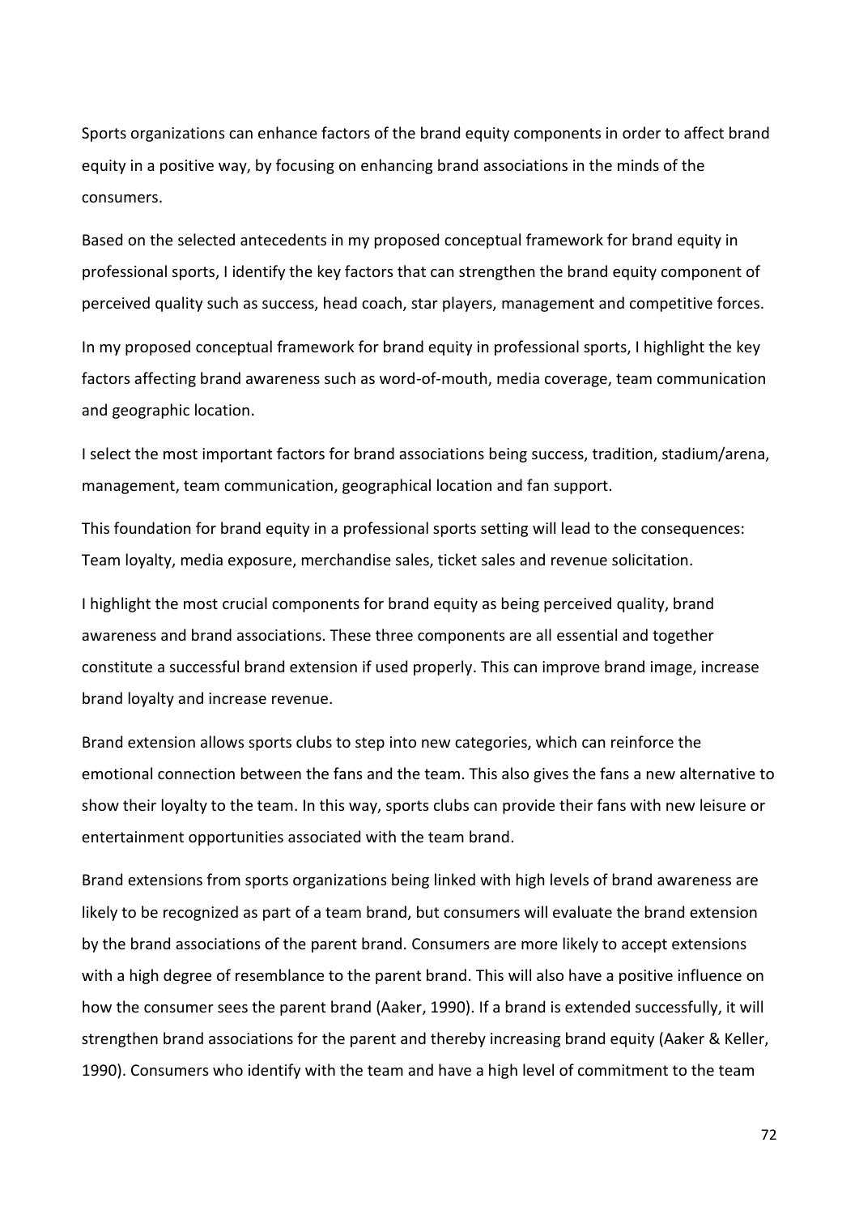Sports organizations can enhance factors of the brand equity components in order to affect brand equity in a positive way, by focusing on enhancing brand associations in the minds of the consumers.

Based on the selected antecedents in my proposed conceptual framework for brand equity in professional sports, I identify the key factors that can strengthen the brand equity component of perceived quality such as success, head coach, star players, management and competitive forces.

In my proposed conceptual framework for brand equity in professional sports, I highlight the key factors affecting brand awareness such as word-of-mouth, media coverage, team communication and geographic location.

I select the most important factors for brand associations being success, tradition, stadium/arena, management, team communication, geographical location and fan support.

This foundation for brand equity in a professional sports setting will lead to the consequences: Team loyalty, media exposure, merchandise sales, ticket sales and revenue solicitation.

I highlight the most crucial components for brand equity as being perceived quality, brand awareness and brand associations. These three components are all essential and together constitute a successful brand extension if used properly. This can improve brand image, increase brand loyalty and increase revenue.

Brand extension allows sports clubs to step into new categories, which can reinforce the emotional connection between the fans and the team. This also gives the fans a new alternative to show their loyalty to the team. In this way, sports clubs can provide their fans with new leisure or entertainment opportunities associated with the team brand.

Brand extensions from sports organizations being linked with high levels of brand awareness are likely to be recognized as part of a team brand, but consumers will evaluate the brand extension by the brand associations of the parent brand. Consumers are more likely to accept extensions with a high degree of resemblance to the parent brand. This will also have a positive influence on how the consumer sees the parent brand (Aaker, 1990). If a brand is extended successfully, it will strengthen brand associations for the parent and thereby increasing brand equity (Aaker & Keller, 1990). Consumers who identify with the team and have a high level of commitment to the team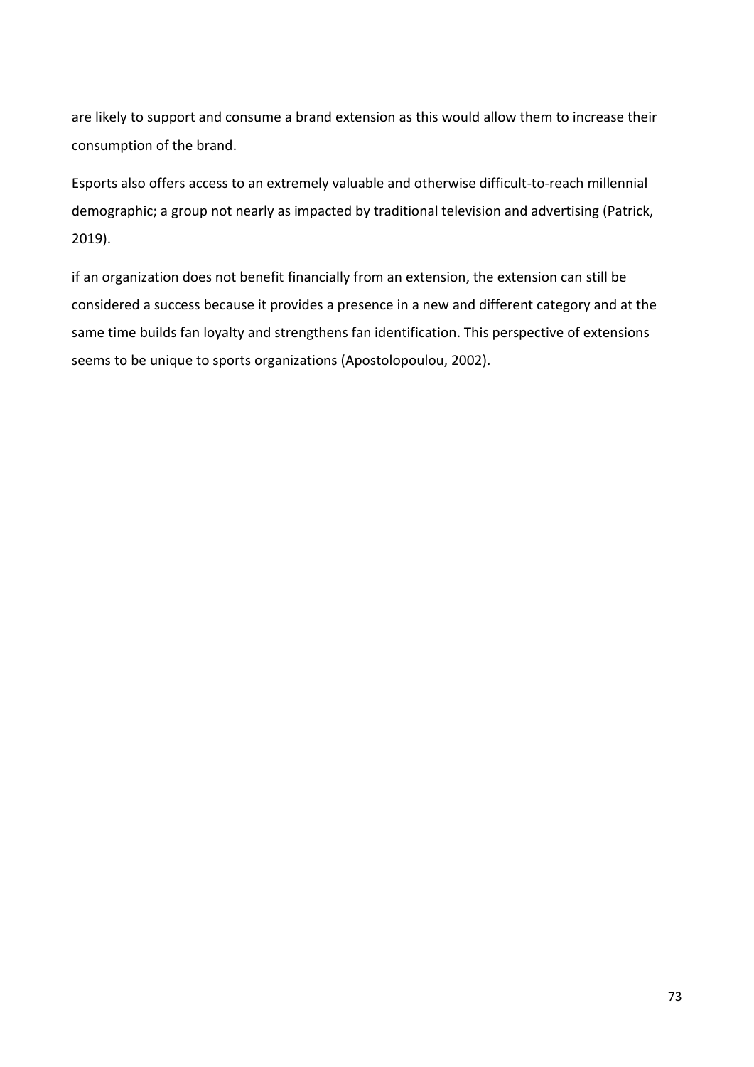are likely to support and consume a brand extension as this would allow them to increase their consumption of the brand.

Esports also offers access to an extremely valuable and otherwise difficult-to-reach millennial demographic; a group not nearly as impacted by traditional television and advertising (Patrick, 2019).

if an organization does not benefit financially from an extension, the extension can still be considered a success because it provides a presence in a new and different category and at the same time builds fan loyalty and strengthens fan identification. This perspective of extensions seems to be unique to sports organizations (Apostolopoulou, 2002).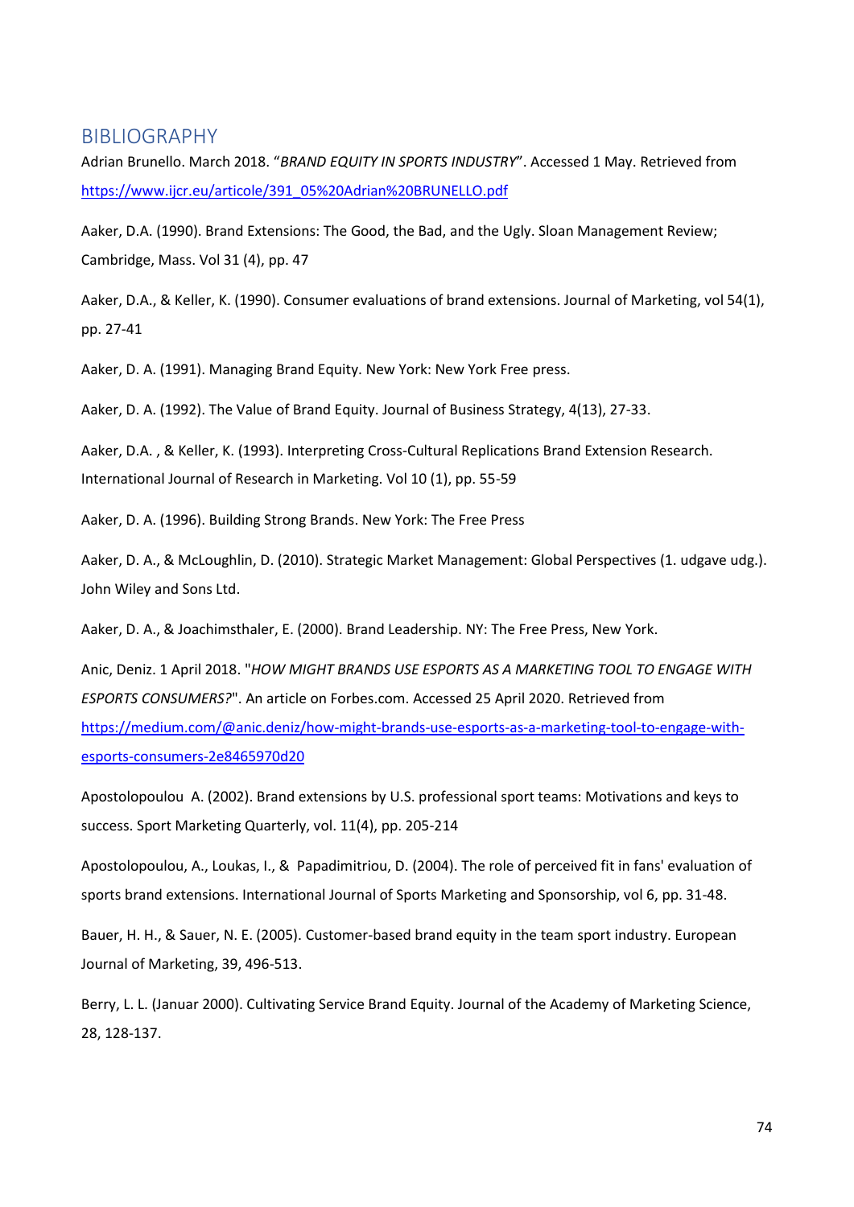# BIBLIOGRAPHY

Adrian Brunello. March 2018. "*BRAND EQUITY IN SPORTS INDUSTRY*". Accessed 1 May. Retrieved from https://www.ijcr.eu/articole/391_05%20Adrian%20BRUNELLO.pdf

Aaker, D.A. (1990). Brand Extensions: The Good, the Bad, and the Ugly. Sloan Management Review; Cambridge, Mass. Vol 31 (4), pp. 47

Aaker, D.A., & Keller, K. (1990). Consumer evaluations of brand extensions. Journal of Marketing, vol 54(1), pp. 27-41

Aaker, D. A. (1991). Managing Brand Equity. New York: New York Free press.

Aaker, D. A. (1992). The Value of Brand Equity. Journal of Business Strategy, 4(13), 27-33.

Aaker, D.A. , & Keller, K. (1993). Interpreting Cross-Cultural Replications Brand Extension Research. International Journal of Research in Marketing. Vol 10 (1), pp. 55-59

Aaker, D. A. (1996). Building Strong Brands. New York: The Free Press

Aaker, D. A., & McLoughlin, D. (2010). Strategic Market Management: Global Perspectives (1. udgave udg.). John Wiley and Sons Ltd.

Aaker, D. A., & Joachimsthaler, E. (2000). Brand Leadership. NY: The Free Press, New York.

Anic, Deniz. 1 April 2018. "*HOW MIGHT BRANDS USE ESPORTS AS A MARKETING TOOL TO ENGAGE WITH ESPORTS CONSUMERS?*". An article on Forbes.com. Accessed 25 April 2020. Retrieved from https://medium.com/@anic.deniz/how-might-brands-use-esports-as-a-marketing-tool-to-engage-with-esports-consumers-2e8465970d20

Apostolopoulou A. (2002). Brand extensions by U.S. professional sport teams: Motivations and keys to success. Sport Marketing Quarterly, vol. 11(4), pp. 205-214

Apostolopoulou, A., Loukas, I., & Papadimitriou, D. (2004). The role of perceived fit in fans' evaluation of sports brand extensions. International Journal of Sports Marketing and Sponsorship, vol 6, pp. 31-48.

Bauer, H. H., & Sauer, N. E. (2005). Customer-based brand equity in the team sport industry. European Journal of Marketing, 39, 496-513.

Berry, L. L. (Januar 2000). Cultivating Service Brand Equity. Journal of the Academy of Marketing Science, 28, 128-137.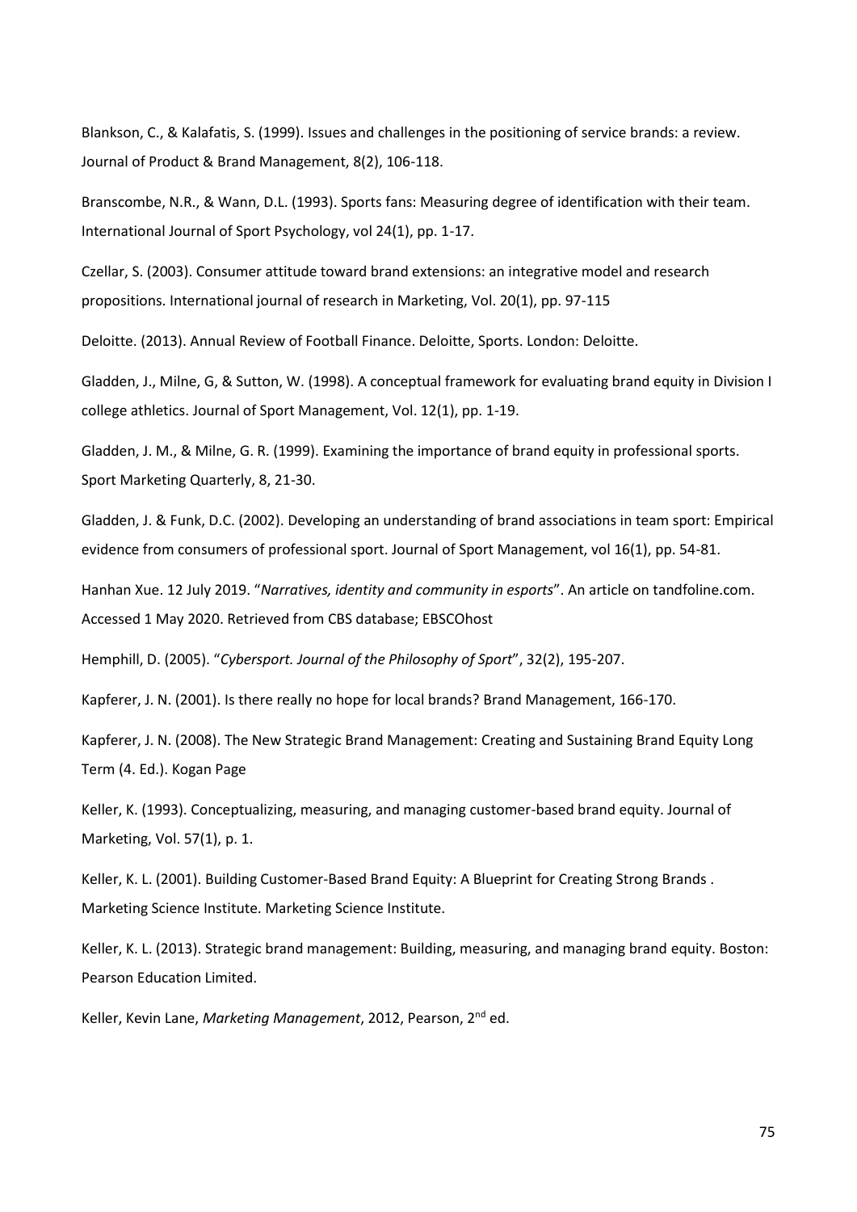Blankson, C., & Kalafatis, S. (1999). Issues and challenges in the positioning of service brands: a review. Journal of Product & Brand Management, 8(2), 106-118.

Branscombe, N.R., & Wann, D.L. (1993). Sports fans: Measuring degree of identification with their team. International Journal of Sport Psychology, vol 24(1), pp. 1-17.

Czellar, S. (2003). Consumer attitude toward brand extensions: an integrative model and research propositions. International journal of research in Marketing, Vol. 20(1), pp. 97-115

Deloitte. (2013). Annual Review of Football Finance. Deloitte, Sports. London: Deloitte.

Gladden, J., Milne, G, & Sutton, W. (1998). A conceptual framework for evaluating brand equity in Division I college athletics. Journal of Sport Management, Vol. 12(1), pp. 1-19.

Gladden, J. M., & Milne, G. R. (1999). Examining the importance of brand equity in professional sports. Sport Marketing Quarterly, 8, 21-30.

Gladden, J. & Funk, D.C. (2002). Developing an understanding of brand associations in team sport: Empirical evidence from consumers of professional sport. Journal of Sport Management, vol 16(1), pp. 54-81.

Hanhan Xue. 12 July 2019. "*Narratives, identity and community in esports*". An article on tandfoline.com. Accessed 1 May 2020. Retrieved from CBS database; EBSCOhost

Hemphill, D. (2005). "*Cybersport. Journal of the Philosophy of Sport*", 32(2), 195-207.

Kapferer, J. N. (2001). Is there really no hope for local brands? Brand Management, 166-170.

Kapferer, J. N. (2008). The New Strategic Brand Management: Creating and Sustaining Brand Equity Long Term (4. Ed.). Kogan Page

Keller, K. (1993). Conceptualizing, measuring, and managing customer-based brand equity. Journal of Marketing, Vol. 57(1), p. 1.

Keller, K. L. (2001). Building Customer-Based Brand Equity: A Blueprint for Creating Strong Brands . Marketing Science Institute. Marketing Science Institute.

Keller, K. L. (2013). Strategic brand management: Building, measuring, and managing brand equity. Boston: Pearson Education Limited.

Keller, Kevin Lane, *Marketing Management*, 2012, Pearson, 2nd ed.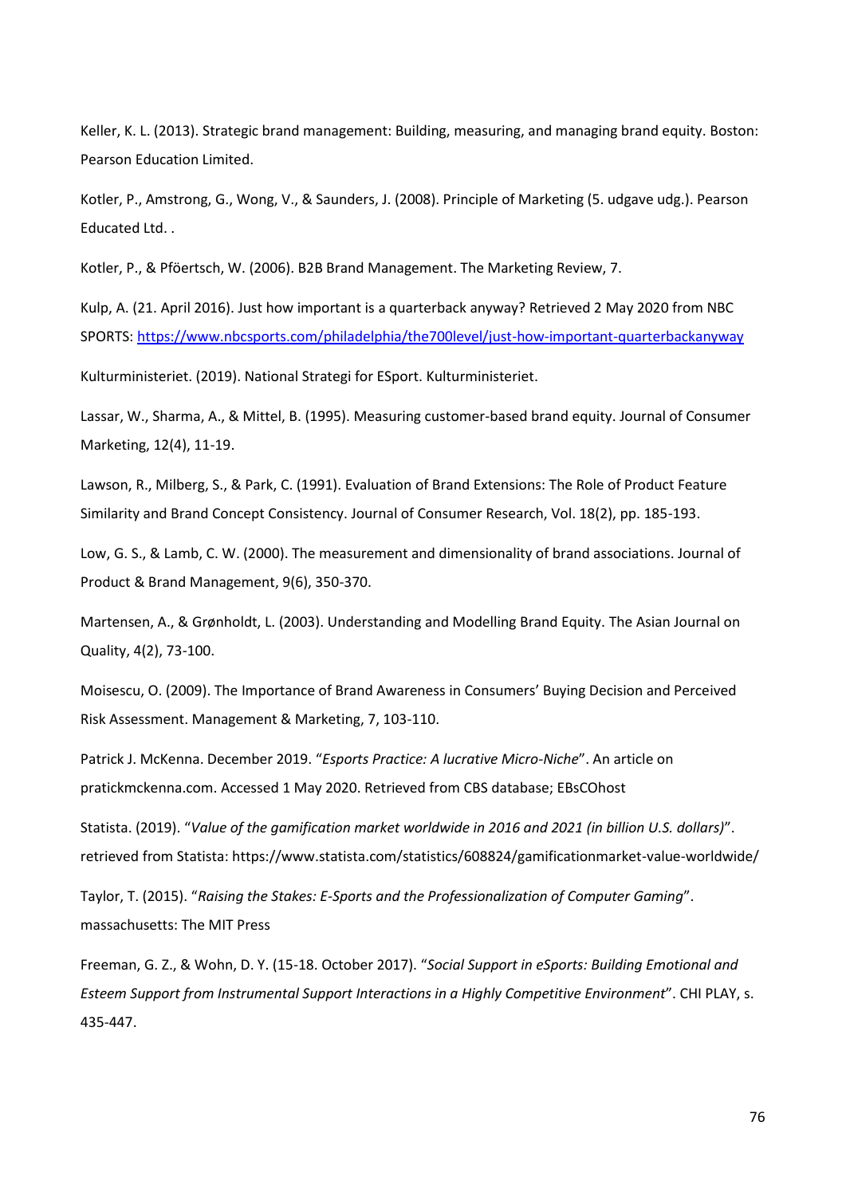Keller, K. L. (2013). Strategic brand management: Building, measuring, and managing brand equity. Boston: Pearson Education Limited.

Kotler, P., Amstrong, G., Wong, V., & Saunders, J. (2008). Principle of Marketing (5. udgave udg.). Pearson Educated Ltd. .

Kotler, P., & Pföertsch, W. (2006). B2B Brand Management. The Marketing Review, 7.

Kulp, A. (21. April 2016). Just how important is a quarterback anyway? Retrieved 2 May 2020 from NBC SPORTS: https://www.nbcsports.com/philadelphia/the700level/just-how-important-quarterbackanyway

Kulturministeriet. (2019). National Strategi for ESport. Kulturministeriet.

Lassar, W., Sharma, A., & Mittel, B. (1995). Measuring customer-based brand equity. Journal of Consumer Marketing, 12(4), 11-19.

Lawson, R., Milberg, S., & Park, C. (1991). Evaluation of Brand Extensions: The Role of Product Feature Similarity and Brand Concept Consistency. Journal of Consumer Research, Vol. 18(2), pp. 185-193.

Low, G. S., & Lamb, C. W. (2000). The measurement and dimensionality of brand associations. Journal of Product & Brand Management, 9(6), 350-370.

Martensen, A., & Grønholdt, L. (2003). Understanding and Modelling Brand Equity. The Asian Journal on Quality, 4(2), 73-100.

Moisescu, O. (2009). The Importance of Brand Awareness in Consumers' Buying Decision and Perceived Risk Assessment. Management & Marketing, 7, 103-110.

Patrick J. McKenna. December 2019. "*Esports Practice: A lucrative Micro-Niche*". An article on pratickmckenna.com. Accessed 1 May 2020. Retrieved from CBS database; EBsCOhost

Statista. (2019). "*Value of the gamification market worldwide in 2016 and 2021 (in billion U.S. dollars)*". retrieved from Statista: https://www.statista.com/statistics/608824/gamificationmarket-value-worldwide/

Taylor, T. (2015). "*Raising the Stakes: E-Sports and the Professionalization of Computer Gaming*". massachusetts: The MIT Press

Freeman, G. Z., & Wohn, D. Y. (15-18. October 2017). "*Social Support in eSports: Building Emotional and Esteem Support from Instrumental Support Interactions in a Highly Competitive Environment*". CHI PLAY, s. 435-447.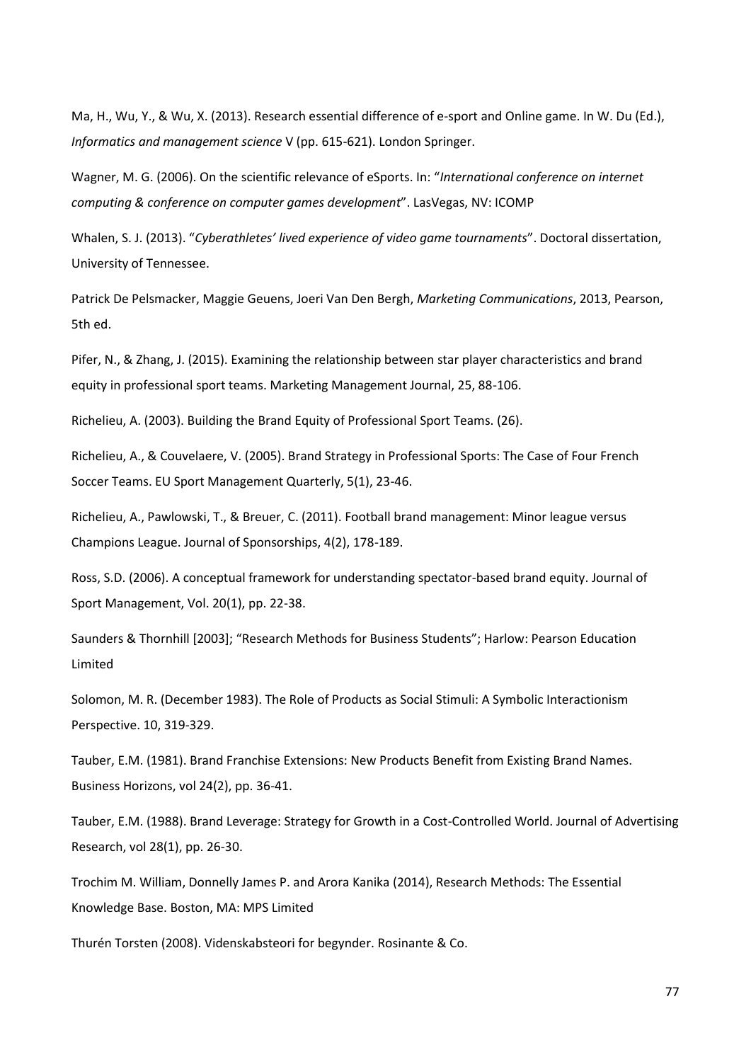Ma, H., Wu, Y., & Wu, X. (2013). Research essential difference of e-sport and Online game. In W. Du (Ed.), *Informatics and management science* V (pp. 615-621). London Springer.

Wagner, M. G. (2006). On the scientific relevance of eSports. In: "*International conference on internet computing & conference on computer games development*". LasVegas, NV: ICOMP

Whalen, S. J. (2013). "*Cyberathletes' lived experience of video game tournaments*". Doctoral dissertation, University of Tennessee.

Patrick De Pelsmacker, Maggie Geuens, Joeri Van Den Bergh, *Marketing Communications*, 2013, Pearson, 5th ed.

Pifer, N., & Zhang, J. (2015). Examining the relationship between star player characteristics and brand equity in professional sport teams. Marketing Management Journal, 25, 88-106.

Richelieu, A. (2003). Building the Brand Equity of Professional Sport Teams. (26).

Richelieu, A., & Couvelaere, V. (2005). Brand Strategy in Professional Sports: The Case of Four French Soccer Teams. EU Sport Management Quarterly, 5(1), 23-46.

Richelieu, A., Pawlowski, T., & Breuer, C. (2011). Football brand management: Minor league versus Champions League. Journal of Sponsorships, 4(2), 178-189.

Ross, S.D. (2006). A conceptual framework for understanding spectator-based brand equity. Journal of Sport Management, Vol. 20(1), pp. 22-38.

Saunders & Thornhill [2003]; "Research Methods for Business Students"; Harlow: Pearson Education Limited

Solomon, M. R. (December 1983). The Role of Products as Social Stimuli: A Symbolic Interactionism Perspective. 10, 319-329.

Tauber, E.M. (1981). Brand Franchise Extensions: New Products Benefit from Existing Brand Names. Business Horizons, vol 24(2), pp. 36-41.

Tauber, E.M. (1988). Brand Leverage: Strategy for Growth in a Cost-Controlled World. Journal of Advertising Research, vol 28(1), pp. 26-30.

Trochim M. William, Donnelly James P. and Arora Kanika (2014), Research Methods: The Essential Knowledge Base. Boston, MA: MPS Limited

Thurén Torsten (2008). Videnskabsteori for begynder. Rosinante & Co.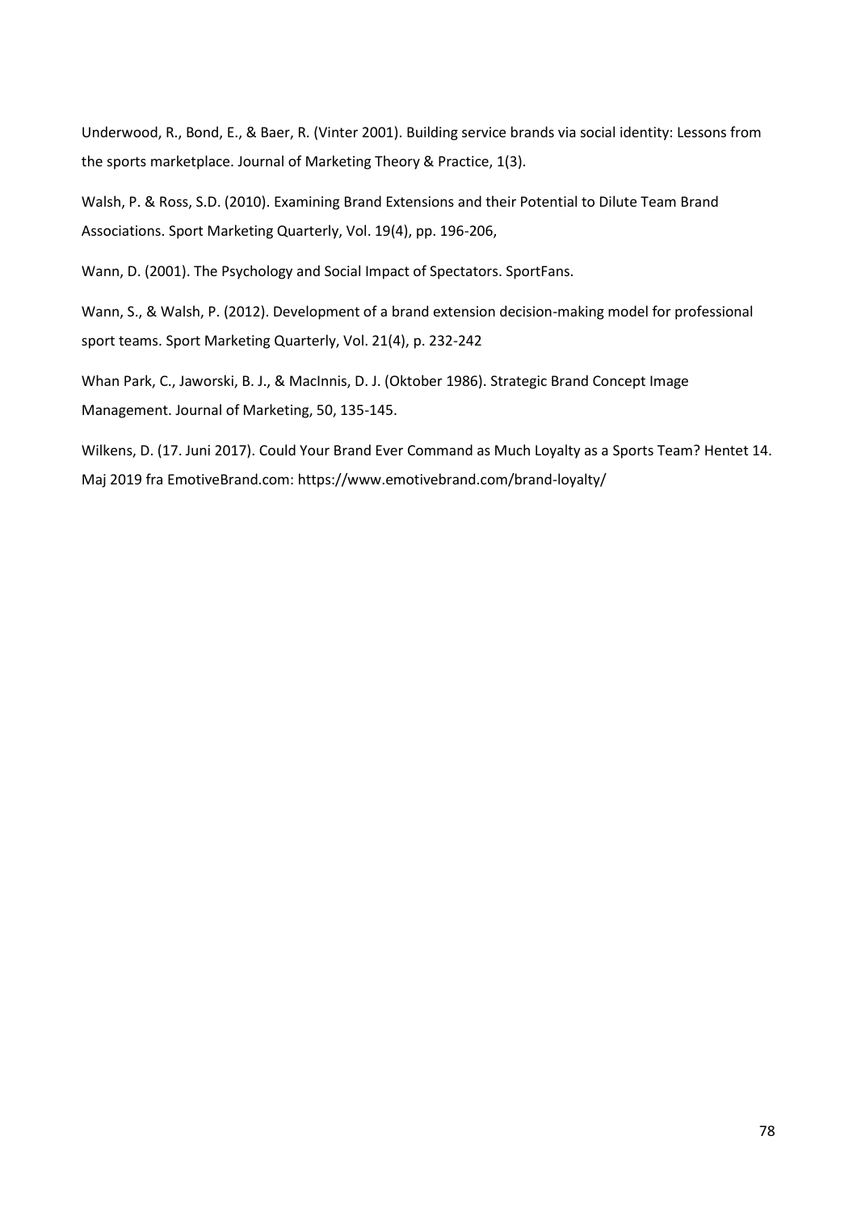Underwood, R., Bond, E., & Baer, R. (Vinter 2001). Building service brands via social identity: Lessons from the sports marketplace. Journal of Marketing Theory & Practice, 1(3).

Walsh, P. & Ross, S.D. (2010). Examining Brand Extensions and their Potential to Dilute Team Brand Associations. Sport Marketing Quarterly, Vol. 19(4), pp. 196-206,

Wann, D. (2001). The Psychology and Social Impact of Spectators. SportFans.

Wann, S., & Walsh, P. (2012). Development of a brand extension decision-making model for professional sport teams. Sport Marketing Quarterly, Vol. 21(4), p. 232-242

Whan Park, C., Jaworski, B. J., & MacInnis, D. J. (Oktober 1986). Strategic Brand Concept Image Management. Journal of Marketing, 50, 135-145.

Wilkens, D. (17. Juni 2017). Could Your Brand Ever Command as Much Loyalty as a Sports Team? Hentet 14. Maj 2019 fra EmotiveBrand.com: https://www.emotivebrand.com/brand-loyalty/